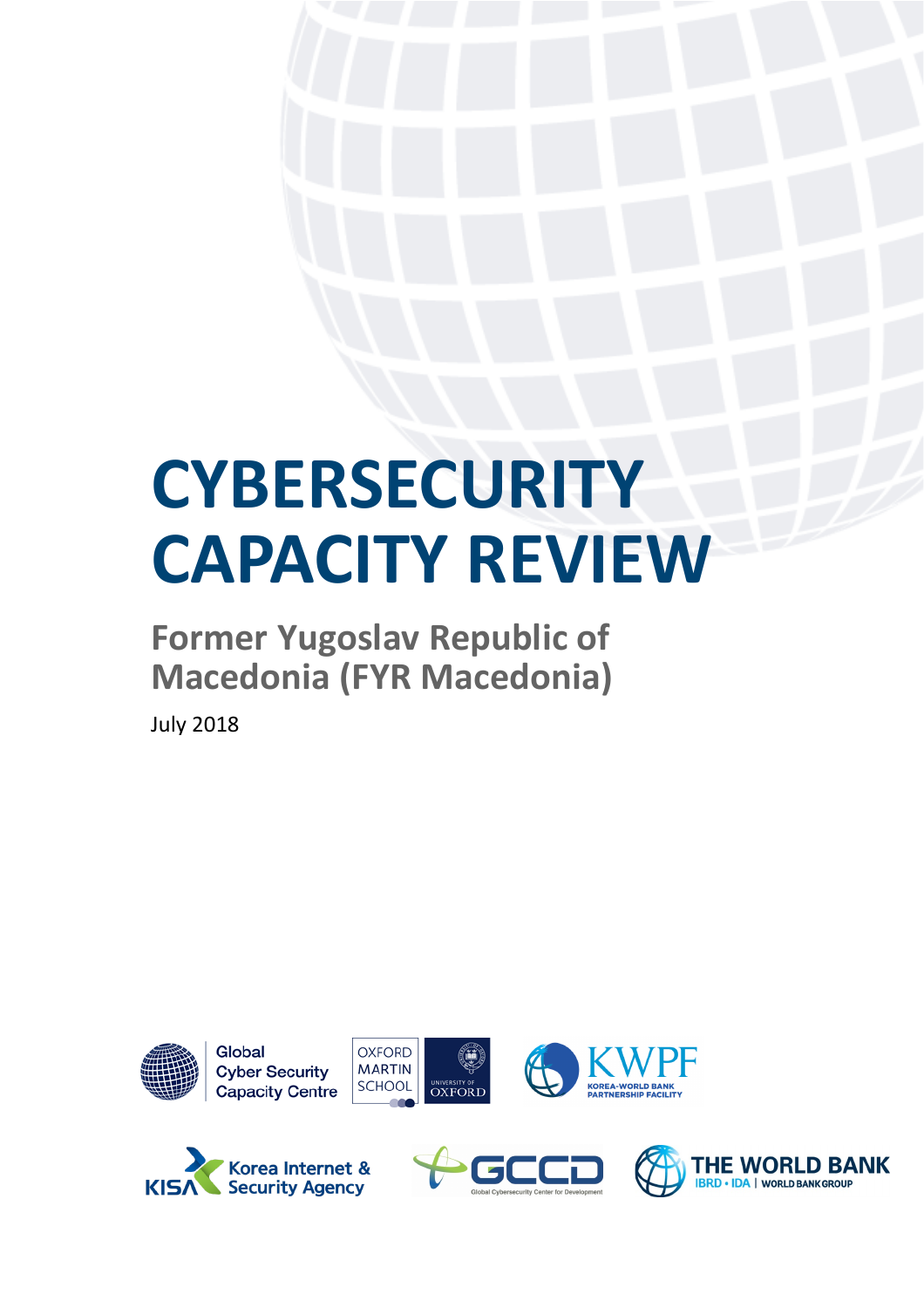# CYBERSECURITY CAPACITY REVIEW

## Former Yugoslav Republic of Macedonia (FYR Macedonia)

July 2018

Global Cyber Security Capacity Centre

OXFORD MARTIN SCHOOL

UNIVERSITY OF OXFORD

KWPF KOREA-WORLD BANK PARTNERSHIP FACILITY

KISA Korea Internet & Security Agency

GCCD Global Cybersecurity Center for Development

THE WORLD BANK IBRD • IDA | WORLD BANK GROUP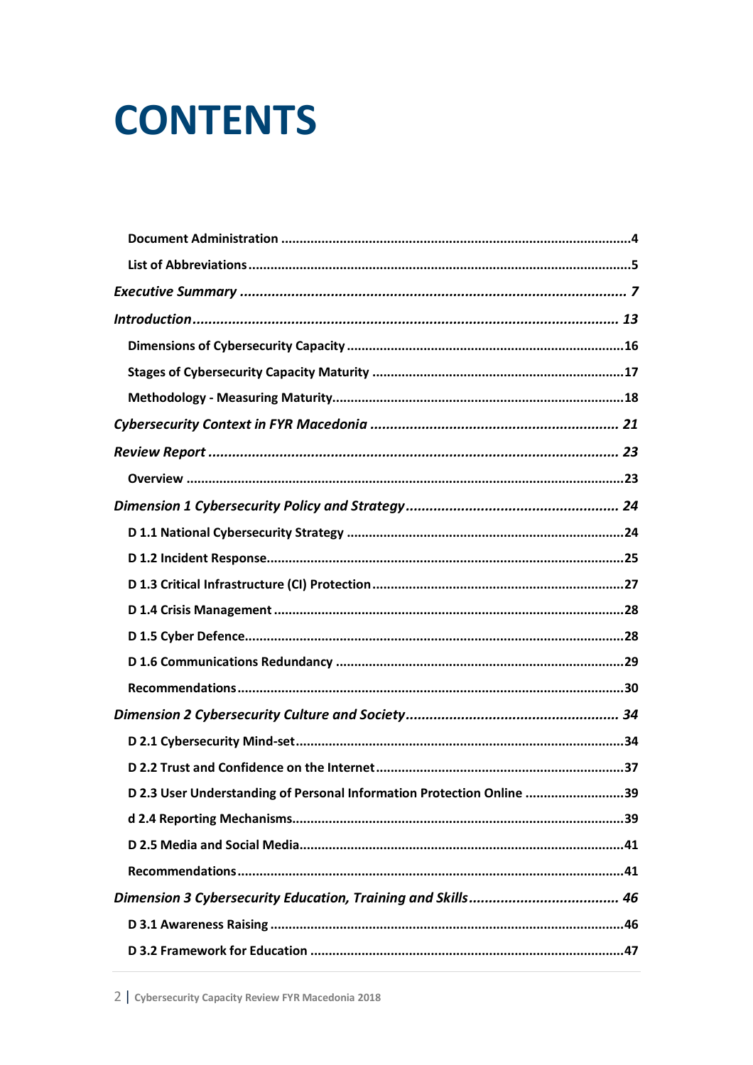# CONTENTS

**Document Administration** .... 4

**List of Abbreviations** .... 5

***Executive Summary*** .... *7*

***Introduction*** .... *13*

**Dimensions of Cybersecurity Capacity** .... 16

**Stages of Cybersecurity Capacity Maturity** .... 17

**Methodology - Measuring Maturity** .... 18

***Cybersecurity Context in FYR Macedonia*** .... *21*

***Review Report*** .... *23*

**Overview** .... 23

***Dimension 1 Cybersecurity Policy and Strategy*** .... *24*

**D 1.1 National Cybersecurity Strategy** .... 24

**D 1.2 Incident Response** .... 25

**D 1.3 Critical Infrastructure (CI) Protection** .... 27

**D 1.4 Crisis Management** .... 28

**D 1.5 Cyber Defence** .... 28

**D 1.6 Communications Redundancy** .... 29

**Recommendations** .... 30

***Dimension 2 Cybersecurity Culture and Society*** .... *34*

**D 2.1 Cybersecurity Mind-set** .... 34

**D 2.2 Trust and Confidence on the Internet** .... 37

**D 2.3 User Understanding of Personal Information Protection Online** .... 39

**d 2.4 Reporting Mechanisms** .... 39

**D 2.5 Media and Social Media** .... 41

**Recommendations** .... 41

***Dimension 3 Cybersecurity Education, Training and Skills*** .... *46*

**D 3.1 Awareness Raising** .... 46

**D 3.2 Framework for Education** .... 47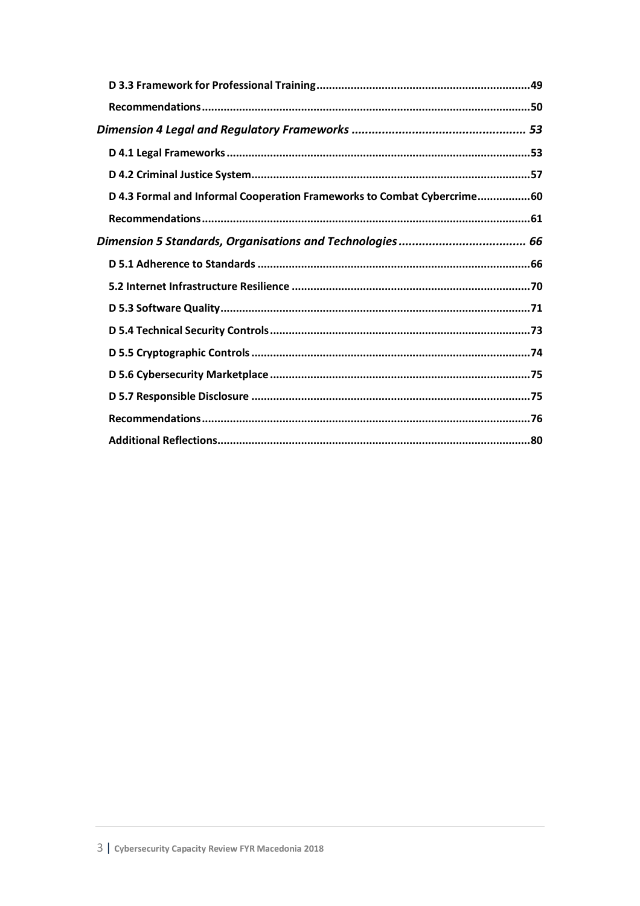**D 3.3 Framework for Professional Training** ..... 49

**Recommendations** ..... 50

***Dimension 4 Legal and Regulatory Frameworks*** ..... 53

**D 4.1 Legal Frameworks** ..... 53

**D 4.2 Criminal Justice System** ..... 57

**D 4.3 Formal and Informal Cooperation Frameworks to Combat Cybercrime** ..... 60

**Recommendations** ..... 61

***Dimension 5 Standards, Organisations and Technologies*** ..... 66

**D 5.1 Adherence to Standards** ..... 66

**5.2 Internet Infrastructure Resilience** ..... 70

**D 5.3 Software Quality** ..... 71

**D 5.4 Technical Security Controls** ..... 73

**D 5.5 Cryptographic Controls** ..... 74

**D 5.6 Cybersecurity Marketplace** ..... 75

**D 5.7 Responsible Disclosure** ..... 75

**Recommendations** ..... 76

**Additional Reflections** ..... 80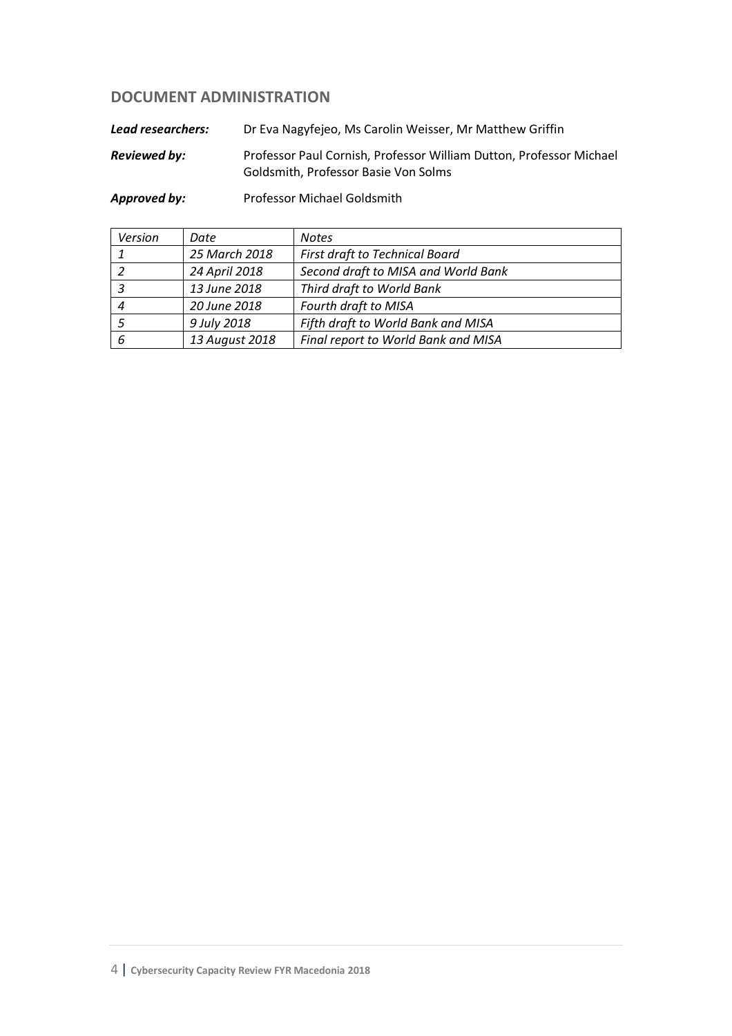## DOCUMENT ADMINISTRATION

***Lead researchers:*** Dr Eva Nagyfejeo, Ms Carolin Weisser, Mr Matthew Griffin

***Reviewed by:*** Professor Paul Cornish, Professor William Dutton, Professor Michael Goldsmith, Professor Basie Von Solms

***Approved by:*** Professor Michael Goldsmith

| *Version* | *Date* | *Notes* |
| --- | --- | --- |
| *1* | *25 March 2018* | *First draft to Technical Board* |
| *2* | *24 April 2018* | *Second draft to MISA and World Bank* |
| *3* | *13 June 2018* | *Third draft to World Bank* |
| *4* | *20 June 2018* | *Fourth draft to MISA* |
| *5* | *9 July 2018* | *Fifth draft to World Bank and MISA* |
| *6* | *13 August 2018* | *Final report to World Bank and MISA* |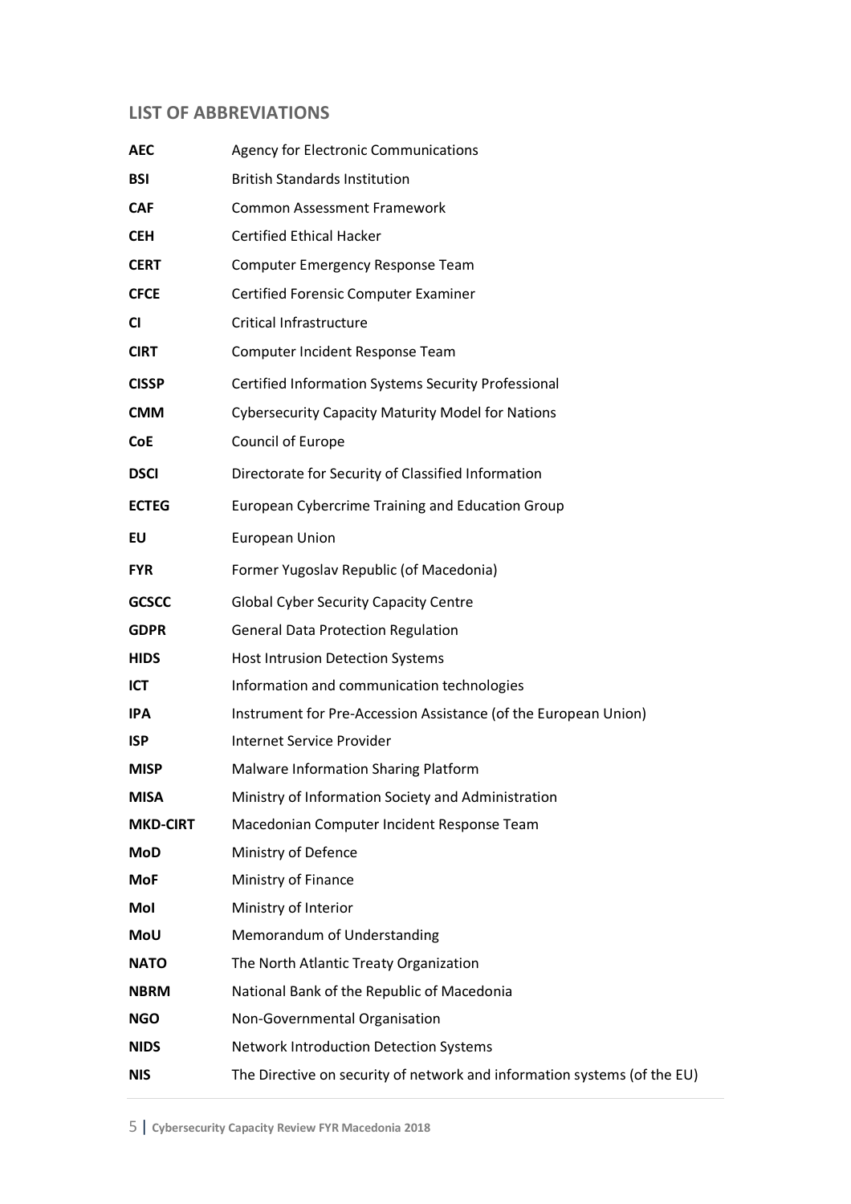## LIST OF ABBREVIATIONS

| | |
|---|---|
| **AEC** | Agency for Electronic Communications |
| **BSI** | British Standards Institution |
| **CAF** | Common Assessment Framework |
| **CEH** | Certified Ethical Hacker |
| **CERT** | Computer Emergency Response Team |
| **CFCE** | Certified Forensic Computer Examiner |
| **CI** | Critical Infrastructure |
| **CIRT** | Computer Incident Response Team |
| **CISSP** | Certified Information Systems Security Professional |
| **CMM** | Cybersecurity Capacity Maturity Model for Nations |
| **CoE** | Council of Europe |
| **DSCI** | Directorate for Security of Classified Information |
| **ECTEG** | European Cybercrime Training and Education Group |
| **EU** | European Union |
| **FYR** | Former Yugoslav Republic (of Macedonia) |
| **GCSCC** | Global Cyber Security Capacity Centre |
| **GDPR** | General Data Protection Regulation |
| **HIDS** | Host Intrusion Detection Systems |
| **ICT** | Information and communication technologies |
| **IPA** | Instrument for Pre-Accession Assistance (of the European Union) |
| **ISP** | Internet Service Provider |
| **MISP** | Malware Information Sharing Platform |
| **MISA** | Ministry of Information Society and Administration |
| **MKD-CIRT** | Macedonian Computer Incident Response Team |
| **MoD** | Ministry of Defence |
| **MoF** | Ministry of Finance |
| **MoI** | Ministry of Interior |
| **MoU** | Memorandum of Understanding |
| **NATO** | The North Atlantic Treaty Organization |
| **NBRM** | National Bank of the Republic of Macedonia |
| **NGO** | Non-Governmental Organisation |
| **NIDS** | Network Introduction Detection Systems |
| **NIS** | The Directive on security of network and information systems (of the EU) |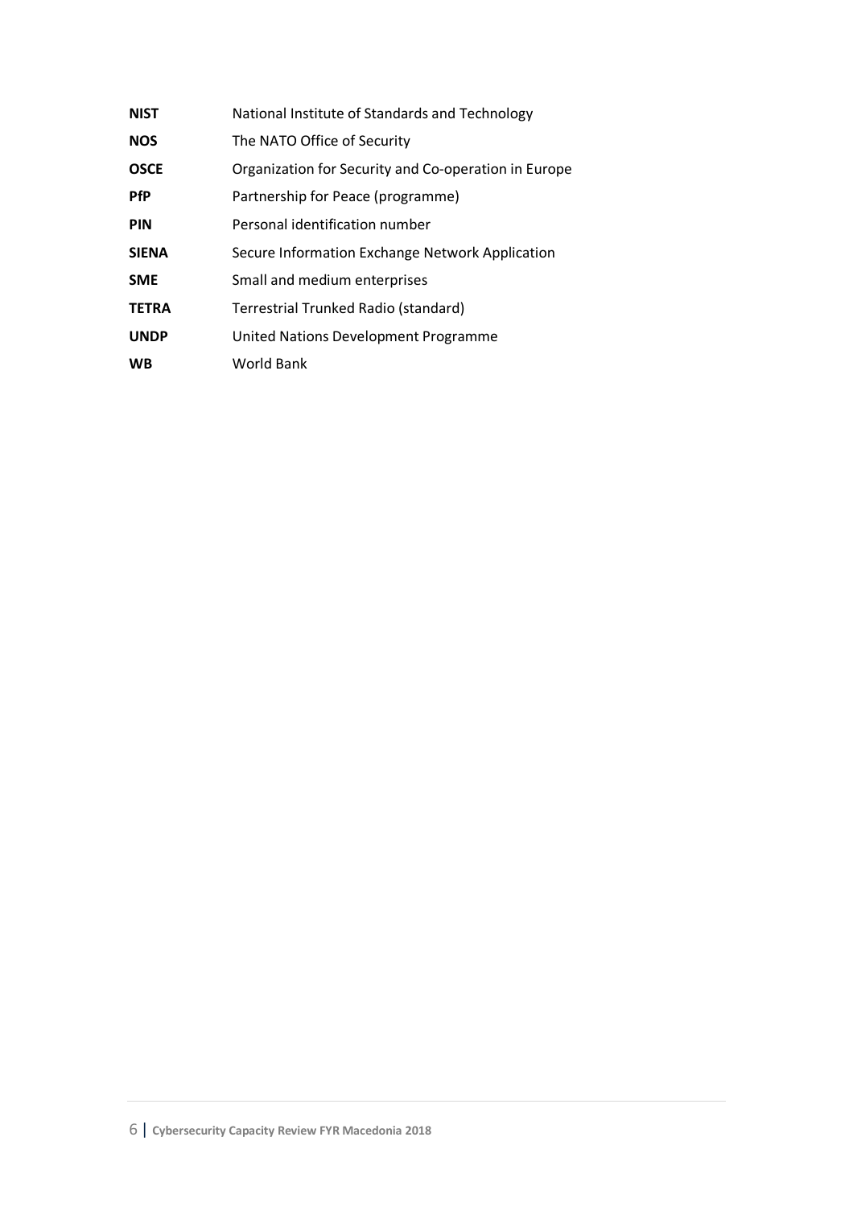| | |
|---|---|
| **NIST** | National Institute of Standards and Technology |
| **NOS** | The NATO Office of Security |
| **OSCE** | Organization for Security and Co-operation in Europe |
| **PfP** | Partnership for Peace (programme) |
| **PIN** | Personal identification number |
| **SIENA** | Secure Information Exchange Network Application |
| **SME** | Small and medium enterprises |
| **TETRA** | Terrestrial Trunked Radio (standard) |
| **UNDP** | United Nations Development Programme |
| **WB** | World Bank |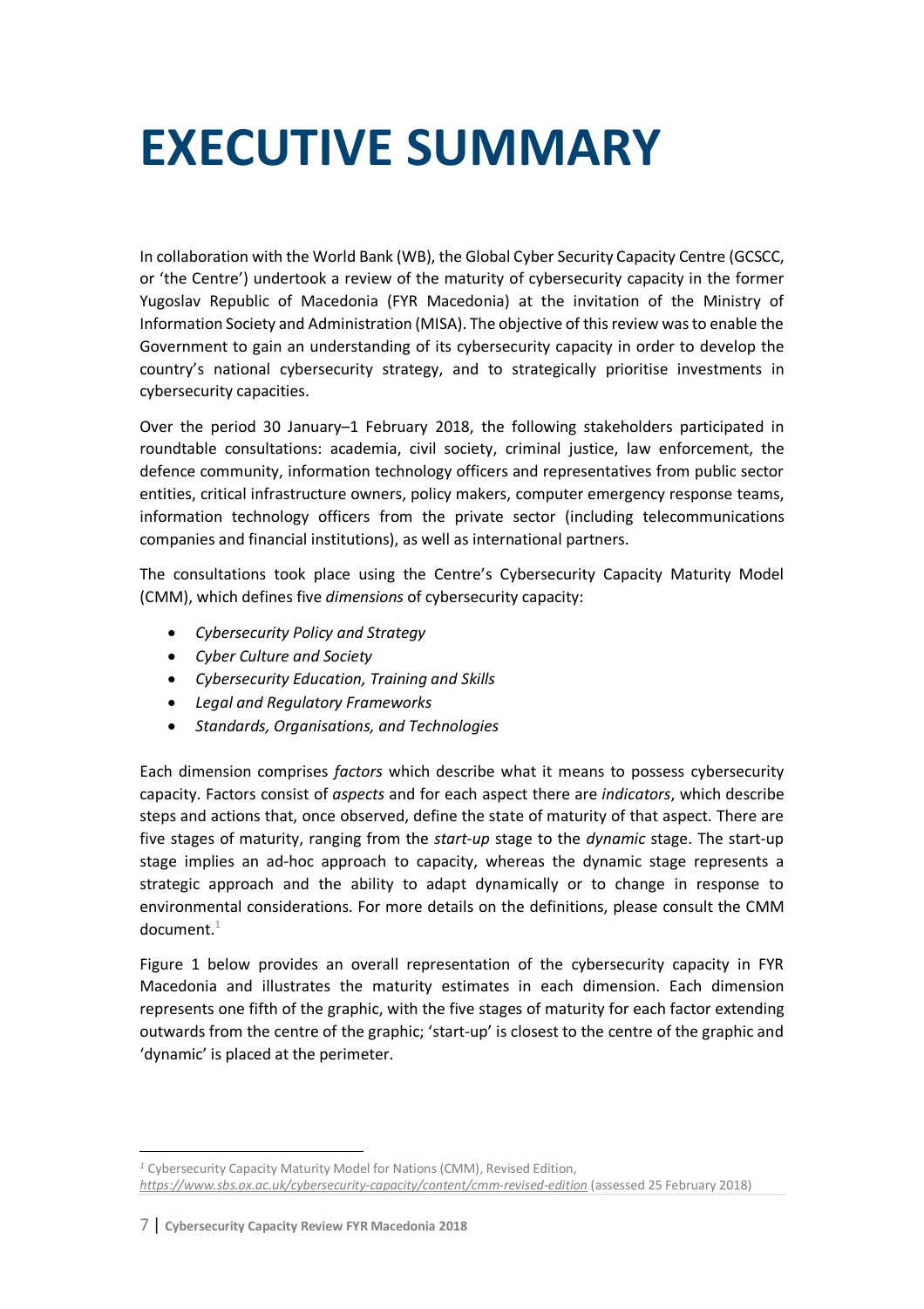# EXECUTIVE SUMMARY

In collaboration with the World Bank (WB), the Global Cyber Security Capacity Centre (GCSCC, or 'the Centre') undertook a review of the maturity of cybersecurity capacity in the former Yugoslav Republic of Macedonia (FYR Macedonia) at the invitation of the Ministry of Information Society and Administration (MISA). The objective of this review was to enable the Government to gain an understanding of its cybersecurity capacity in order to develop the country's national cybersecurity strategy, and to strategically prioritise investments in cybersecurity capacities.

Over the period 30 January–1 February 2018, the following stakeholders participated in roundtable consultations: academia, civil society, criminal justice, law enforcement, the defence community, information technology officers and representatives from public sector entities, critical infrastructure owners, policy makers, computer emergency response teams, information technology officers from the private sector (including telecommunications companies and financial institutions), as well as international partners.

The consultations took place using the Centre's Cybersecurity Capacity Maturity Model (CMM), which defines five *dimensions* of cybersecurity capacity:

- *Cybersecurity Policy and Strategy*
- *Cyber Culture and Society*
- *Cybersecurity Education, Training and Skills*
- *Legal and Regulatory Frameworks*
- *Standards, Organisations, and Technologies*

Each dimension comprises *factors* which describe what it means to possess cybersecurity capacity. Factors consist of *aspects* and for each aspect there are *indicators*, which describe steps and actions that, once observed, define the state of maturity of that aspect. There are five stages of maturity, ranging from the *start-up* stage to the *dynamic* stage. The start-up stage implies an ad-hoc approach to capacity, whereas the dynamic stage represents a strategic approach and the ability to adapt dynamically or to change in response to environmental considerations. For more details on the definitions, please consult the CMM document.[1]

Figure 1 below provides an overall representation of the cybersecurity capacity in FYR Macedonia and illustrates the maturity estimates in each dimension. Each dimension represents one fifth of the graphic, with the five stages of maturity for each factor extending outwards from the centre of the graphic; 'start-up' is closest to the centre of the graphic and 'dynamic' is placed at the perimeter.

---

[1] Cybersecurity Capacity Maturity Model for Nations (CMM), Revised Edition, *https://www.sbs.ox.ac.uk/cybersecurity-capacity/content/cmm-revised-edition* (assessed 25 February 2018)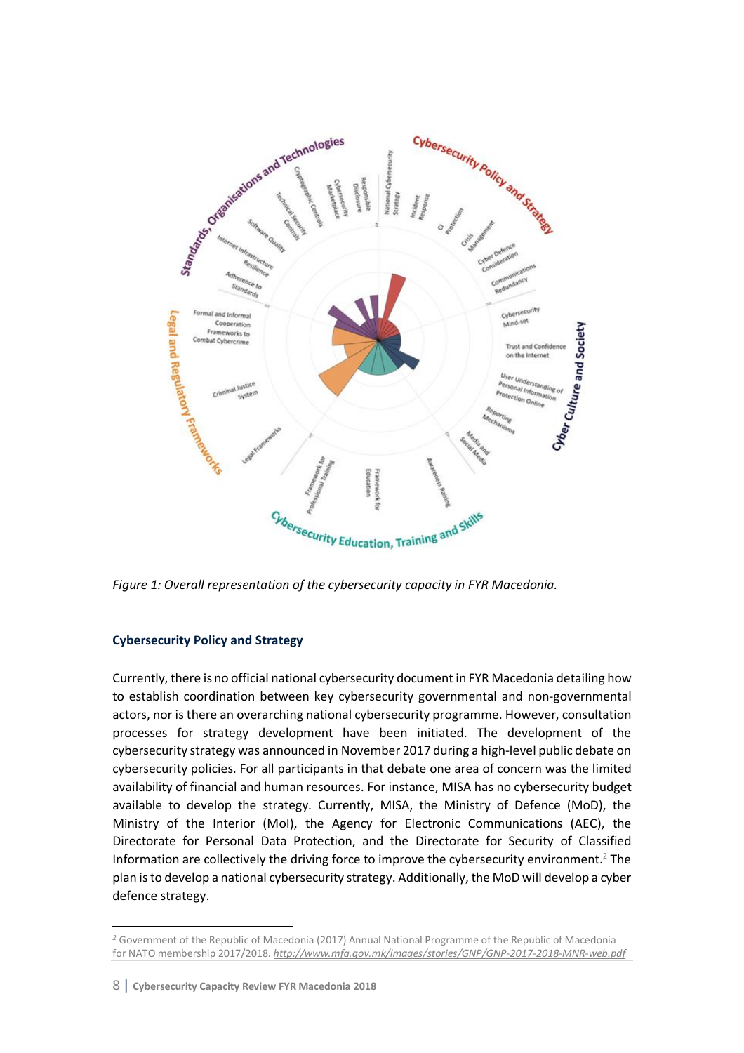*Figure 1: Overall representation of the cybersecurity capacity in FYR Macedonia.*

### Cybersecurity Policy and Strategy

Currently, there is no official national cybersecurity document in FYR Macedonia detailing how to establish coordination between key cybersecurity governmental and non-governmental actors, nor is there an overarching national cybersecurity programme. However, consultation processes for strategy development have been initiated. The development of the cybersecurity strategy was announced in November 2017 during a high-level public debate on cybersecurity policies. For all participants in that debate one area of concern was the limited availability of financial and human resources. For instance, MISA has no cybersecurity budget available to develop the strategy. Currently, MISA, the Ministry of Defence (MoD), the Ministry of the Interior (MoI), the Agency for Electronic Communications (AEC), the Directorate for Personal Data Protection, and the Directorate for Security of Classified Information are collectively the driving force to improve the cybersecurity environment.[2] The plan is to develop a national cybersecurity strategy. Additionally, the MoD will develop a cyber defence strategy.

---

[2] Government of the Republic of Macedonia (2017) Annual National Programme of the Republic of Macedonia for NATO membership 2017/2018. *http://www.mfa.gov.mk/images/stories/GNP/GNP-2017-2018-MNR-web.pdf*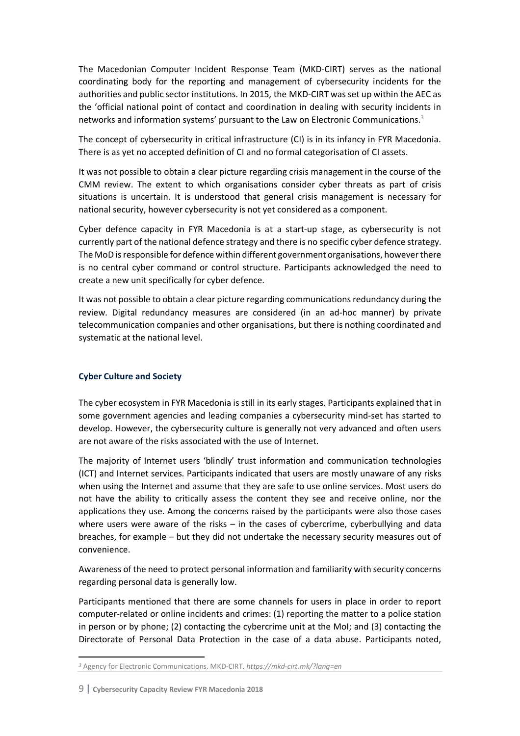The Macedonian Computer Incident Response Team (MKD-CIRT) serves as the national coordinating body for the reporting and management of cybersecurity incidents for the authorities and public sector institutions. In 2015, the MKD-CIRT was set up within the AEC as the 'official national point of contact and coordination in dealing with security incidents in networks and information systems' pursuant to the Law on Electronic Communications.[3]

The concept of cybersecurity in critical infrastructure (CI) is in its infancy in FYR Macedonia. There is as yet no accepted definition of CI and no formal categorisation of CI assets.

It was not possible to obtain a clear picture regarding crisis management in the course of the CMM review. The extent to which organisations consider cyber threats as part of crisis situations is uncertain. It is understood that general crisis management is necessary for national security, however cybersecurity is not yet considered as a component.

Cyber defence capacity in FYR Macedonia is at a start-up stage, as cybersecurity is not currently part of the national defence strategy and there is no specific cyber defence strategy. The MoD is responsible for defence within different government organisations, however there is no central cyber command or control structure. Participants acknowledged the need to create a new unit specifically for cyber defence.

It was not possible to obtain a clear picture regarding communications redundancy during the review. Digital redundancy measures are considered (in an ad-hoc manner) by private telecommunication companies and other organisations, but there is nothing coordinated and systematic at the national level.

### Cyber Culture and Society

The cyber ecosystem in FYR Macedonia is still in its early stages. Participants explained that in some government agencies and leading companies a cybersecurity mind-set has started to develop. However, the cybersecurity culture is generally not very advanced and often users are not aware of the risks associated with the use of Internet.

The majority of Internet users 'blindly' trust information and communication technologies (ICT) and Internet services. Participants indicated that users are mostly unaware of any risks when using the Internet and assume that they are safe to use online services. Most users do not have the ability to critically assess the content they see and receive online, nor the applications they use. Among the concerns raised by the participants were also those cases where users were aware of the risks – in the cases of cybercrime, cyberbullying and data breaches, for example – but they did not undertake the necessary security measures out of convenience.

Awareness of the need to protect personal information and familiarity with security concerns regarding personal data is generally low.

Participants mentioned that there are some channels for users in place in order to report computer-related or online incidents and crimes: (1) reporting the matter to a police station in person or by phone; (2) contacting the cybercrime unit at the MoI; and (3) contacting the Directorate of Personal Data Protection in the case of a data abuse. Participants noted,

---

[3] Agency for Electronic Communications. MKD-CIRT. *https://mkd-cirt.mk/?lang=en*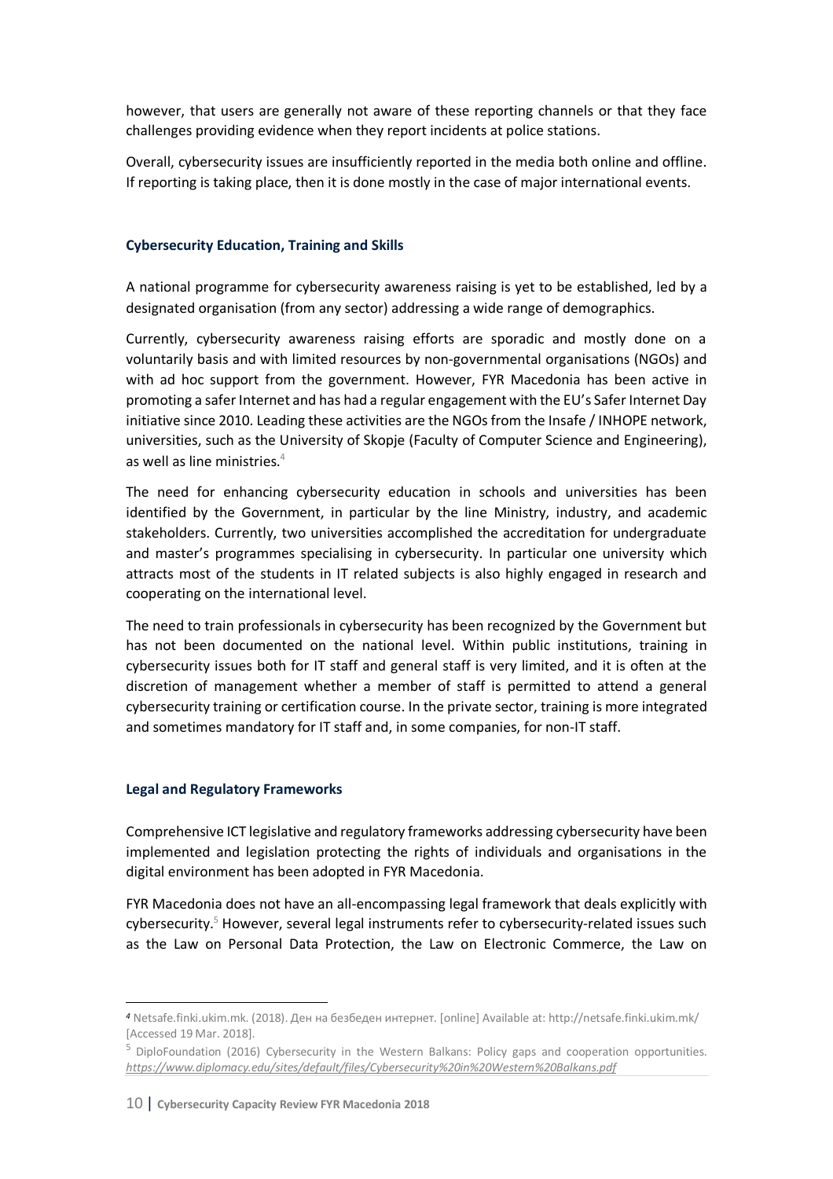however, that users are generally not aware of these reporting channels or that they face challenges providing evidence when they report incidents at police stations.

Overall, cybersecurity issues are insufficiently reported in the media both online and offline. If reporting is taking place, then it is done mostly in the case of major international events.

### Cybersecurity Education, Training and Skills

A national programme for cybersecurity awareness raising is yet to be established, led by a designated organisation (from any sector) addressing a wide range of demographics.

Currently, cybersecurity awareness raising efforts are sporadic and mostly done on a voluntarily basis and with limited resources by non-governmental organisations (NGOs) and with ad hoc support from the government. However, FYR Macedonia has been active in promoting a safer Internet and has had a regular engagement with the EU's Safer Internet Day initiative since 2010. Leading these activities are the NGOs from the Insafe / INHOPE network, universities, such as the University of Skopje (Faculty of Computer Science and Engineering), as well as line ministries.[4]

The need for enhancing cybersecurity education in schools and universities has been identified by the Government, in particular by the line Ministry, industry, and academic stakeholders. Currently, two universities accomplished the accreditation for undergraduate and master's programmes specialising in cybersecurity. In particular one university which attracts most of the students in IT related subjects is also highly engaged in research and cooperating on the international level.

The need to train professionals in cybersecurity has been recognized by the Government but has not been documented on the national level. Within public institutions, training in cybersecurity issues both for IT staff and general staff is very limited, and it is often at the discretion of management whether a member of staff is permitted to attend a general cybersecurity training or certification course. In the private sector, training is more integrated and sometimes mandatory for IT staff and, in some companies, for non-IT staff.

### Legal and Regulatory Frameworks

Comprehensive ICT legislative and regulatory frameworks addressing cybersecurity have been implemented and legislation protecting the rights of individuals and organisations in the digital environment has been adopted in FYR Macedonia.

FYR Macedonia does not have an all-encompassing legal framework that deals explicitly with cybersecurity.[5] However, several legal instruments refer to cybersecurity-related issues such as the Law on Personal Data Protection, the Law on Electronic Commerce, the Law on

---

[4] Netsafe.finki.ukim.mk. (2018). Ден на безбеден интернет. [online] Available at: http://netsafe.finki.ukim.mk/ [Accessed 19 Mar. 2018].

[5] DiploFoundation (2016) Cybersecurity in the Western Balkans: Policy gaps and cooperation opportunities. *https://www.diplomacy.edu/sites/default/files/Cybersecurity%20in%20Western%20Balkans.pdf*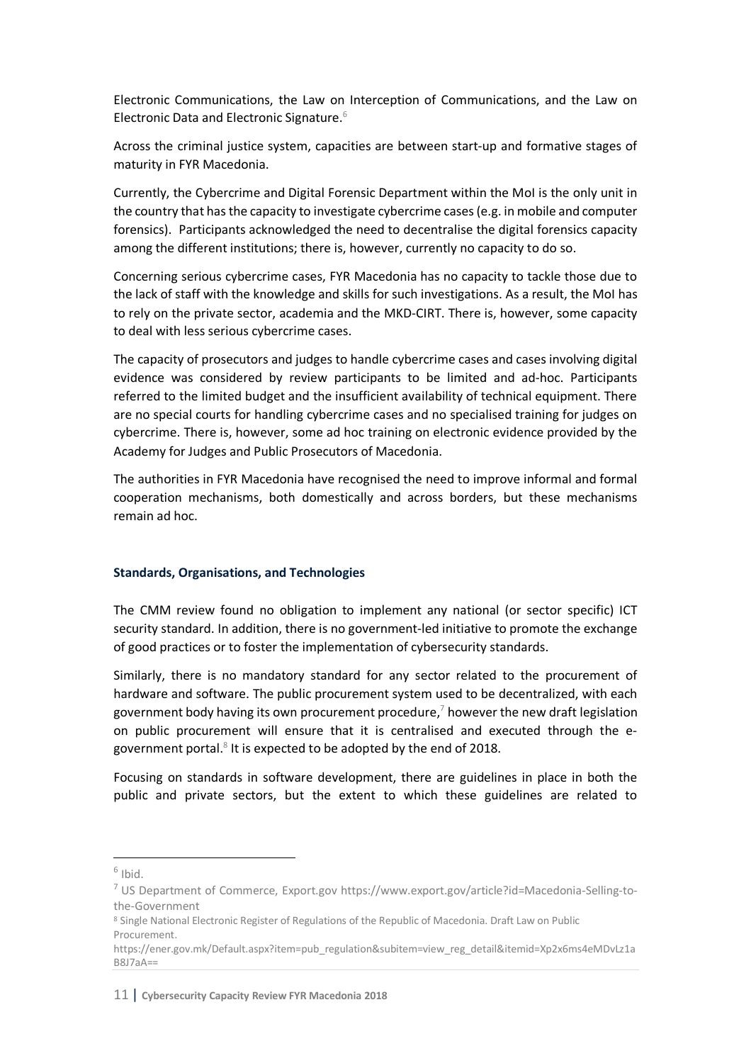Electronic Communications, the Law on Interception of Communications, and the Law on Electronic Data and Electronic Signature.[6]

Across the criminal justice system, capacities are between start-up and formative stages of maturity in FYR Macedonia.

Currently, the Cybercrime and Digital Forensic Department within the MoI is the only unit in the country that has the capacity to investigate cybercrime cases (e.g. in mobile and computer forensics). Participants acknowledged the need to decentralise the digital forensics capacity among the different institutions; there is, however, currently no capacity to do so.

Concerning serious cybercrime cases, FYR Macedonia has no capacity to tackle those due to the lack of staff with the knowledge and skills for such investigations. As a result, the MoI has to rely on the private sector, academia and the MKD-CIRT. There is, however, some capacity to deal with less serious cybercrime cases.

The capacity of prosecutors and judges to handle cybercrime cases and cases involving digital evidence was considered by review participants to be limited and ad-hoc. Participants referred to the limited budget and the insufficient availability of technical equipment. There are no special courts for handling cybercrime cases and no specialised training for judges on cybercrime. There is, however, some ad hoc training on electronic evidence provided by the Academy for Judges and Public Prosecutors of Macedonia.

The authorities in FYR Macedonia have recognised the need to improve informal and formal cooperation mechanisms, both domestically and across borders, but these mechanisms remain ad hoc.

#### Standards, Organisations, and Technologies

The CMM review found no obligation to implement any national (or sector specific) ICT security standard. In addition, there is no government-led initiative to promote the exchange of good practices or to foster the implementation of cybersecurity standards.

Similarly, there is no mandatory standard for any sector related to the procurement of hardware and software. The public procurement system used to be decentralized, with each government body having its own procurement procedure,[7] however the new draft legislation on public procurement will ensure that it is centralised and executed through the e-government portal.[8] It is expected to be adopted by the end of 2018.

Focusing on standards in software development, there are guidelines in place in both the public and private sectors, but the extent to which these guidelines are related to

---

[6] Ibid.

[7] US Department of Commerce, Export.gov https://www.export.gov/article?id=Macedonia-Selling-to-the-Government

[8] Single National Electronic Register of Regulations of the Republic of Macedonia. Draft Law on Public Procurement. https://ener.gov.mk/Default.aspx?item=pub_regulation&subitem=view_reg_detail&itemid=Xp2x6ms4eMDvLz1aB8J7aA==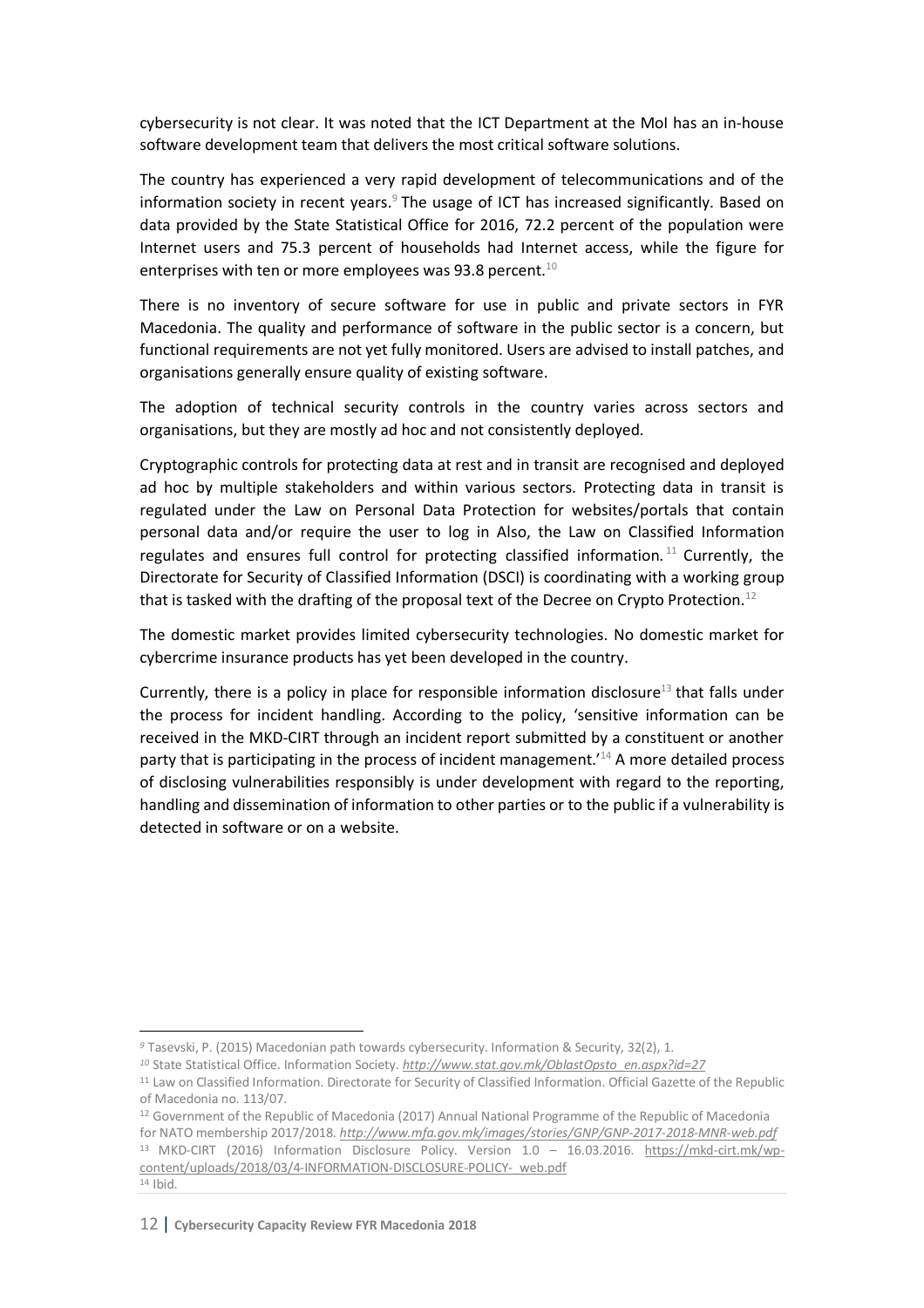cybersecurity is not clear. It was noted that the ICT Department at the MoI has an in-house software development team that delivers the most critical software solutions.

The country has experienced a very rapid development of telecommunications and of the information society in recent years.[9] The usage of ICT has increased significantly. Based on data provided by the State Statistical Office for 2016, 72.2 percent of the population were Internet users and 75.3 percent of households had Internet access, while the figure for enterprises with ten or more employees was 93.8 percent.[10]

There is no inventory of secure software for use in public and private sectors in FYR Macedonia. The quality and performance of software in the public sector is a concern, but functional requirements are not yet fully monitored. Users are advised to install patches, and organisations generally ensure quality of existing software.

The adoption of technical security controls in the country varies across sectors and organisations, but they are mostly ad hoc and not consistently deployed.

Cryptographic controls for protecting data at rest and in transit are recognised and deployed ad hoc by multiple stakeholders and within various sectors. Protecting data in transit is regulated under the Law on Personal Data Protection for websites/portals that contain personal data and/or require the user to log in Also, the Law on Classified Information regulates and ensures full control for protecting classified information.[11] Currently, the Directorate for Security of Classified Information (DSCI) is coordinating with a working group that is tasked with the drafting of the proposal text of the Decree on Crypto Protection.[12]

The domestic market provides limited cybersecurity technologies. No domestic market for cybercrime insurance products has yet been developed in the country.

Currently, there is a policy in place for responsible information disclosure[13] that falls under the process for incident handling. According to the policy, 'sensitive information can be received in the MKD-CIRT through an incident report submitted by a constituent or another party that is participating in the process of incident management.'[14] A more detailed process of disclosing vulnerabilities responsibly is under development with regard to the reporting, handling and dissemination of information to other parties or to the public if a vulnerability is detected in software or on a website.

---

[9] Tasevski, P. (2015) Macedonian path towards cybersecurity. Information & Security, 32(2), 1.

[10] State Statistical Office. Information Society. *http://www.stat.gov.mk/OblastOpsto_en.aspx?id=27*

[11] Law on Classified Information. Directorate for Security of Classified Information. Official Gazette of the Republic of Macedonia no. 113/07.

[12] Government of the Republic of Macedonia (2017) Annual National Programme of the Republic of Macedonia for NATO membership 2017/2018. *http://www.mfa.gov.mk/images/stories/GNP/GNP-2017-2018-MNR-web.pdf*

[13] MKD-CIRT (2016) Information Disclosure Policy. Version 1.0 – 16.03.2016. https://mkd-cirt.mk/wp-content/uploads/2018/03/4-INFORMATION-DISCLOSURE-POLICY-_web.pdf

[14] Ibid.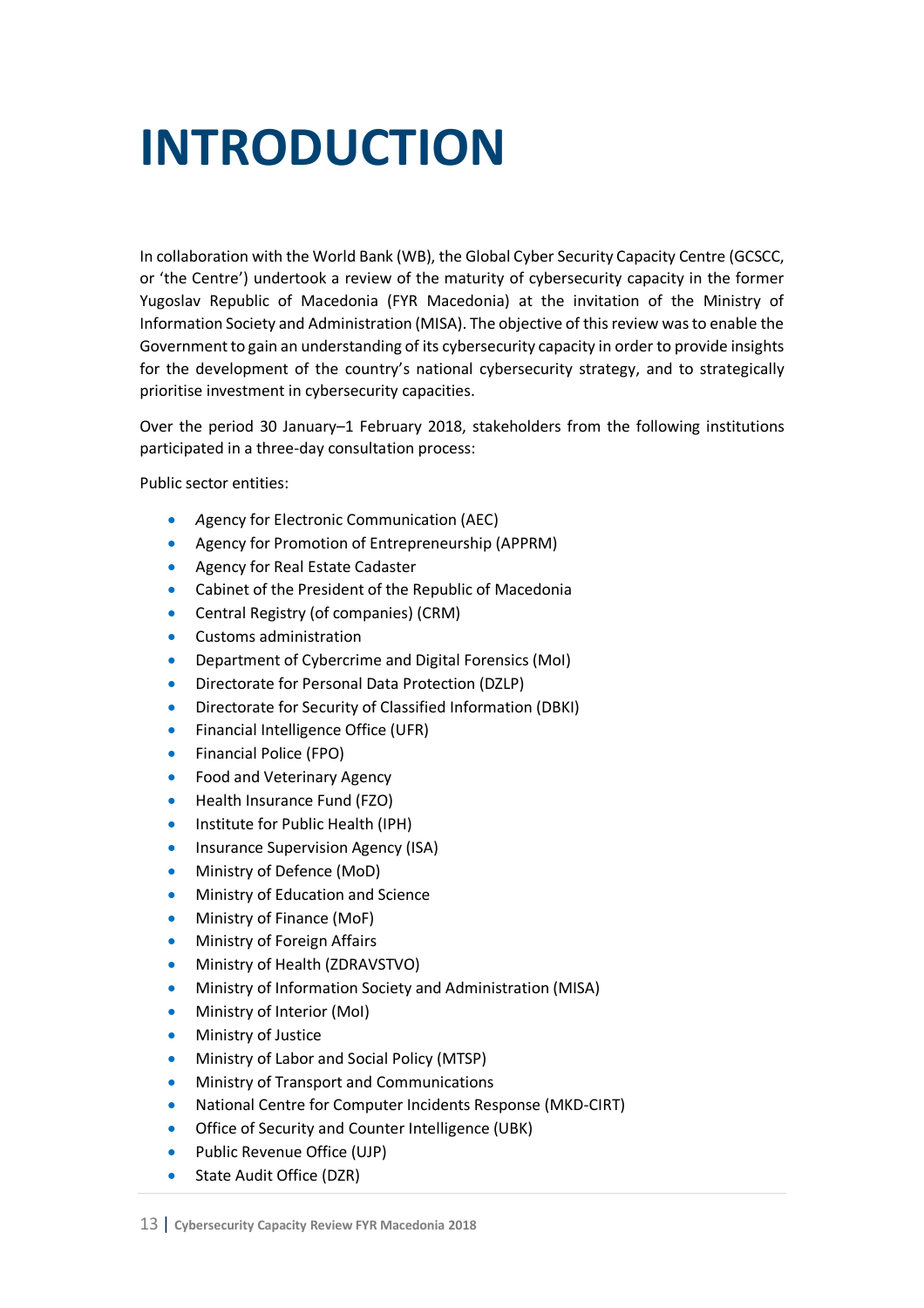# INTRODUCTION

In collaboration with the World Bank (WB), the Global Cyber Security Capacity Centre (GCSCC, or 'the Centre') undertook a review of the maturity of cybersecurity capacity in the former Yugoslav Republic of Macedonia (FYR Macedonia) at the invitation of the Ministry of Information Society and Administration (MISA). The objective of this review was to enable the Government to gain an understanding of its cybersecurity capacity in order to provide insights for the development of the country's national cybersecurity strategy, and to strategically prioritise investment in cybersecurity capacities.

Over the period 30 January–1 February 2018, stakeholders from the following institutions participated in a three-day consultation process:

Public sector entities:

- *A*gency for Electronic Communication (AEC)
- Agency for Promotion of Entrepreneurship (APPRM)
- Agency for Real Estate Cadaster
- Cabinet of the President of the Republic of Macedonia
- Central Registry (of companies) (CRM)
- Customs administration
- Department of Cybercrime and Digital Forensics (MoI)
- Directorate for Personal Data Protection (DZLP)
- Directorate for Security of Classified Information (DBKI)
- Financial Intelligence Office (UFR)
- Financial Police (FPO)
- Food and Veterinary Agency
- Health Insurance Fund (FZO)
- Institute for Public Health (IPH)
- Insurance Supervision Agency (ISA)
- Ministry of Defence (MoD)
- Ministry of Education and Science
- Ministry of Finance (MoF)
- Ministry of Foreign Affairs
- Ministry of Health (ZDRAVSTVO)
- Ministry of Information Society and Administration (MISA)
- Ministry of Interior (MoI)
- Ministry of Justice
- Ministry of Labor and Social Policy (MTSP)
- Ministry of Transport and Communications
- National Centre for Computer Incidents Response (MKD-CIRT)
- Office of Security and Counter Intelligence (UBK)
- Public Revenue Office (UJP)
- State Audit Office (DZR)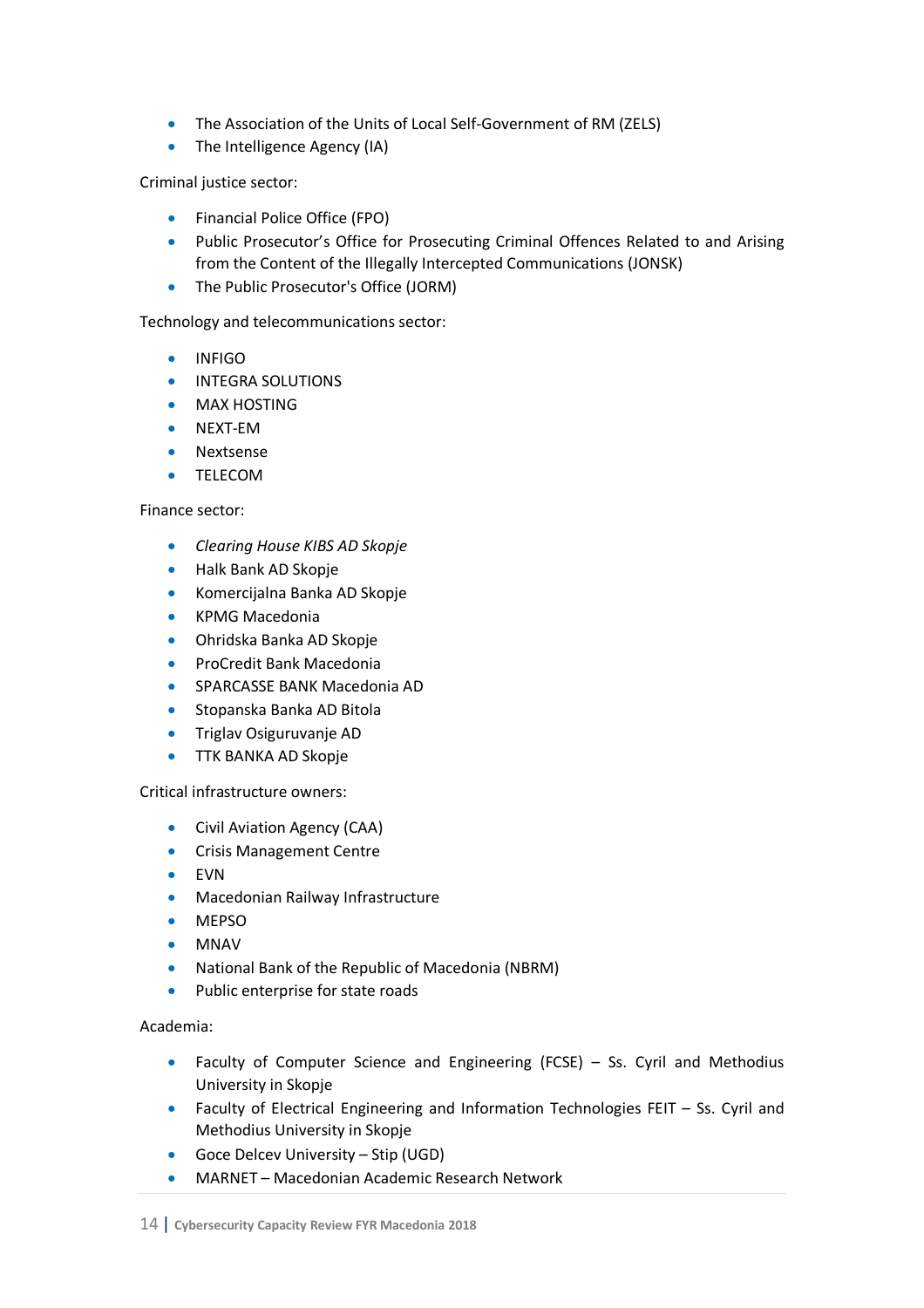- The Association of the Units of Local Self-Government of RM (ZELS)
- The Intelligence Agency (IA)

Criminal justice sector:

- Financial Police Office (FPO)
- Public Prosecutor's Office for Prosecuting Criminal Offences Related to and Arising from the Content of the Illegally Intercepted Communications (JONSK)
- The Public Prosecutor's Office (JORM)

Technology and telecommunications sector:

- INFIGO
- INTEGRA SOLUTIONS
- MAX HOSTING
- NEXT-EM
- Nextsense
- TELECOM

Finance sector:

- *Clearing House KIBS AD Skopje*
- Halk Bank AD Skopje
- Komercijalna Banka AD Skopje
- KPMG Macedonia
- Ohridska Banka AD Skopje
- ProCredit Bank Macedonia
- SPARCASSE BANK Macedonia AD
- Stopanska Banka AD Bitola
- Triglav Osiguruvanje AD
- TTK BANKA AD Skopje

Critical infrastructure owners:

- Civil Aviation Agency (CAA)
- Crisis Management Centre
- EVN
- Macedonian Railway Infrastructure
- MEPSO
- MNAV
- National Bank of the Republic of Macedonia (NBRM)
- Public enterprise for state roads

Academia:

- Faculty of Computer Science and Engineering (FCSE) – Ss. Cyril and Methodius University in Skopje
- Faculty of Electrical Engineering and Information Technologies FEIT – Ss. Cyril and Methodius University in Skopje
- Goce Delcev University – Stip (UGD)
- MARNET – Macedonian Academic Research Network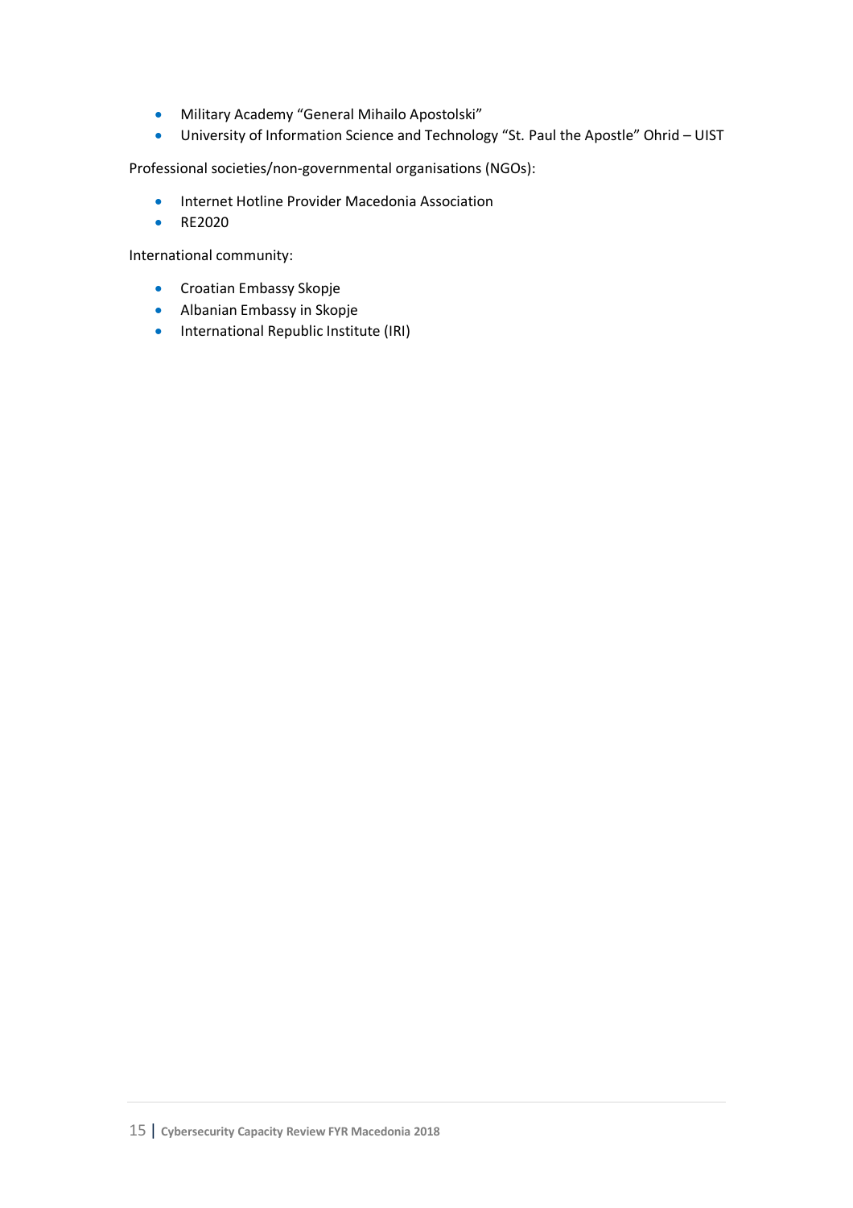- Military Academy “General Mihailo Apostolski”
- University of Information Science and Technology “St. Paul the Apostle” Ohrid – UIST

Professional societies/non-governmental organisations (NGOs):

- Internet Hotline Provider Macedonia Association
- RE2020

International community:

- Croatian Embassy Skopje
- Albanian Embassy in Skopje
- International Republic Institute (IRI)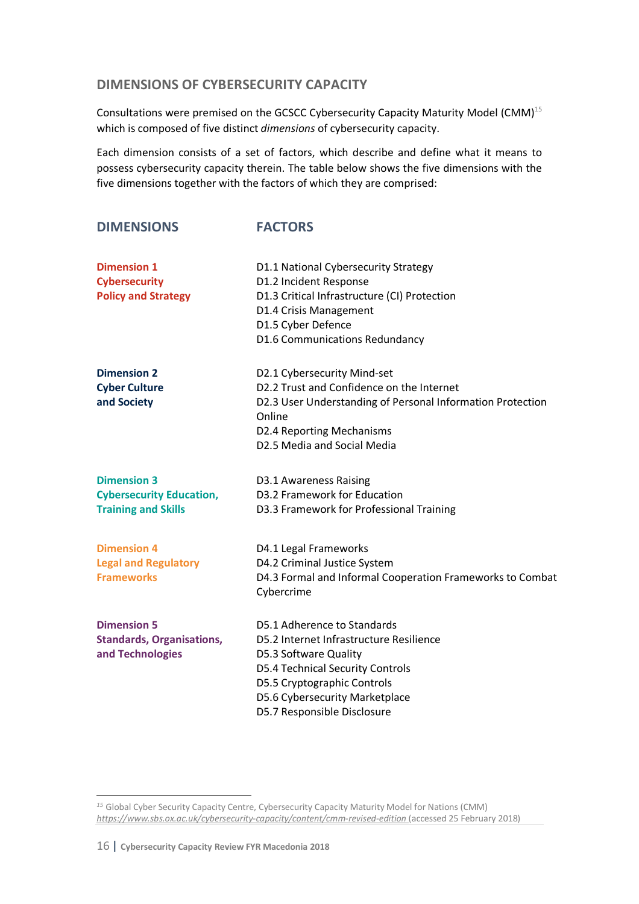## DIMENSIONS OF CYBERSECURITY CAPACITY

Consultations were premised on the GCSCC Cybersecurity Capacity Maturity Model (CMM)[15] which is composed of five distinct *dimensions* of cybersecurity capacity.

Each dimension consists of a set of factors, which describe and define what it means to possess cybersecurity capacity therein. The table below shows the five dimensions with the five dimensions together with the factors of which they are comprised:

| DIMENSIONS | FACTORS |
|---|---|
| **Dimension 1 Cybersecurity Policy and Strategy** | D1.1 National Cybersecurity Strategy<br>D1.2 Incident Response<br>D1.3 Critical Infrastructure (CI) Protection<br>D1.4 Crisis Management<br>D1.5 Cyber Defence<br>D1.6 Communications Redundancy |
| **Dimension 2 Cyber Culture and Society** | D2.1 Cybersecurity Mind-set<br>D2.2 Trust and Confidence on the Internet<br>D2.3 User Understanding of Personal Information Protection Online<br>D2.4 Reporting Mechanisms<br>D2.5 Media and Social Media |
| **Dimension 3 Cybersecurity Education, Training and Skills** | D3.1 Awareness Raising<br>D3.2 Framework for Education<br>D3.3 Framework for Professional Training |
| **Dimension 4 Legal and Regulatory Frameworks** | D4.1 Legal Frameworks<br>D4.2 Criminal Justice System<br>D4.3 Formal and Informal Cooperation Frameworks to Combat Cybercrime |
| **Dimension 5 Standards, Organisations, and Technologies** | D5.1 Adherence to Standards<br>D5.2 Internet Infrastructure Resilience<br>D5.3 Software Quality<br>D5.4 Technical Security Controls<br>D5.5 Cryptographic Controls<br>D5.6 Cybersecurity Marketplace<br>D5.7 Responsible Disclosure |

---

[15] Global Cyber Security Capacity Centre, Cybersecurity Capacity Maturity Model for Nations (CMM) *https://www.sbs.ox.ac.uk/cybersecurity-capacity/content/cmm-revised-edition* (accessed 25 February 2018)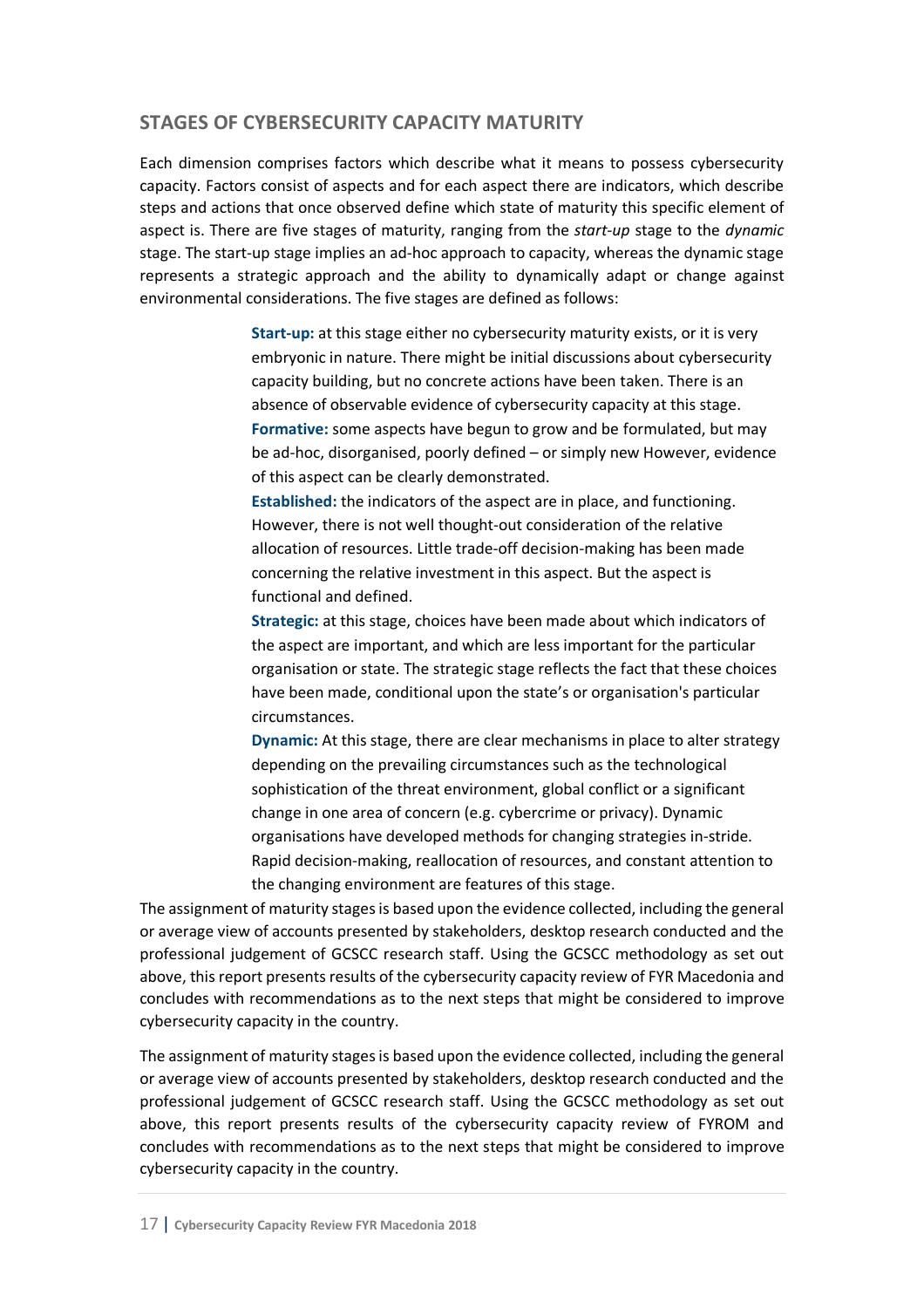## STAGES OF CYBERSECURITY CAPACITY MATURITY

Each dimension comprises factors which describe what it means to possess cybersecurity capacity. Factors consist of aspects and for each aspect there are indicators, which describe steps and actions that once observed define which state of maturity this specific element of aspect is. There are five stages of maturity, ranging from the *start-up* stage to the *dynamic* stage. The start-up stage implies an ad-hoc approach to capacity, whereas the dynamic stage represents a strategic approach and the ability to dynamically adapt or change against environmental considerations. The five stages are defined as follows:

**Start-up:** at this stage either no cybersecurity maturity exists, or it is very embryonic in nature. There might be initial discussions about cybersecurity capacity building, but no concrete actions have been taken. There is an absence of observable evidence of cybersecurity capacity at this stage.

**Formative:** some aspects have begun to grow and be formulated, but may be ad-hoc, disorganised, poorly defined – or simply new However, evidence of this aspect can be clearly demonstrated.

**Established:** the indicators of the aspect are in place, and functioning. However, there is not well thought-out consideration of the relative allocation of resources. Little trade-off decision-making has been made concerning the relative investment in this aspect. But the aspect is functional and defined.

**Strategic:** at this stage, choices have been made about which indicators of the aspect are important, and which are less important for the particular organisation or state. The strategic stage reflects the fact that these choices have been made, conditional upon the state's or organisation's particular circumstances.

**Dynamic:** At this stage, there are clear mechanisms in place to alter strategy depending on the prevailing circumstances such as the technological sophistication of the threat environment, global conflict or a significant change in one area of concern (e.g. cybercrime or privacy). Dynamic organisations have developed methods for changing strategies in-stride. Rapid decision-making, reallocation of resources, and constant attention to the changing environment are features of this stage.

The assignment of maturity stages is based upon the evidence collected, including the general or average view of accounts presented by stakeholders, desktop research conducted and the professional judgement of GCSCC research staff. Using the GCSCC methodology as set out above, this report presents results of the cybersecurity capacity review of FYR Macedonia and concludes with recommendations as to the next steps that might be considered to improve cybersecurity capacity in the country.

The assignment of maturity stages is based upon the evidence collected, including the general or average view of accounts presented by stakeholders, desktop research conducted and the professional judgement of GCSCC research staff. Using the GCSCC methodology as set out above, this report presents results of the cybersecurity capacity review of FYROM and concludes with recommendations as to the next steps that might be considered to improve cybersecurity capacity in the country.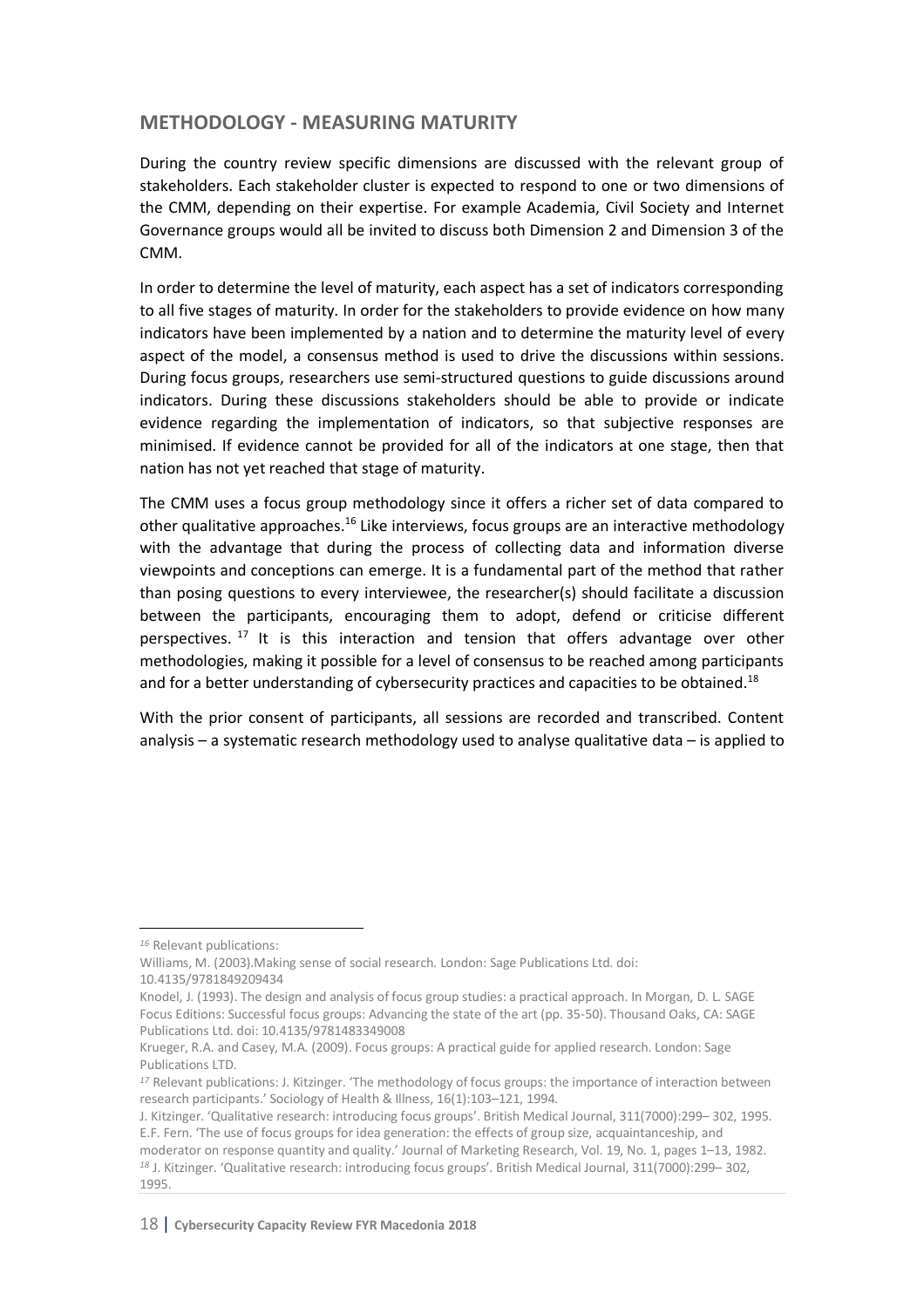## METHODOLOGY - MEASURING MATURITY

During the country review specific dimensions are discussed with the relevant group of stakeholders. Each stakeholder cluster is expected to respond to one or two dimensions of the CMM, depending on their expertise. For example Academia, Civil Society and Internet Governance groups would all be invited to discuss both Dimension 2 and Dimension 3 of the CMM.

In order to determine the level of maturity, each aspect has a set of indicators corresponding to all five stages of maturity. In order for the stakeholders to provide evidence on how many indicators have been implemented by a nation and to determine the maturity level of every aspect of the model, a consensus method is used to drive the discussions within sessions. During focus groups, researchers use semi-structured questions to guide discussions around indicators. During these discussions stakeholders should be able to provide or indicate evidence regarding the implementation of indicators, so that subjective responses are minimised. If evidence cannot be provided for all of the indicators at one stage, then that nation has not yet reached that stage of maturity.

The CMM uses a focus group methodology since it offers a richer set of data compared to other qualitative approaches.[16] Like interviews, focus groups are an interactive methodology with the advantage that during the process of collecting data and information diverse viewpoints and conceptions can emerge. It is a fundamental part of the method that rather than posing questions to every interviewee, the researcher(s) should facilitate a discussion between the participants, encouraging them to adopt, defend or criticise different perspectives.[17] It is this interaction and tension that offers advantage over other methodologies, making it possible for a level of consensus to be reached among participants and for a better understanding of cybersecurity practices and capacities to be obtained.[18]

With the prior consent of participants, all sessions are recorded and transcribed. Content analysis – a systematic research methodology used to analyse qualitative data – is applied to

---

[16] Relevant publications:
Williams, M. (2003).Making sense of social research. London: Sage Publications Ltd. doi: 10.4135/9781849209434
Knodel, J. (1993). The design and analysis of focus group studies: a practical approach. In Morgan, D. L. SAGE Focus Editions: Successful focus groups: Advancing the state of the art (pp. 35-50). Thousand Oaks, CA: SAGE Publications Ltd. doi: 10.4135/9781483349008
Krueger, R.A. and Casey, M.A. (2009). Focus groups: A practical guide for applied research. London: Sage Publications LTD.

[17] Relevant publications: J. Kitzinger. 'The methodology of focus groups: the importance of interaction between research participants.' Sociology of Health & Illness, 16(1):103–121, 1994.
J. Kitzinger. 'Qualitative research: introducing focus groups'. British Medical Journal, 311(7000):299– 302, 1995.
E.F. Fern. 'The use of focus groups for idea generation: the effects of group size, acquaintanceship, and moderator on response quantity and quality.' Journal of Marketing Research, Vol. 19, No. 1, pages 1–13, 1982.

[18] J. Kitzinger. 'Qualitative research: introducing focus groups'. British Medical Journal, 311(7000):299– 302, 1995.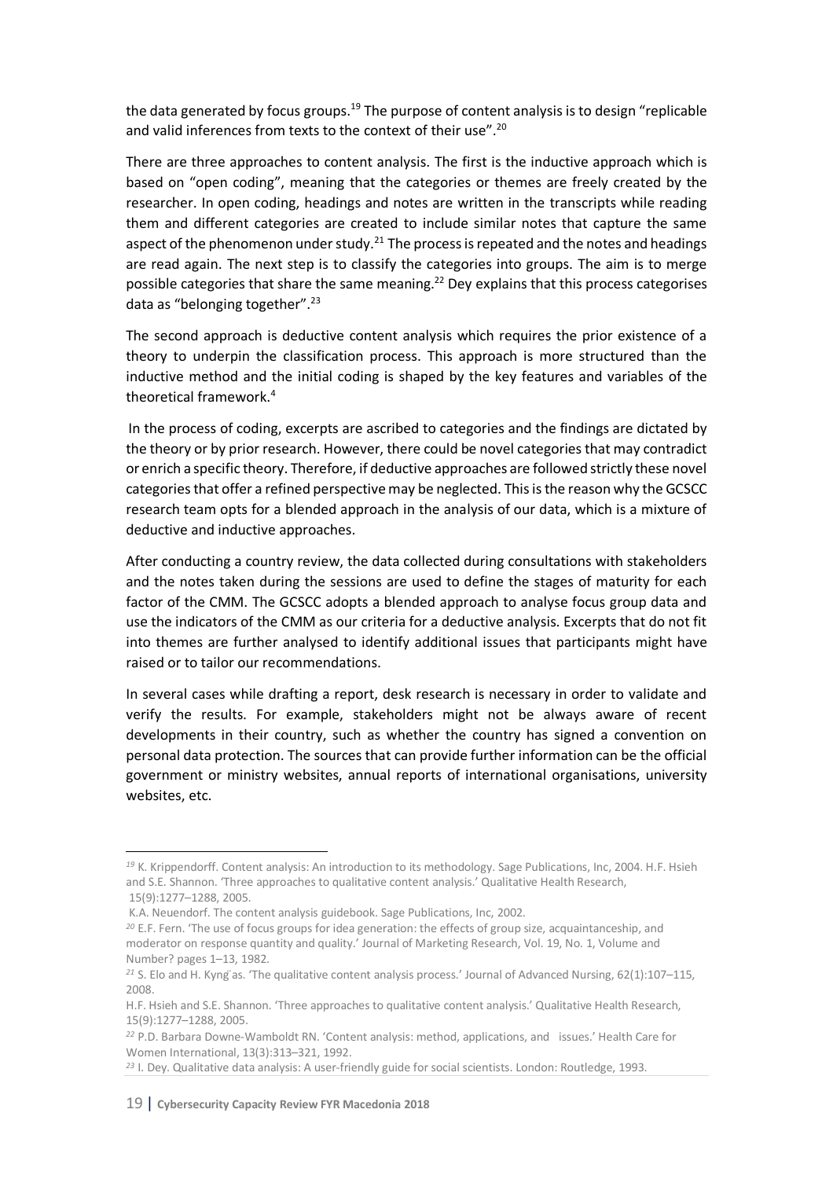the data generated by focus groups.[19] The purpose of content analysis is to design "replicable and valid inferences from texts to the context of their use".[20]

There are three approaches to content analysis. The first is the inductive approach which is based on "open coding", meaning that the categories or themes are freely created by the researcher. In open coding, headings and notes are written in the transcripts while reading them and different categories are created to include similar notes that capture the same aspect of the phenomenon under study.[21] The process is repeated and the notes and headings are read again. The next step is to classify the categories into groups. The aim is to merge possible categories that share the same meaning.[22] Dey explains that this process categorises data as "belonging together".[23]

The second approach is deductive content analysis which requires the prior existence of a theory to underpin the classification process. This approach is more structured than the inductive method and the initial coding is shaped by the key features and variables of the theoretical framework.[4]

In the process of coding, excerpts are ascribed to categories and the findings are dictated by the theory or by prior research. However, there could be novel categories that may contradict or enrich a specific theory. Therefore, if deductive approaches are followed strictly these novel categories that offer a refined perspective may be neglected. This is the reason why the GCSCC research team opts for a blended approach in the analysis of our data, which is a mixture of deductive and inductive approaches.

After conducting a country review, the data collected during consultations with stakeholders and the notes taken during the sessions are used to define the stages of maturity for each factor of the CMM. The GCSCC adopts a blended approach to analyse focus group data and use the indicators of the CMM as our criteria for a deductive analysis. Excerpts that do not fit into themes are further analysed to identify additional issues that participants might have raised or to tailor our recommendations.

In several cases while drafting a report, desk research is necessary in order to validate and verify the results. For example, stakeholders might not be always aware of recent developments in their country, such as whether the country has signed a convention on personal data protection. The sources that can provide further information can be the official government or ministry websites, annual reports of international organisations, university websites, etc.

---

[19] K. Krippendorff. Content analysis: An introduction to its methodology. Sage Publications, Inc, 2004. H.F. Hsieh and S.E. Shannon. 'Three approaches to qualitative content analysis.' Qualitative Health Research, 15(9):1277–1288, 2005.
K.A. Neuendorf. The content analysis guidebook. Sage Publications, Inc, 2002.

[20] E.F. Fern. 'The use of focus groups for idea generation: the effects of group size, acquaintanceship, and moderator on response quantity and quality.' Journal of Marketing Research, Vol. 19, No. 1, Volume and Number? pages 1–13, 1982.

[21] S. Elo and H. Kyngäs. 'The qualitative content analysis process.' Journal of Advanced Nursing, 62(1):107–115, 2008.
H.F. Hsieh and S.E. Shannon. 'Three approaches to qualitative content analysis.' Qualitative Health Research, 15(9):1277–1288, 2005.

[22] P.D. Barbara Downe-Wamboldt RN. 'Content analysis: method, applications, and issues.' Health Care for Women International, 13(3):313–321, 1992.

[23] I. Dey. Qualitative data analysis: A user-friendly guide for social scientists. London: Routledge, 1993.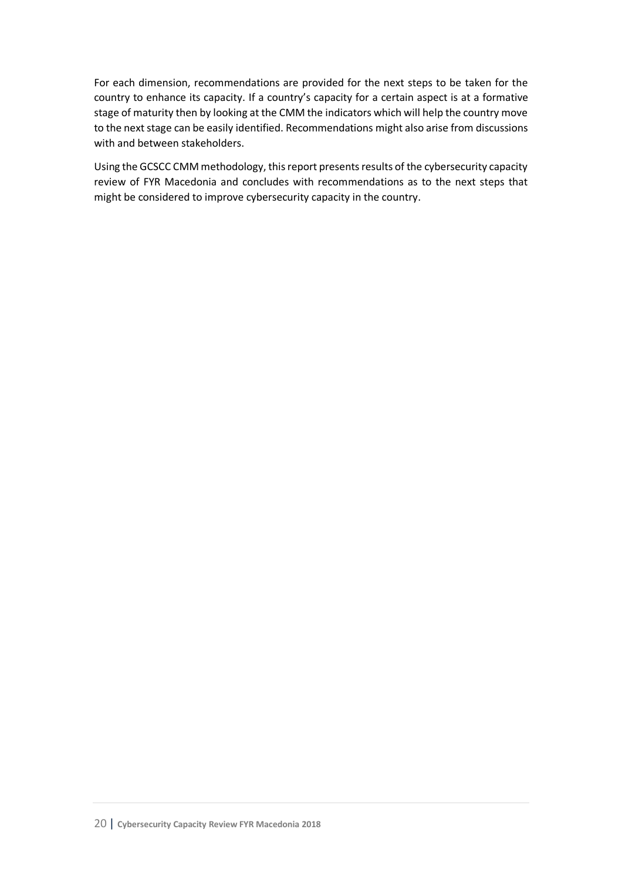For each dimension, recommendations are provided for the next steps to be taken for the country to enhance its capacity. If a country's capacity for a certain aspect is at a formative stage of maturity then by looking at the CMM the indicators which will help the country move to the next stage can be easily identified. Recommendations might also arise from discussions with and between stakeholders.

Using the GCSCC CMM methodology, this report presents results of the cybersecurity capacity review of FYR Macedonia and concludes with recommendations as to the next steps that might be considered to improve cybersecurity capacity in the country.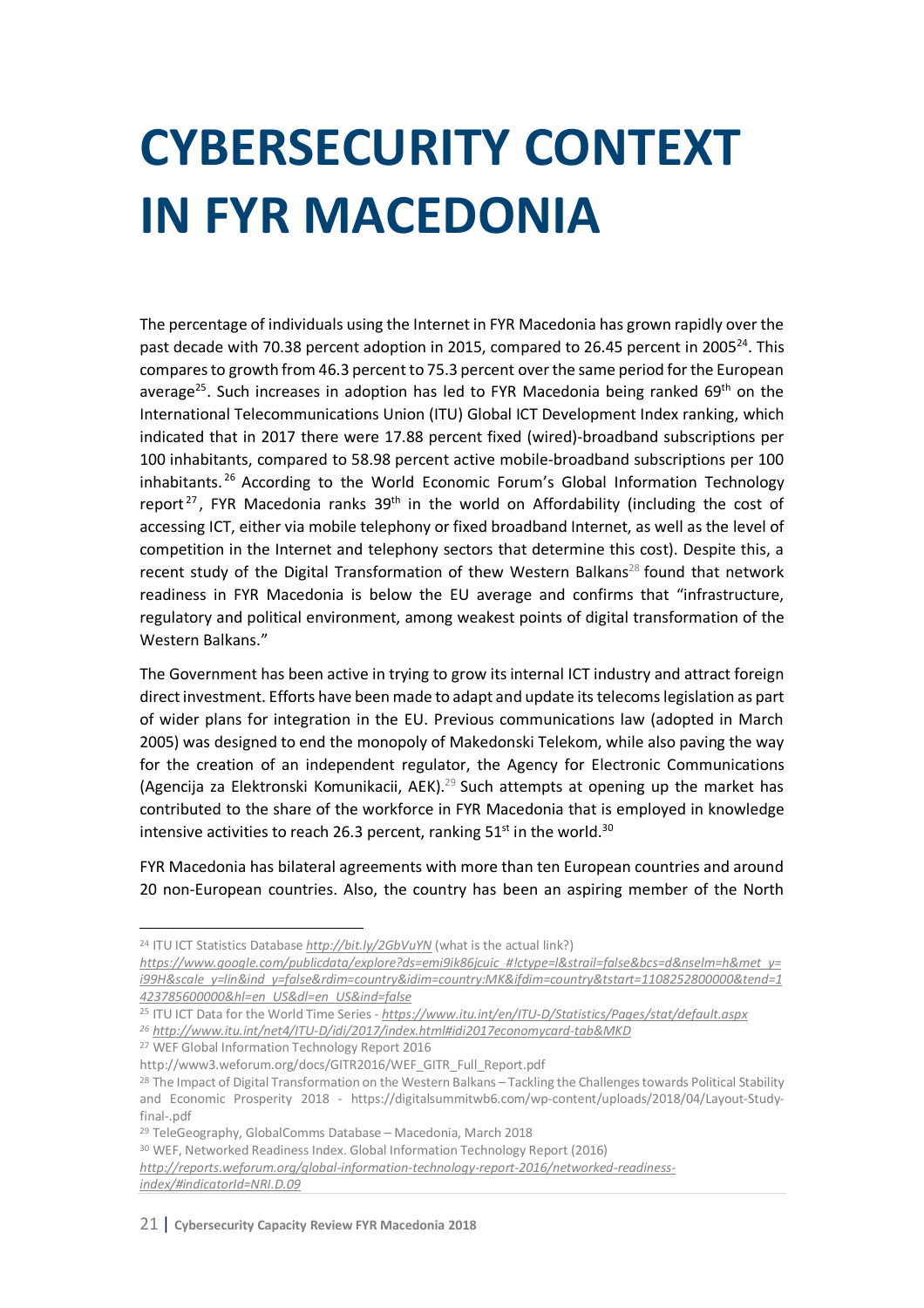# CYBERSECURITY CONTEXT IN FYR MACEDONIA

The percentage of individuals using the Internet in FYR Macedonia has grown rapidly over the past decade with 70.38 percent adoption in 2015, compared to 26.45 percent in 2005[24]. This compares to growth from 46.3 percent to 75.3 percent over the same period for the European average[25]. Such increases in adoption has led to FYR Macedonia being ranked 69th on the International Telecommunications Union (ITU) Global ICT Development Index ranking, which indicated that in 2017 there were 17.88 percent fixed (wired)-broadband subscriptions per 100 inhabitants, compared to 58.98 percent active mobile-broadband subscriptions per 100 inhabitants.[26] According to the World Economic Forum's Global Information Technology report[27], FYR Macedonia ranks 39th in the world on Affordability (including the cost of accessing ICT, either via mobile telephony or fixed broadband Internet, as well as the level of competition in the Internet and telephony sectors that determine this cost). Despite this, a recent study of the Digital Transformation of thew Western Balkans[28] found that network readiness in FYR Macedonia is below the EU average and confirms that "infrastructure, regulatory and political environment, among weakest points of digital transformation of the Western Balkans."

The Government has been active in trying to grow its internal ICT industry and attract foreign direct investment. Efforts have been made to adapt and update its telecoms legislation as part of wider plans for integration in the EU. Previous communications law (adopted in March 2005) was designed to end the monopoly of Makedonski Telekom, while also paving the way for the creation of an independent regulator, the Agency for Electronic Communications (Agencija za Elektronski Komunikacii, AEK).[29] Such attempts at opening up the market has contributed to the share of the workforce in FYR Macedonia that is employed in knowledge intensive activities to reach 26.3 percent, ranking 51st in the world.[30]

FYR Macedonia has bilateral agreements with more than ten European countries and around 20 non-European countries. Also, the country has been an aspiring member of the North

---

[24] ITU ICT Statistics Database *http://bit.ly/2GbVuYN* (what is the actual link?) *https://www.google.com/publicdata/explore?ds=emi9ik86jcuic_#!ctype=l&strail=false&bcs=d&nselm=h&met_y=i99H&scale_y=lin&ind_y=false&rdim=country&idim=country:MK&ifdim=country&tstart=1108252800000&tend=1423785600000&hl=en_US&dl=en_US&ind=false*

[25] ITU ICT Data for the World Time Series - *https://www.itu.int/en/ITU-D/Statistics/Pages/stat/default.aspx*

[26] *http://www.itu.int/net4/ITU-D/idi/2017/index.html#idi2017economycard-tab&MKD*

[27] WEF Global Information Technology Report 2016 http://www3.weforum.org/docs/GITR2016/WEF_GITR_Full_Report.pdf

[28] The Impact of Digital Transformation on the Western Balkans – Tackling the Challenges towards Political Stability and Economic Prosperity 2018 - https://digitalsummitwb6.com/wp-content/uploads/2018/04/Layout-Study-final-.pdf

[29] TeleGeography, GlobalComms Database – Macedonia, March 2018

[30] WEF, Networked Readiness Index. Global Information Technology Report (2016) *http://reports.weforum.org/global-information-technology-report-2016/networked-readiness-index/#indicatorId=NRI.D.09*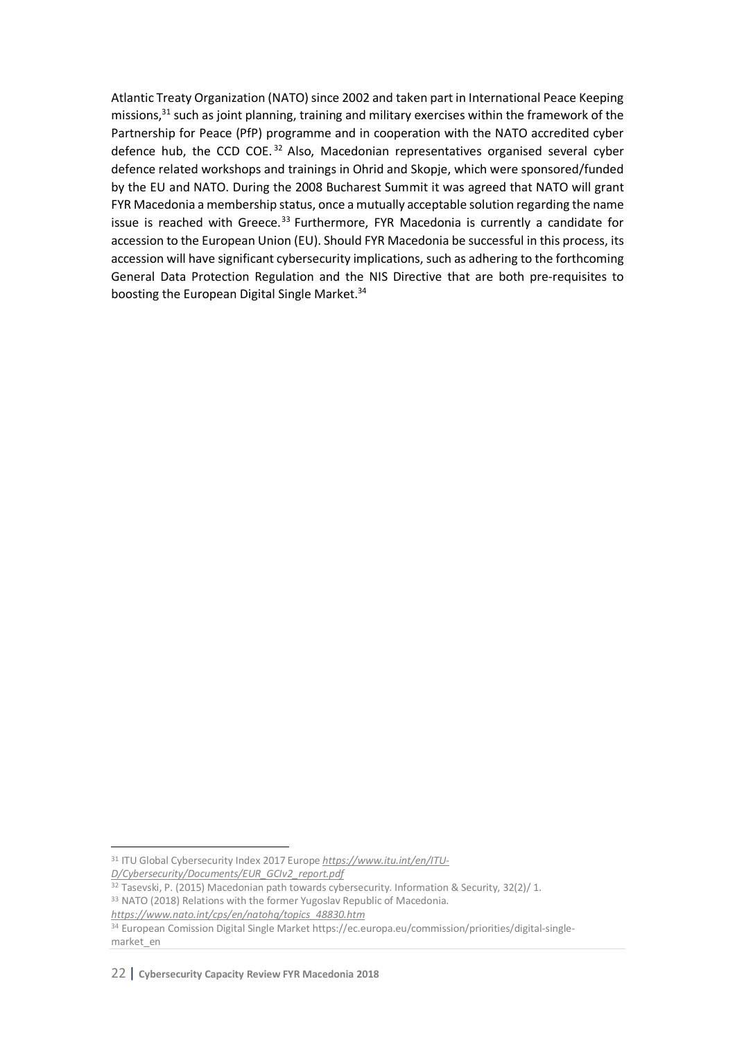Atlantic Treaty Organization (NATO) since 2002 and taken part in International Peace Keeping missions,[31] such as joint planning, training and military exercises within the framework of the Partnership for Peace (PfP) programme and in cooperation with the NATO accredited cyber defence hub, the CCD COE.[32] Also, Macedonian representatives organised several cyber defence related workshops and trainings in Ohrid and Skopje, which were sponsored/funded by the EU and NATO. During the 2008 Bucharest Summit it was agreed that NATO will grant FYR Macedonia a membership status, once a mutually acceptable solution regarding the name issue is reached with Greece.[33] Furthermore, FYR Macedonia is currently a candidate for accession to the European Union (EU). Should FYR Macedonia be successful in this process, its accession will have significant cybersecurity implications, such as adhering to the forthcoming General Data Protection Regulation and the NIS Directive that are both pre-requisites to boosting the European Digital Single Market.[34]

---

[31] ITU Global Cybersecurity Index 2017 Europe *https://www.itu.int/en/ITU-D/Cybersecurity/Documents/EUR_GCIv2_report.pdf*

[32] Tasevski, P. (2015) Macedonian path towards cybersecurity. Information & Security, 32(2)/ 1.

[33] NATO (2018) Relations with the former Yugoslav Republic of Macedonia. *https://www.nato.int/cps/en/natohq/topics_48830.htm*

[34] European Comission Digital Single Market https://ec.europa.eu/commission/priorities/digital-single-market_en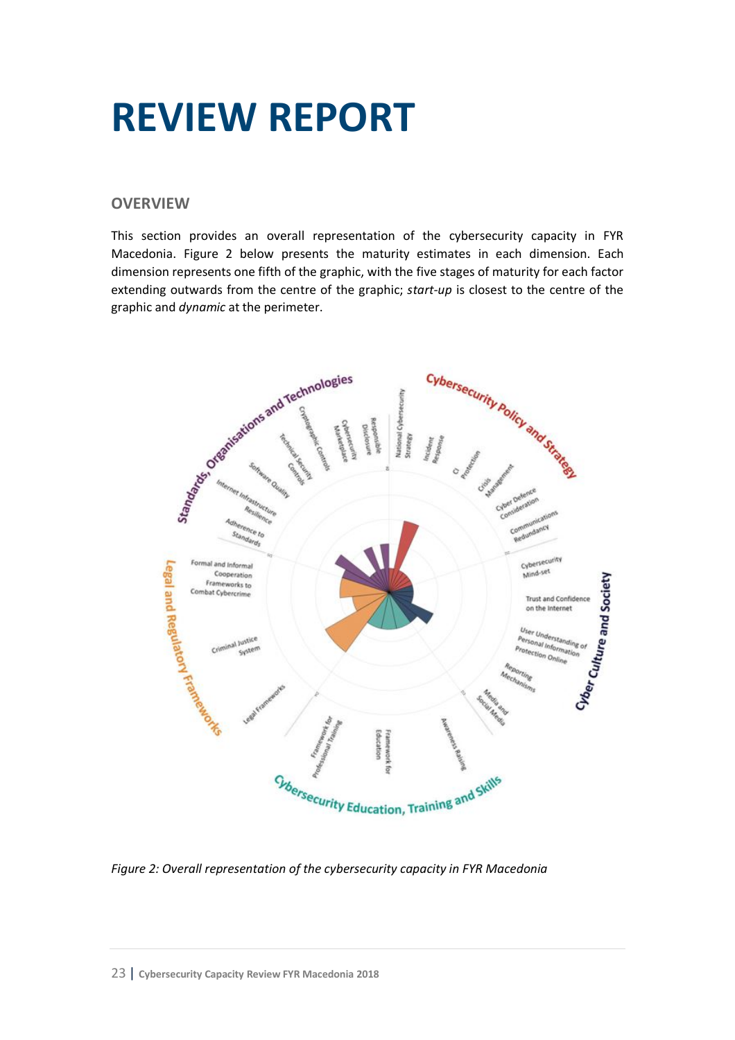# REVIEW REPORT

## OVERVIEW

This section provides an overall representation of the cybersecurity capacity in FYR Macedonia. Figure 2 below presents the maturity estimates in each dimension. Each dimension represents one fifth of the graphic, with the five stages of maturity for each factor extending outwards from the centre of the graphic; *start-up* is closest to the centre of the graphic and *dynamic* at the perimeter.

*Figure 2: Overall representation of the cybersecurity capacity in FYR Macedonia*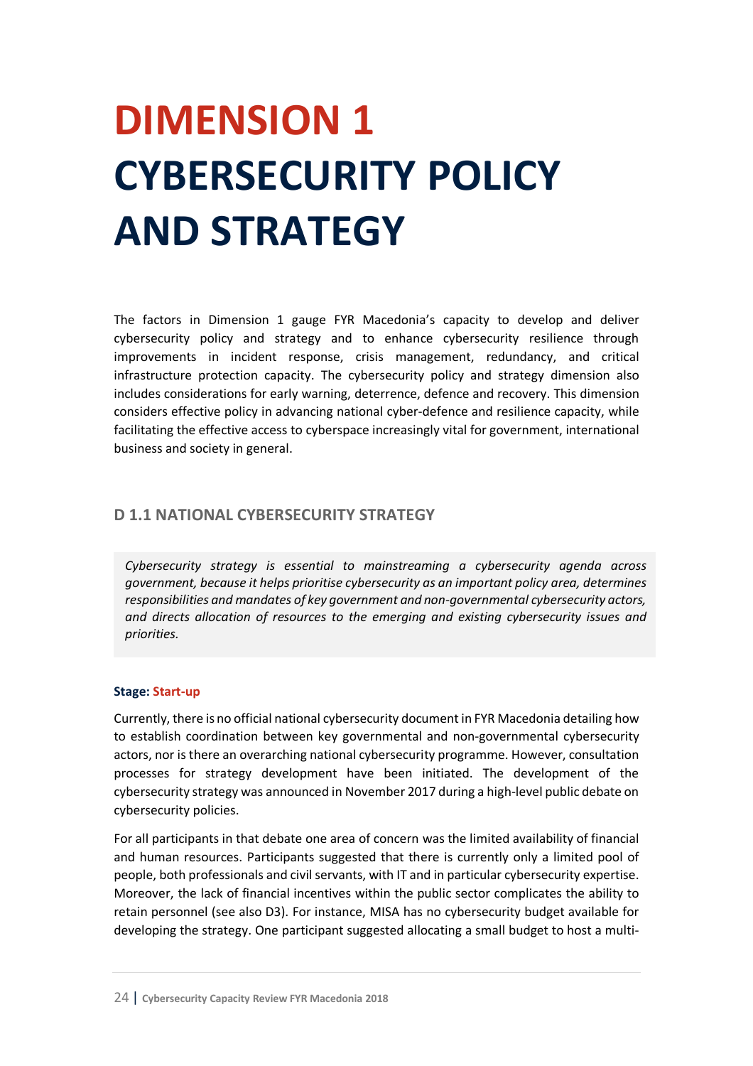# DIMENSION 1
# CYBERSECURITY POLICY AND STRATEGY

The factors in Dimension 1 gauge FYR Macedonia's capacity to develop and deliver cybersecurity policy and strategy and to enhance cybersecurity resilience through improvements in incident response, crisis management, redundancy, and critical infrastructure protection capacity. The cybersecurity policy and strategy dimension also includes considerations for early warning, deterrence, defence and recovery. This dimension considers effective policy in advancing national cyber-defence and resilience capacity, while facilitating the effective access to cyberspace increasingly vital for government, international business and society in general.

## D 1.1 NATIONAL CYBERSECURITY STRATEGY

*Cybersecurity strategy is essential to mainstreaming a cybersecurity agenda across government, because it helps prioritise cybersecurity as an important policy area, determines responsibilities and mandates of key government and non-governmental cybersecurity actors, and directs allocation of resources to the emerging and existing cybersecurity issues and priorities.*

**Stage: Start-up**

Currently, there is no official national cybersecurity document in FYR Macedonia detailing how to establish coordination between key governmental and non-governmental cybersecurity actors, nor is there an overarching national cybersecurity programme. However, consultation processes for strategy development have been initiated. The development of the cybersecurity strategy was announced in November 2017 during a high-level public debate on cybersecurity policies.

For all participants in that debate one area of concern was the limited availability of financial and human resources. Participants suggested that there is currently only a limited pool of people, both professionals and civil servants, with IT and in particular cybersecurity expertise. Moreover, the lack of financial incentives within the public sector complicates the ability to retain personnel (see also D3). For instance, MISA has no cybersecurity budget available for developing the strategy. One participant suggested allocating a small budget to host a multi-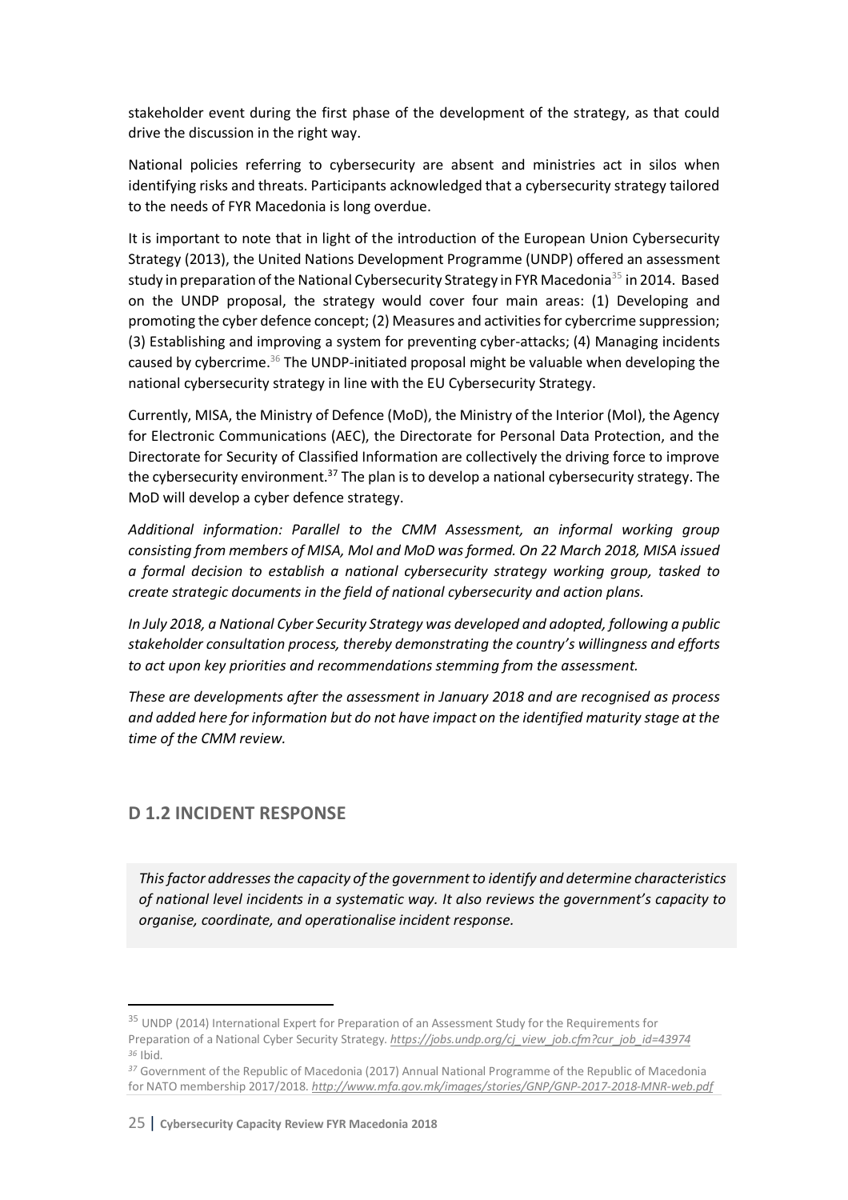stakeholder event during the first phase of the development of the strategy, as that could drive the discussion in the right way.

National policies referring to cybersecurity are absent and ministries act in silos when identifying risks and threats. Participants acknowledged that a cybersecurity strategy tailored to the needs of FYR Macedonia is long overdue.

It is important to note that in light of the introduction of the European Union Cybersecurity Strategy (2013), the United Nations Development Programme (UNDP) offered an assessment study in preparation of the National Cybersecurity Strategy in FYR Macedonia[35] in 2014. Based on the UNDP proposal, the strategy would cover four main areas: (1) Developing and promoting the cyber defence concept; (2) Measures and activities for cybercrime suppression; (3) Establishing and improving a system for preventing cyber-attacks; (4) Managing incidents caused by cybercrime.[36] The UNDP-initiated proposal might be valuable when developing the national cybersecurity strategy in line with the EU Cybersecurity Strategy.

Currently, MISA, the Ministry of Defence (MoD), the Ministry of the Interior (MoI), the Agency for Electronic Communications (AEC), the Directorate for Personal Data Protection, and the Directorate for Security of Classified Information are collectively the driving force to improve the cybersecurity environment.[37] The plan is to develop a national cybersecurity strategy. The MoD will develop a cyber defence strategy.

*Additional information: Parallel to the CMM Assessment, an informal working group consisting from members of MISA, MoI and MoD was formed. On 22 March 2018, MISA issued a formal decision to establish a national cybersecurity strategy working group, tasked to create strategic documents in the field of national cybersecurity and action plans.*

*In July 2018, a National Cyber Security Strategy was developed and adopted, following a public stakeholder consultation process, thereby demonstrating the country's willingness and efforts to act upon key priorities and recommendations stemming from the assessment.*

*These are developments after the assessment in January 2018 and are recognised as process and added here for information but do not have impact on the identified maturity stage at the time of the CMM review.*

## D 1.2 INCIDENT RESPONSE

*This factor addresses the capacity of the government to identify and determine characteristics of national level incidents in a systematic way. It also reviews the government's capacity to organise, coordinate, and operationalise incident response.*

---

[35] UNDP (2014) International Expert for Preparation of an Assessment Study for the Requirements for Preparation of a National Cyber Security Strategy. *https://jobs.undp.org/cj_view_job.cfm?cur_job_id=43974*

[36] Ibid.

[37] Government of the Republic of Macedonia (2017) Annual National Programme of the Republic of Macedonia for NATO membership 2017/2018. *http://www.mfa.gov.mk/images/stories/GNP/GNP-2017-2018-MNR-web.pdf*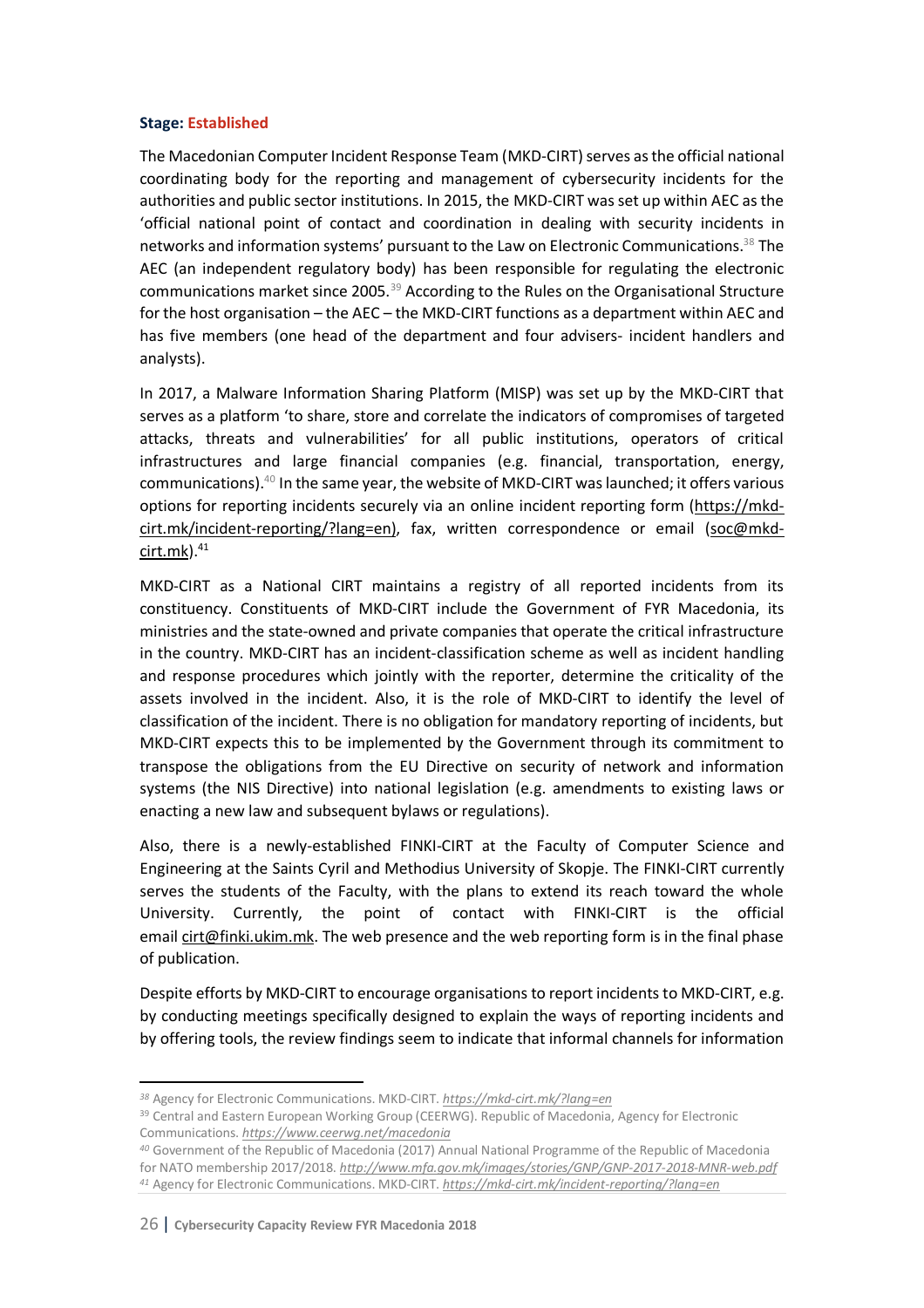**Stage: Established**

The Macedonian Computer Incident Response Team (MKD-CIRT) serves as the official national coordinating body for the reporting and management of cybersecurity incidents for the authorities and public sector institutions. In 2015, the MKD-CIRT was set up within AEC as the 'official national point of contact and coordination in dealing with security incidents in networks and information systems' pursuant to the Law on Electronic Communications.[38] The AEC (an independent regulatory body) has been responsible for regulating the electronic communications market since 2005.[39] According to the Rules on the Organisational Structure for the host organisation – the AEC – the MKD-CIRT functions as a department within AEC and has five members (one head of the department and four advisers- incident handlers and analysts).

In 2017, a Malware Information Sharing Platform (MISP) was set up by the MKD-CIRT that serves as a platform 'to share, store and correlate the indicators of compromises of targeted attacks, threats and vulnerabilities' for all public institutions, operators of critical infrastructures and large financial companies (e.g. financial, transportation, energy, communications).[40] In the same year, the website of MKD-CIRT was launched; it offers various options for reporting incidents securely via an online incident reporting form (https://mkd-cirt.mk/incident-reporting/?lang=en), fax, written correspondence or email (soc@mkd-cirt.mk).[41]

MKD-CIRT as a National CIRT maintains a registry of all reported incidents from its constituency. Constituents of MKD-CIRT include the Government of FYR Macedonia, its ministries and the state-owned and private companies that operate the critical infrastructure in the country. MKD-CIRT has an incident-classification scheme as well as incident handling and response procedures which jointly with the reporter, determine the criticality of the assets involved in the incident. Also, it is the role of MKD-CIRT to identify the level of classification of the incident. There is no obligation for mandatory reporting of incidents, but MKD-CIRT expects this to be implemented by the Government through its commitment to transpose the obligations from the EU Directive on security of network and information systems (the NIS Directive) into national legislation (e.g. amendments to existing laws or enacting a new law and subsequent bylaws or regulations).

Also, there is a newly-established FINKI-CIRT at the Faculty of Computer Science and Engineering at the Saints Cyril and Methodius University of Skopje. The FINKI-CIRT currently serves the students of the Faculty, with the plans to extend its reach toward the whole University. Currently, the point of contact with FINKI-CIRT is the official email cirt@finki.ukim.mk. The web presence and the web reporting form is in the final phase of publication.

Despite efforts by MKD-CIRT to encourage organisations to report incidents to MKD-CIRT, e.g. by conducting meetings specifically designed to explain the ways of reporting incidents and by offering tools, the review findings seem to indicate that informal channels for information

---

[38] Agency for Electronic Communications. MKD-CIRT. *https://mkd-cirt.mk/?lang=en*

[39] Central and Eastern European Working Group (CEERWG). Republic of Macedonia, Agency for Electronic Communications. *https://www.ceerwg.net/macedonia*

[40] Government of the Republic of Macedonia (2017) Annual National Programme of the Republic of Macedonia for NATO membership 2017/2018. *http://www.mfa.gov.mk/images/stories/GNP/GNP-2017-2018-MNR-web.pdf*

[41] Agency for Electronic Communications. MKD-CIRT. *https://mkd-cirt.mk/incident-reporting/?lang=en*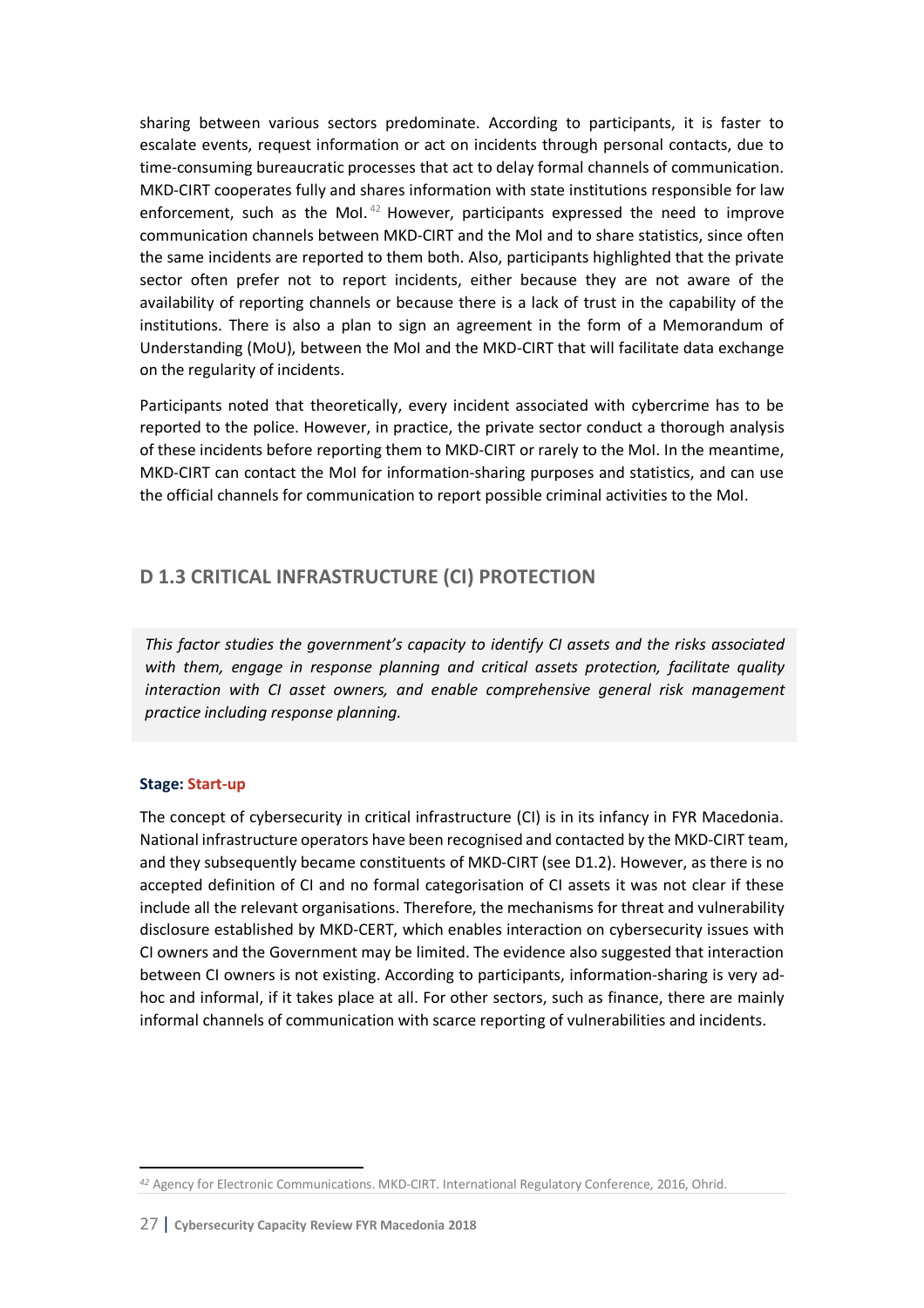sharing between various sectors predominate. According to participants, it is faster to escalate events, request information or act on incidents through personal contacts, due to time-consuming bureaucratic processes that act to delay formal channels of communication. MKD-CIRT cooperates fully and shares information with state institutions responsible for law enforcement, such as the MoI.[42] However, participants expressed the need to improve communication channels between MKD-CIRT and the MoI and to share statistics, since often the same incidents are reported to them both. Also, participants highlighted that the private sector often prefer not to report incidents, either because they are not aware of the availability of reporting channels or because there is a lack of trust in the capability of the institutions. There is also a plan to sign an agreement in the form of a Memorandum of Understanding (MoU), between the MoI and the MKD-CIRT that will facilitate data exchange on the regularity of incidents.

Participants noted that theoretically, every incident associated with cybercrime has to be reported to the police. However, in practice, the private sector conduct a thorough analysis of these incidents before reporting them to MKD-CIRT or rarely to the MoI. In the meantime, MKD-CIRT can contact the MoI for information-sharing purposes and statistics, and can use the official channels for communication to report possible criminal activities to the MoI.

## D 1.3 CRITICAL INFRASTRUCTURE (CI) PROTECTION

*This factor studies the government's capacity to identify CI assets and the risks associated with them, engage in response planning and critical assets protection, facilitate quality interaction with CI asset owners, and enable comprehensive general risk management practice including response planning.*

**Stage: Start-up**

The concept of cybersecurity in critical infrastructure (CI) is in its infancy in FYR Macedonia. National infrastructure operators have been recognised and contacted by the MKD-CIRT team, and they subsequently became constituents of MKD-CIRT (see D1.2). However, as there is no accepted definition of CI and no formal categorisation of CI assets it was not clear if these include all the relevant organisations. Therefore, the mechanisms for threat and vulnerability disclosure established by MKD-CERT, which enables interaction on cybersecurity issues with CI owners and the Government may be limited. The evidence also suggested that interaction between CI owners is not existing. According to participants, information-sharing is very ad-hoc and informal, if it takes place at all. For other sectors, such as finance, there are mainly informal channels of communication with scarce reporting of vulnerabilities and incidents.

[42] Agency for Electronic Communications. MKD-CIRT. International Regulatory Conference, 2016, Ohrid.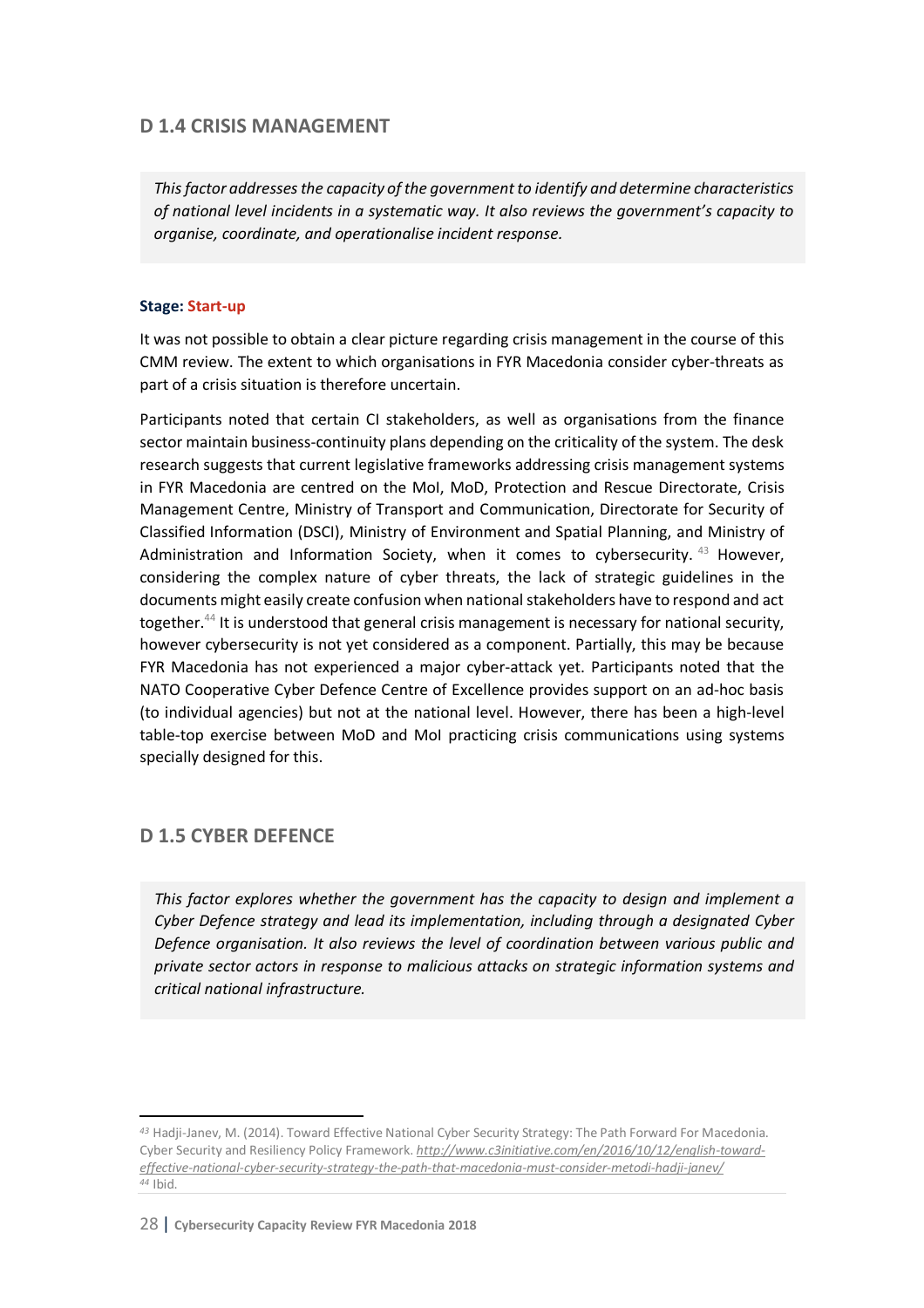## D 1.4 CRISIS MANAGEMENT

*This factor addresses the capacity of the government to identify and determine characteristics of national level incidents in a systematic way. It also reviews the government's capacity to organise, coordinate, and operationalise incident response.*

**Stage: Start-up**

It was not possible to obtain a clear picture regarding crisis management in the course of this CMM review. The extent to which organisations in FYR Macedonia consider cyber-threats as part of a crisis situation is therefore uncertain.

Participants noted that certain CI stakeholders, as well as organisations from the finance sector maintain business-continuity plans depending on the criticality of the system. The desk research suggests that current legislative frameworks addressing crisis management systems in FYR Macedonia are centred on the MoI, MoD, Protection and Rescue Directorate, Crisis Management Centre, Ministry of Transport and Communication, Directorate for Security of Classified Information (DSCI), Ministry of Environment and Spatial Planning, and Ministry of Administration and Information Society, when it comes to cybersecurity.[43] However, considering the complex nature of cyber threats, the lack of strategic guidelines in the documents might easily create confusion when national stakeholders have to respond and act together.[44] It is understood that general crisis management is necessary for national security, however cybersecurity is not yet considered as a component. Partially, this may be because FYR Macedonia has not experienced a major cyber-attack yet. Participants noted that the NATO Cooperative Cyber Defence Centre of Excellence provides support on an ad-hoc basis (to individual agencies) but not at the national level. However, there has been a high-level table-top exercise between MoD and MoI practicing crisis communications using systems specially designed for this.

## D 1.5 CYBER DEFENCE

*This factor explores whether the government has the capacity to design and implement a Cyber Defence strategy and lead its implementation, including through a designated Cyber Defence organisation. It also reviews the level of coordination between various public and private sector actors in response to malicious attacks on strategic information systems and critical national infrastructure.*

---

[43] Hadji-Janev, M. (2014). Toward Effective National Cyber Security Strategy: The Path Forward For Macedonia. Cyber Security and Resiliency Policy Framework. *http://www.c3initiative.com/en/2016/10/12/english-toward-effective-national-cyber-security-strategy-the-path-that-macedonia-must-consider-metodi-hadji-janev/*

[44] Ibid.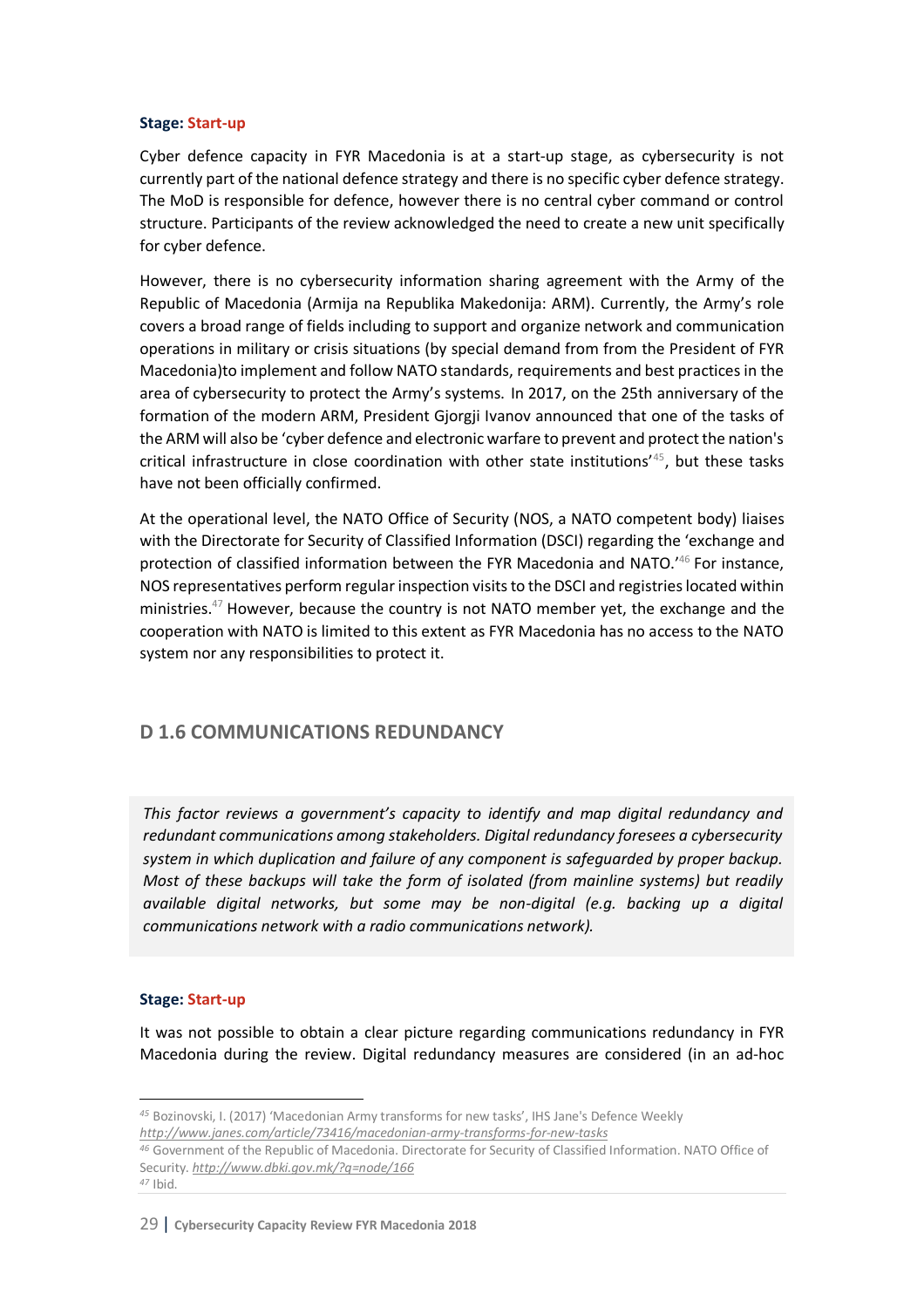**Stage: Start-up**

Cyber defence capacity in FYR Macedonia is at a start-up stage, as cybersecurity is not currently part of the national defence strategy and there is no specific cyber defence strategy. The MoD is responsible for defence, however there is no central cyber command or control structure. Participants of the review acknowledged the need to create a new unit specifically for cyber defence.

However, there is no cybersecurity information sharing agreement with the Army of the Republic of Macedonia (Armija na Republika Makedonija: ARM). Currently, the Army's role covers a broad range of fields including to support and organize network and communication operations in military or crisis situations (by special demand from from the President of FYR Macedonia)to implement and follow NATO standards, requirements and best practices in the area of cybersecurity to protect the Army's systems. In 2017, on the 25th anniversary of the formation of the modern ARM, President Gjorgji Ivanov announced that one of the tasks of the ARM will also be 'cyber defence and electronic warfare to prevent and protect the nation's critical infrastructure in close coordination with other state institutions'[45], but these tasks have not been officially confirmed.

At the operational level, the NATO Office of Security (NOS, a NATO competent body) liaises with the Directorate for Security of Classified Information (DSCI) regarding the 'exchange and protection of classified information between the FYR Macedonia and NATO.'[46] For instance, NOS representatives perform regular inspection visits to the DSCI and registries located within ministries.[47] However, because the country is not NATO member yet, the exchange and the cooperation with NATO is limited to this extent as FYR Macedonia has no access to the NATO system nor any responsibilities to protect it.

## D 1.6 COMMUNICATIONS REDUNDANCY

*This factor reviews a government's capacity to identify and map digital redundancy and redundant communications among stakeholders. Digital redundancy foresees a cybersecurity system in which duplication and failure of any component is safeguarded by proper backup. Most of these backups will take the form of isolated (from mainline systems) but readily available digital networks, but some may be non-digital (e.g. backing up a digital communications network with a radio communications network).*

**Stage: Start-up**

It was not possible to obtain a clear picture regarding communications redundancy in FYR Macedonia during the review. Digital redundancy measures are considered (in an ad-hoc

---

[45] Bozinovski, I. (2017) 'Macedonian Army transforms for new tasks', IHS Jane's Defence Weekly *http://www.janes.com/article/73416/macedonian-army-transforms-for-new-tasks*

[46] Government of the Republic of Macedonia. Directorate for Security of Classified Information. NATO Office of Security. *http://www.dbki.gov.mk/?q=node/166*

[47] Ibid.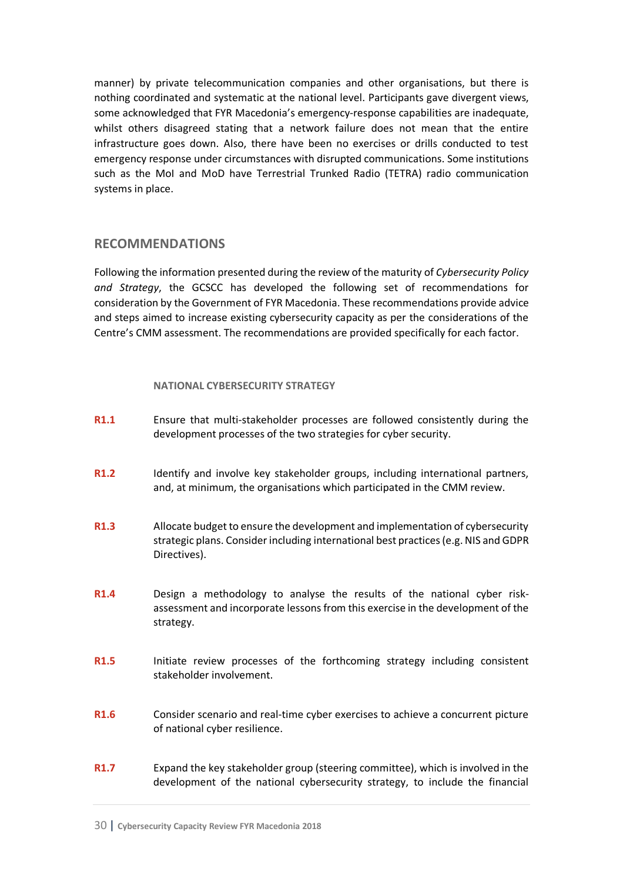manner) by private telecommunication companies and other organisations, but there is nothing coordinated and systematic at the national level. Participants gave divergent views, some acknowledged that FYR Macedonia's emergency-response capabilities are inadequate, whilst others disagreed stating that a network failure does not mean that the entire infrastructure goes down. Also, there have been no exercises or drills conducted to test emergency response under circumstances with disrupted communications. Some institutions such as the MoI and MoD have Terrestrial Trunked Radio (TETRA) radio communication systems in place.

## RECOMMENDATIONS

Following the information presented during the review of the maturity of *Cybersecurity Policy and Strategy*, the GCSCC has developed the following set of recommendations for consideration by the Government of FYR Macedonia. These recommendations provide advice and steps aimed to increase existing cybersecurity capacity as per the considerations of the Centre's CMM assessment. The recommendations are provided specifically for each factor.

### NATIONAL CYBERSECURITY STRATEGY

**R1.1** Ensure that multi-stakeholder processes are followed consistently during the development processes of the two strategies for cyber security.

**R1.2** Identify and involve key stakeholder groups, including international partners, and, at minimum, the organisations which participated in the CMM review.

**R1.3** Allocate budget to ensure the development and implementation of cybersecurity strategic plans. Consider including international best practices (e.g. NIS and GDPR Directives).

**R1.4** Design a methodology to analyse the results of the national cyber risk-assessment and incorporate lessons from this exercise in the development of the strategy.

**R1.5** Initiate review processes of the forthcoming strategy including consistent stakeholder involvement.

**R1.6** Consider scenario and real-time cyber exercises to achieve a concurrent picture of national cyber resilience.

**R1.7** Expand the key stakeholder group (steering committee), which is involved in the development of the national cybersecurity strategy, to include the financial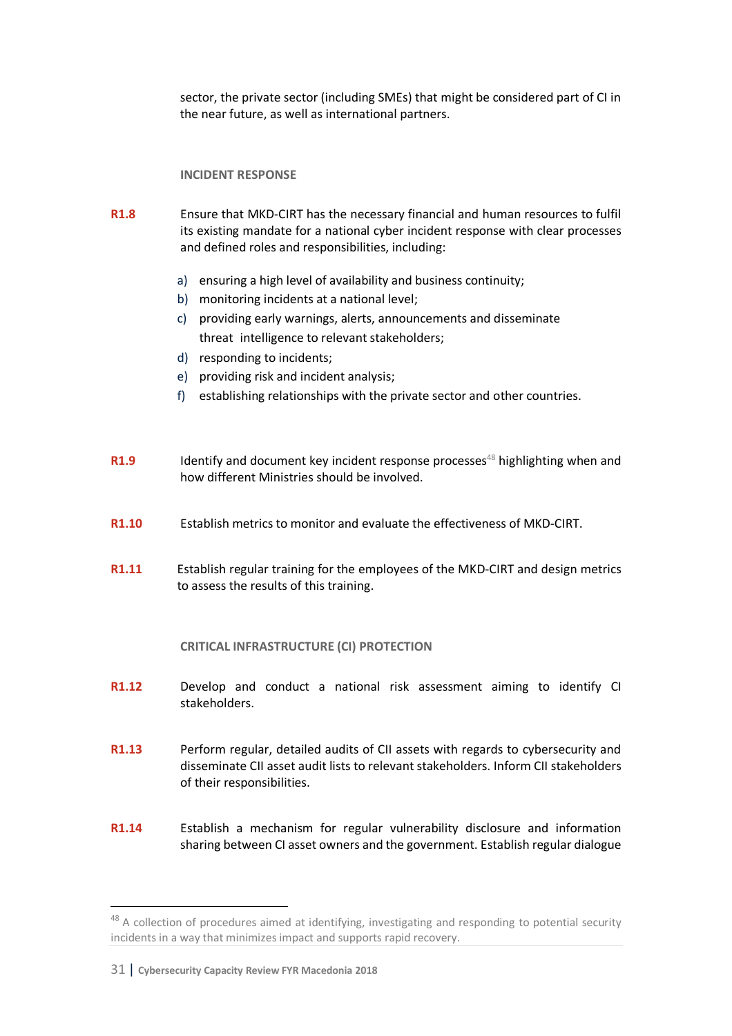sector, the private sector (including SMEs) that might be considered part of CI in the near future, as well as international partners.

#### INCIDENT RESPONSE

**R1.8** Ensure that MKD-CIRT has the necessary financial and human resources to fulfil its existing mandate for a national cyber incident response with clear processes and defined roles and responsibilities, including:

a) ensuring a high level of availability and business continuity;
b) monitoring incidents at a national level;
c) providing early warnings, alerts, announcements and disseminate threat intelligence to relevant stakeholders;
d) responding to incidents;
e) providing risk and incident analysis;
f) establishing relationships with the private sector and other countries.

**R1.9** Identify and document key incident response processes[48] highlighting when and how different Ministries should be involved.

**R1.10** Establish metrics to monitor and evaluate the effectiveness of MKD-CIRT.

**R1.11** Establish regular training for the employees of the MKD-CIRT and design metrics to assess the results of this training.

#### CRITICAL INFRASTRUCTURE (CI) PROTECTION

**R1.12** Develop and conduct a national risk assessment aiming to identify CI stakeholders.

**R1.13** Perform regular, detailed audits of CII assets with regards to cybersecurity and disseminate CII asset audit lists to relevant stakeholders. Inform CII stakeholders of their responsibilities.

**R1.14** Establish a mechanism for regular vulnerability disclosure and information sharing between CI asset owners and the government. Establish regular dialogue

[48] A collection of procedures aimed at identifying, investigating and responding to potential security incidents in a way that minimizes impact and supports rapid recovery.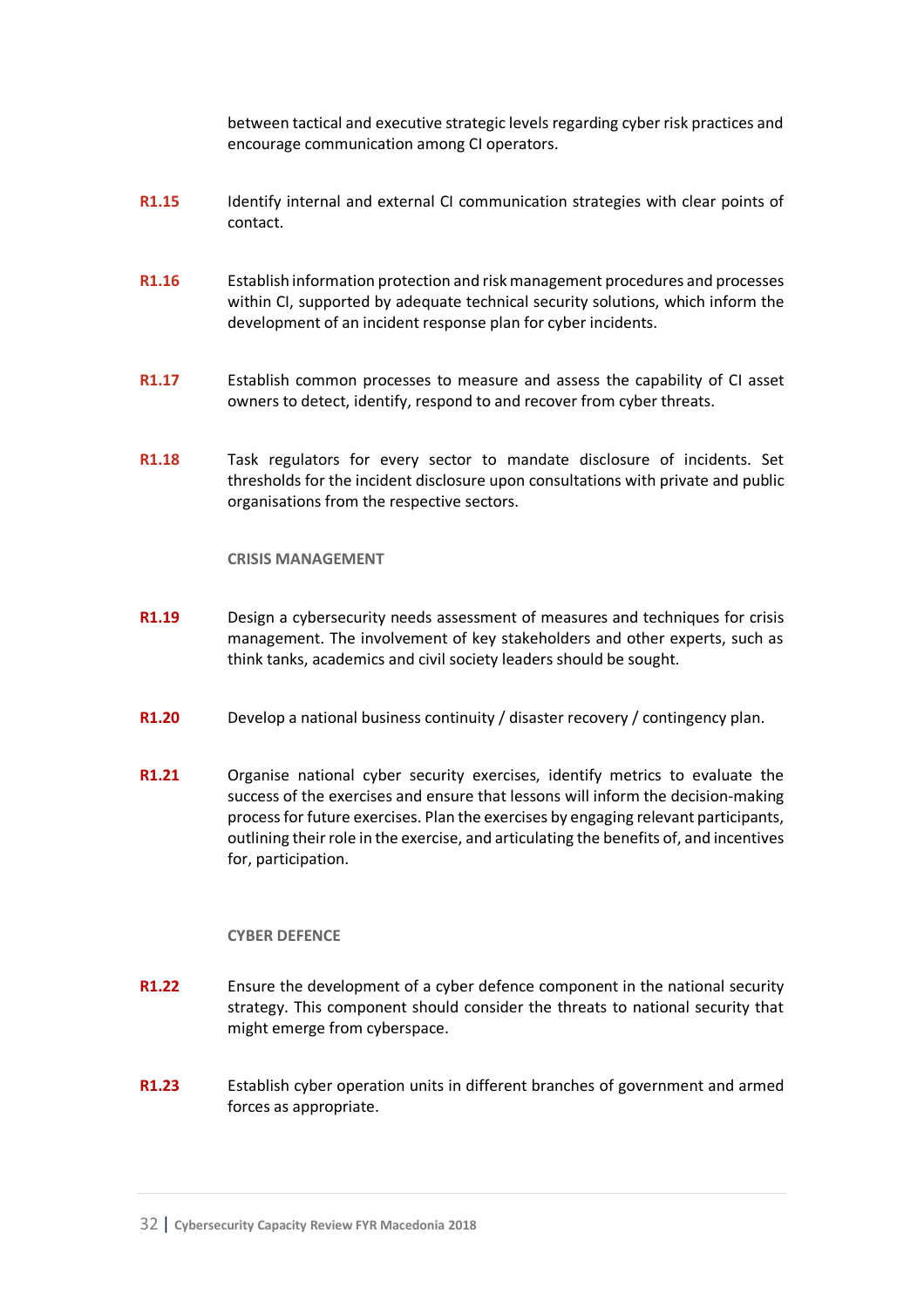between tactical and executive strategic levels regarding cyber risk practices and encourage communication among CI operators.

**R1.15** Identify internal and external CI communication strategies with clear points of contact.

**R1.16** Establish information protection and risk management procedures and processes within CI, supported by adequate technical security solutions, which inform the development of an incident response plan for cyber incidents.

**R1.17** Establish common processes to measure and assess the capability of CI asset owners to detect, identify, respond to and recover from cyber threats.

**R1.18** Task regulators for every sector to mandate disclosure of incidents. Set thresholds for the incident disclosure upon consultations with private and public organisations from the respective sectors.

#### CRISIS MANAGEMENT

**R1.19** Design a cybersecurity needs assessment of measures and techniques for crisis management. The involvement of key stakeholders and other experts, such as think tanks, academics and civil society leaders should be sought.

**R1.20** Develop a national business continuity / disaster recovery / contingency plan.

**R1.21** Organise national cyber security exercises, identify metrics to evaluate the success of the exercises and ensure that lessons will inform the decision-making process for future exercises. Plan the exercises by engaging relevant participants, outlining their role in the exercise, and articulating the benefits of, and incentives for, participation.

#### CYBER DEFENCE

**R1.22** Ensure the development of a cyber defence component in the national security strategy. This component should consider the threats to national security that might emerge from cyberspace.

**R1.23** Establish cyber operation units in different branches of government and armed forces as appropriate.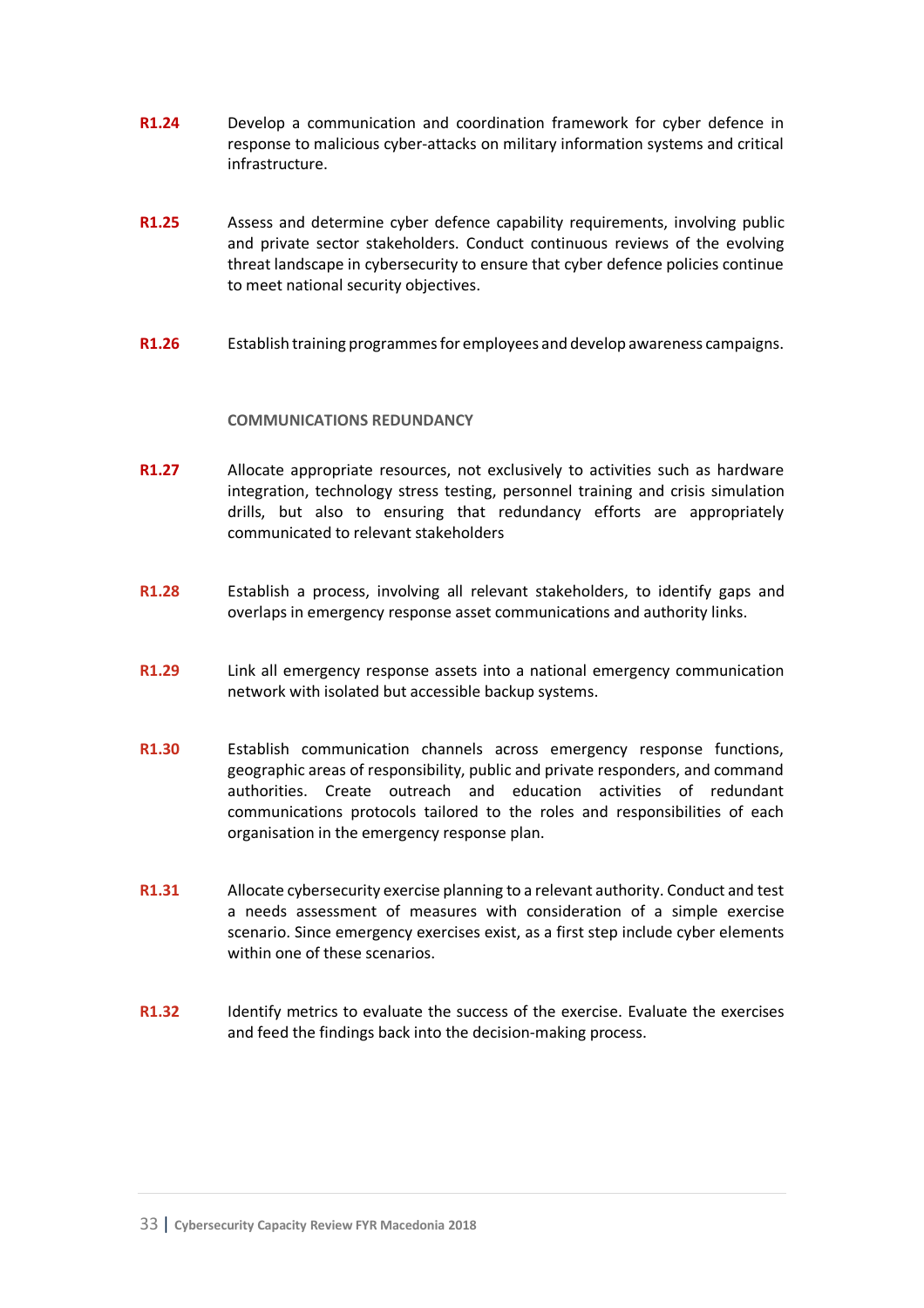**R1.24** Develop a communication and coordination framework for cyber defence in response to malicious cyber-attacks on military information systems and critical infrastructure.

**R1.25** Assess and determine cyber defence capability requirements, involving public and private sector stakeholders. Conduct continuous reviews of the evolving threat landscape in cybersecurity to ensure that cyber defence policies continue to meet national security objectives.

**R1.26** Establish training programmes for employees and develop awareness campaigns.

#### COMMUNICATIONS REDUNDANCY

**R1.27** Allocate appropriate resources, not exclusively to activities such as hardware integration, technology stress testing, personnel training and crisis simulation drills, but also to ensuring that redundancy efforts are appropriately communicated to relevant stakeholders

**R1.28** Establish a process, involving all relevant stakeholders, to identify gaps and overlaps in emergency response asset communications and authority links.

**R1.29** Link all emergency response assets into a national emergency communication network with isolated but accessible backup systems.

**R1.30** Establish communication channels across emergency response functions, geographic areas of responsibility, public and private responders, and command authorities. Create outreach and education activities of redundant communications protocols tailored to the roles and responsibilities of each organisation in the emergency response plan.

**R1.31** Allocate cybersecurity exercise planning to a relevant authority. Conduct and test a needs assessment of measures with consideration of a simple exercise scenario. Since emergency exercises exist, as a first step include cyber elements within one of these scenarios.

**R1.32** Identify metrics to evaluate the success of the exercise. Evaluate the exercises and feed the findings back into the decision-making process.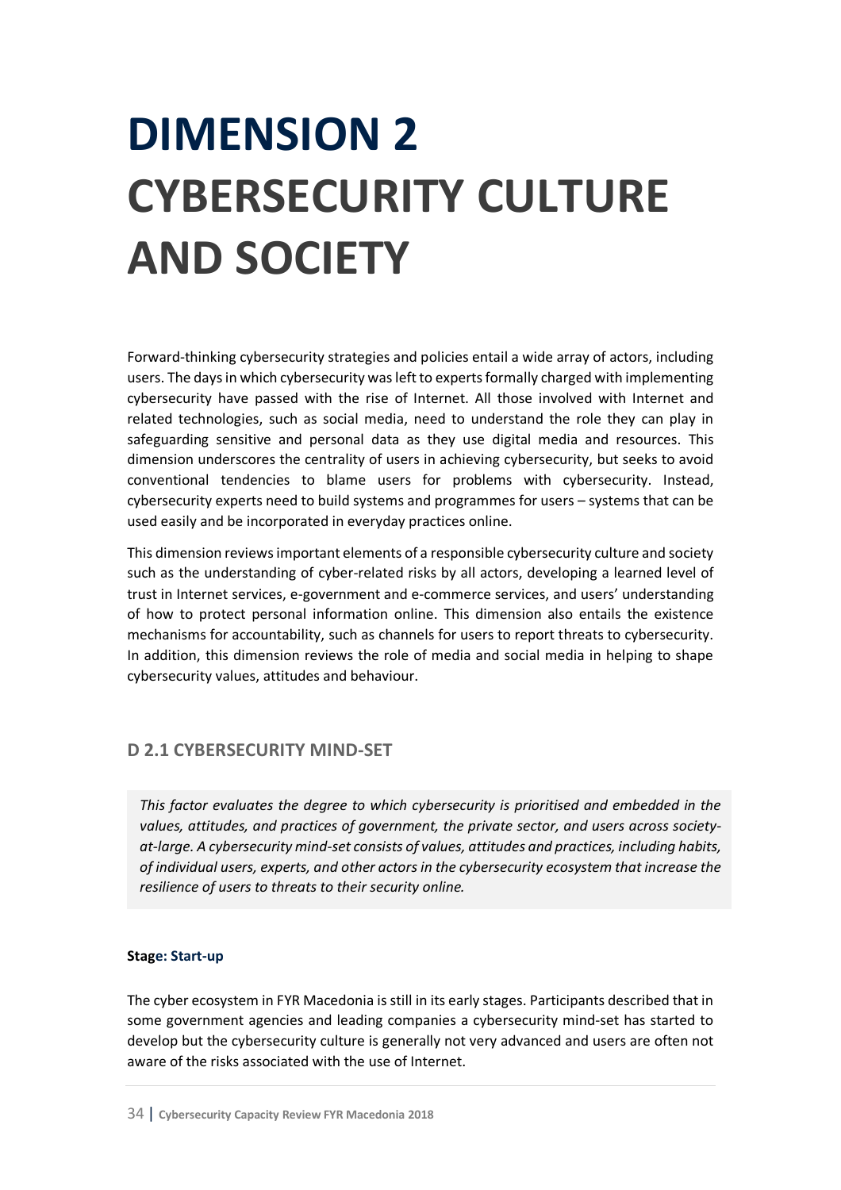# DIMENSION 2 CYBERSECURITY CULTURE AND SOCIETY

Forward-thinking cybersecurity strategies and policies entail a wide array of actors, including users. The days in which cybersecurity was left to experts formally charged with implementing cybersecurity have passed with the rise of Internet. All those involved with Internet and related technologies, such as social media, need to understand the role they can play in safeguarding sensitive and personal data as they use digital media and resources. This dimension underscores the centrality of users in achieving cybersecurity, but seeks to avoid conventional tendencies to blame users for problems with cybersecurity. Instead, cybersecurity experts need to build systems and programmes for users – systems that can be used easily and be incorporated in everyday practices online.

This dimension reviews important elements of a responsible cybersecurity culture and society such as the understanding of cyber-related risks by all actors, developing a learned level of trust in Internet services, e-government and e-commerce services, and users' understanding of how to protect personal information online. This dimension also entails the existence mechanisms for accountability, such as channels for users to report threats to cybersecurity. In addition, this dimension reviews the role of media and social media in helping to shape cybersecurity values, attitudes and behaviour.

## D 2.1 CYBERSECURITY MIND-SET

*This factor evaluates the degree to which cybersecurity is prioritised and embedded in the values, attitudes, and practices of government, the private sector, and users across society-at-large. A cybersecurity mind-set consists of values, attitudes and practices, including habits, of individual users, experts, and other actors in the cybersecurity ecosystem that increase the resilience of users to threats to their security online.*

**Stage: Start-up**

The cyber ecosystem in FYR Macedonia is still in its early stages. Participants described that in some government agencies and leading companies a cybersecurity mind-set has started to develop but the cybersecurity culture is generally not very advanced and users are often not aware of the risks associated with the use of Internet.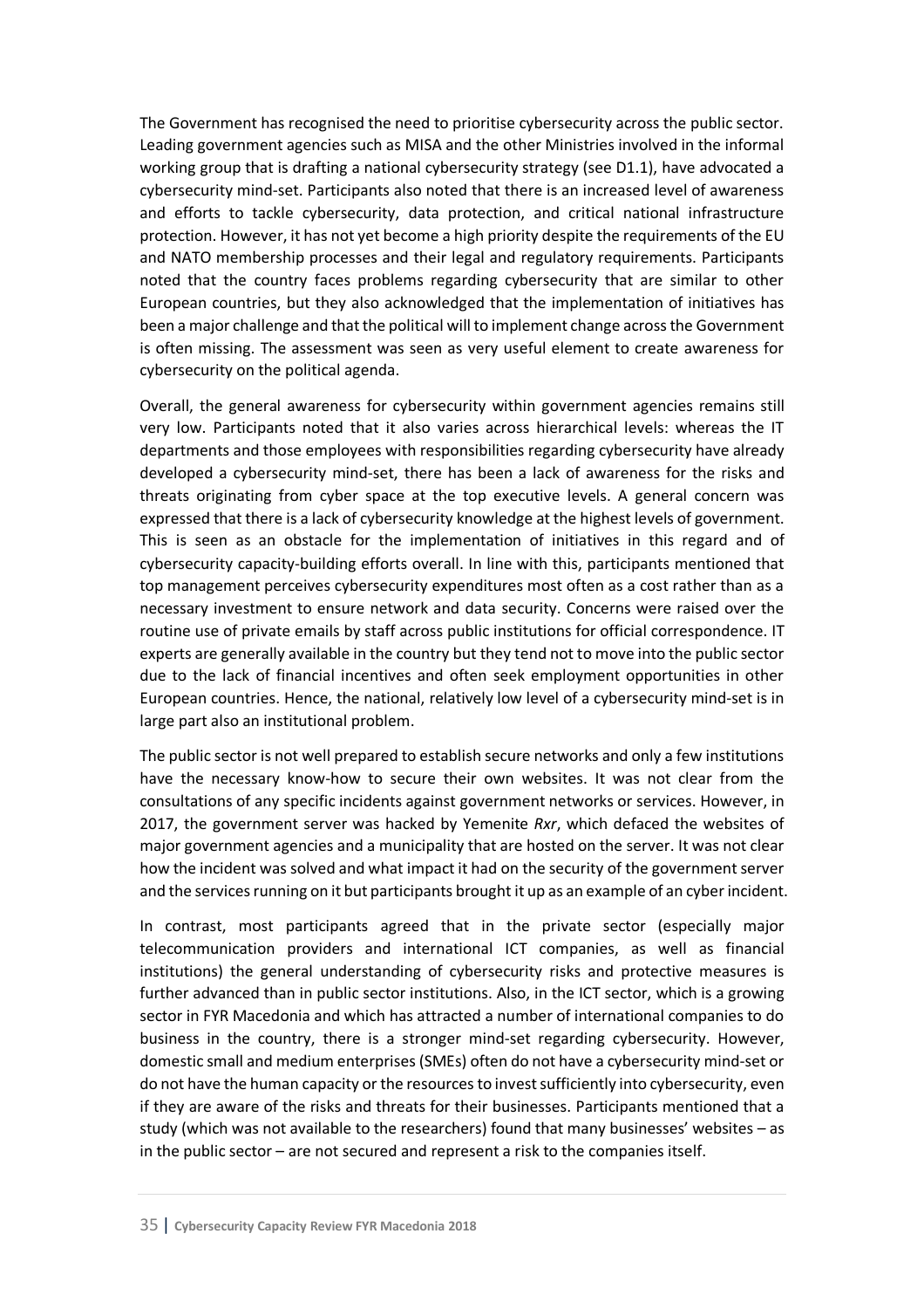The Government has recognised the need to prioritise cybersecurity across the public sector. Leading government agencies such as MISA and the other Ministries involved in the informal working group that is drafting a national cybersecurity strategy (see D1.1), have advocated a cybersecurity mind-set. Participants also noted that there is an increased level of awareness and efforts to tackle cybersecurity, data protection, and critical national infrastructure protection. However, it has not yet become a high priority despite the requirements of the EU and NATO membership processes and their legal and regulatory requirements. Participants noted that the country faces problems regarding cybersecurity that are similar to other European countries, but they also acknowledged that the implementation of initiatives has been a major challenge and that the political will to implement change across the Government is often missing. The assessment was seen as very useful element to create awareness for cybersecurity on the political agenda.

Overall, the general awareness for cybersecurity within government agencies remains still very low. Participants noted that it also varies across hierarchical levels: whereas the IT departments and those employees with responsibilities regarding cybersecurity have already developed a cybersecurity mind-set, there has been a lack of awareness for the risks and threats originating from cyber space at the top executive levels. A general concern was expressed that there is a lack of cybersecurity knowledge at the highest levels of government. This is seen as an obstacle for the implementation of initiatives in this regard and of cybersecurity capacity-building efforts overall. In line with this, participants mentioned that top management perceives cybersecurity expenditures most often as a cost rather than as a necessary investment to ensure network and data security. Concerns were raised over the routine use of private emails by staff across public institutions for official correspondence. IT experts are generally available in the country but they tend not to move into the public sector due to the lack of financial incentives and often seek employment opportunities in other European countries. Hence, the national, relatively low level of a cybersecurity mind-set is in large part also an institutional problem.

The public sector is not well prepared to establish secure networks and only a few institutions have the necessary know-how to secure their own websites. It was not clear from the consultations of any specific incidents against government networks or services. However, in 2017, the government server was hacked by Yemenite *Rxr*, which defaced the websites of major government agencies and a municipality that are hosted on the server. It was not clear how the incident was solved and what impact it had on the security of the government server and the services running on it but participants brought it up as an example of an cyber incident.

In contrast, most participants agreed that in the private sector (especially major telecommunication providers and international ICT companies, as well as financial institutions) the general understanding of cybersecurity risks and protective measures is further advanced than in public sector institutions. Also, in the ICT sector, which is a growing sector in FYR Macedonia and which has attracted a number of international companies to do business in the country, there is a stronger mind-set regarding cybersecurity. However, domestic small and medium enterprises (SMEs) often do not have a cybersecurity mind-set or do not have the human capacity or the resources to invest sufficiently into cybersecurity, even if they are aware of the risks and threats for their businesses. Participants mentioned that a study (which was not available to the researchers) found that many businesses' websites – as in the public sector – are not secured and represent a risk to the companies itself.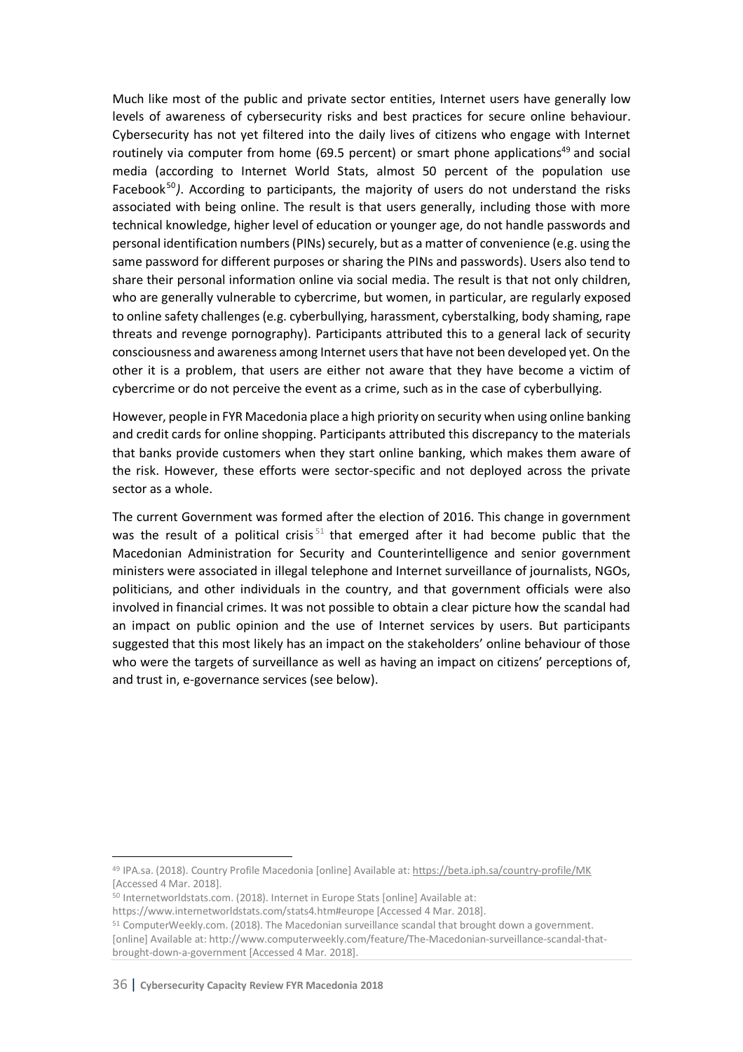Much like most of the public and private sector entities, Internet users have generally low levels of awareness of cybersecurity risks and best practices for secure online behaviour. Cybersecurity has not yet filtered into the daily lives of citizens who engage with Internet routinely via computer from home (69.5 percent) or smart phone applications[49] and social media (according to Internet World Stats, almost 50 percent of the population use Facebook[50]*)*. According to participants, the majority of users do not understand the risks associated with being online. The result is that users generally, including those with more technical knowledge, higher level of education or younger age, do not handle passwords and personal identification numbers (PINs) securely, but as a matter of convenience (e.g. using the same password for different purposes or sharing the PINs and passwords). Users also tend to share their personal information online via social media. The result is that not only children, who are generally vulnerable to cybercrime, but women, in particular, are regularly exposed to online safety challenges (e.g. cyberbullying, harassment, cyberstalking, body shaming, rape threats and revenge pornography). Participants attributed this to a general lack of security consciousness and awareness among Internet users that have not been developed yet. On the other it is a problem, that users are either not aware that they have become a victim of cybercrime or do not perceive the event as a crime, such as in the case of cyberbullying.

However, people in FYR Macedonia place a high priority on security when using online banking and credit cards for online shopping. Participants attributed this discrepancy to the materials that banks provide customers when they start online banking, which makes them aware of the risk. However, these efforts were sector-specific and not deployed across the private sector as a whole.

The current Government was formed after the election of 2016. This change in government was the result of a political crisis[51] that emerged after it had become public that the Macedonian Administration for Security and Counterintelligence and senior government ministers were associated in illegal telephone and Internet surveillance of journalists, NGOs, politicians, and other individuals in the country, and that government officials were also involved in financial crimes. It was not possible to obtain a clear picture how the scandal had an impact on public opinion and the use of Internet services by users. But participants suggested that this most likely has an impact on the stakeholders' online behaviour of those who were the targets of surveillance as well as having an impact on citizens' perceptions of, and trust in, e-governance services (see below).

---

[49] IPA.sa. (2018). Country Profile Macedonia [online] Available at: https://beta.iph.sa/country-profile/MK [Accessed 4 Mar. 2018].

[50] Internetworldstats.com. (2018). Internet in Europe Stats [online] Available at: https://www.internetworldstats.com/stats4.htm#europe [Accessed 4 Mar. 2018].

[51] ComputerWeekly.com. (2018). The Macedonian surveillance scandal that brought down a government. [online] Available at: http://www.computerweekly.com/feature/The-Macedonian-surveillance-scandal-that-brought-down-a-government [Accessed 4 Mar. 2018].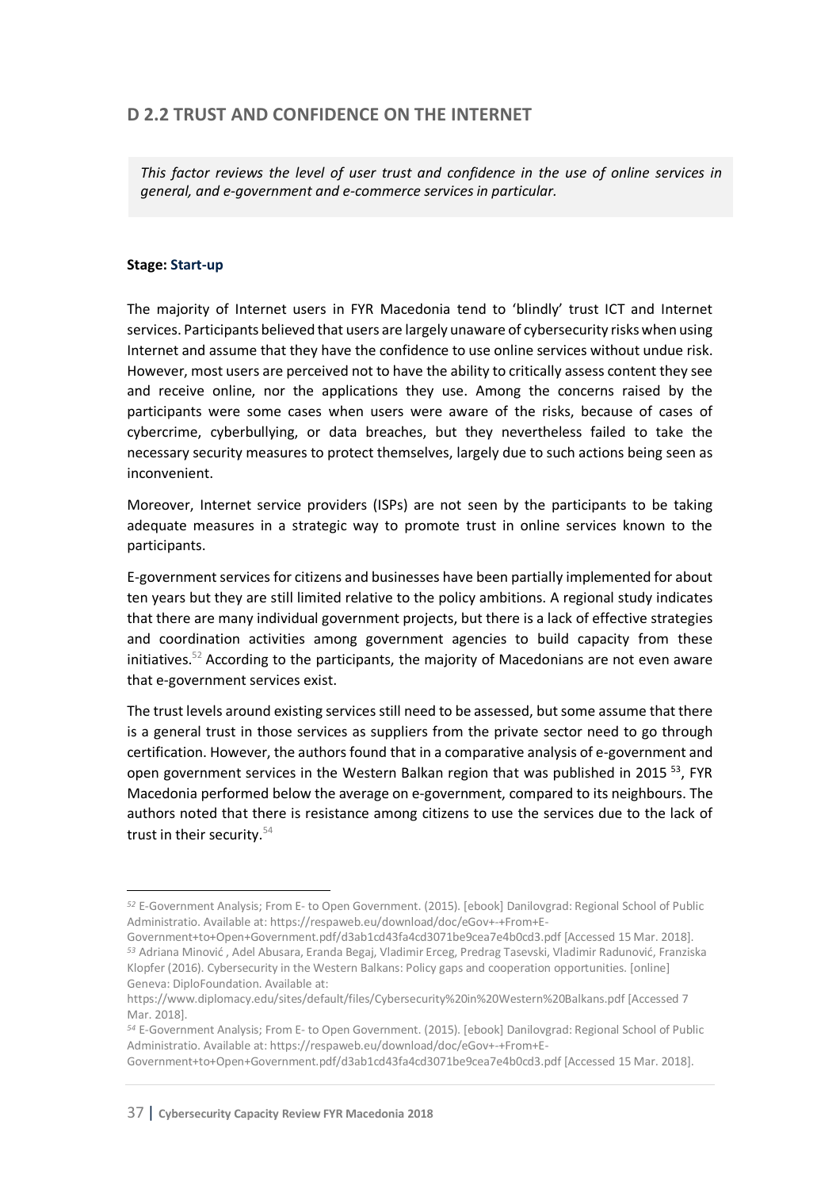## D 2.2 TRUST AND CONFIDENCE ON THE INTERNET

*This factor reviews the level of user trust and confidence in the use of online services in general, and e-government and e-commerce services in particular.*

**Stage: Start-up**

The majority of Internet users in FYR Macedonia tend to 'blindly' trust ICT and Internet services. Participants believed that users are largely unaware of cybersecurity risks when using Internet and assume that they have the confidence to use online services without undue risk. However, most users are perceived not to have the ability to critically assess content they see and receive online, nor the applications they use. Among the concerns raised by the participants were some cases when users were aware of the risks, because of cases of cybercrime, cyberbullying, or data breaches, but they nevertheless failed to take the necessary security measures to protect themselves, largely due to such actions being seen as inconvenient.

Moreover, Internet service providers (ISPs) are not seen by the participants to be taking adequate measures in a strategic way to promote trust in online services known to the participants.

E-government services for citizens and businesses have been partially implemented for about ten years but they are still limited relative to the policy ambitions. A regional study indicates that there are many individual government projects, but there is a lack of effective strategies and coordination activities among government agencies to build capacity from these initiatives.[52] According to the participants, the majority of Macedonians are not even aware that e-government services exist.

The trust levels around existing services still need to be assessed, but some assume that there is a general trust in those services as suppliers from the private sector need to go through certification. However, the authors found that in a comparative analysis of e-government and open government services in the Western Balkan region that was published in 2015 [53], FYR Macedonia performed below the average on e-government, compared to its neighbours. The authors noted that there is resistance among citizens to use the services due to the lack of trust in their security.[54]

---

[52] E-Government Analysis; From E- to Open Government. (2015). [ebook] Danilovgrad: Regional School of Public Administratio. Available at: https://respaweb.eu/download/doc/eGov+-+From+E-Government+to+Open+Government.pdf/d3ab1cd43fa4cd3071be9cea7e4b0cd3.pdf [Accessed 15 Mar. 2018].

[53] Adriana Minović , Adel Abusara, Eranda Begaj, Vladimir Erceg, Predrag Tasevski, Vladimir Radunović, Franziska Klopfer (2016). Cybersecurity in the Western Balkans: Policy gaps and cooperation opportunities. [online] Geneva: DiploFoundation. Available at: https://www.diplomacy.edu/sites/default/files/Cybersecurity%20in%20Western%20Balkans.pdf [Accessed 7 Mar. 2018].

[54] E-Government Analysis; From E- to Open Government. (2015). [ebook] Danilovgrad: Regional School of Public Administratio. Available at: https://respaweb.eu/download/doc/eGov+-+From+E-Government+to+Open+Government.pdf/d3ab1cd43fa4cd3071be9cea7e4b0cd3.pdf [Accessed 15 Mar. 2018].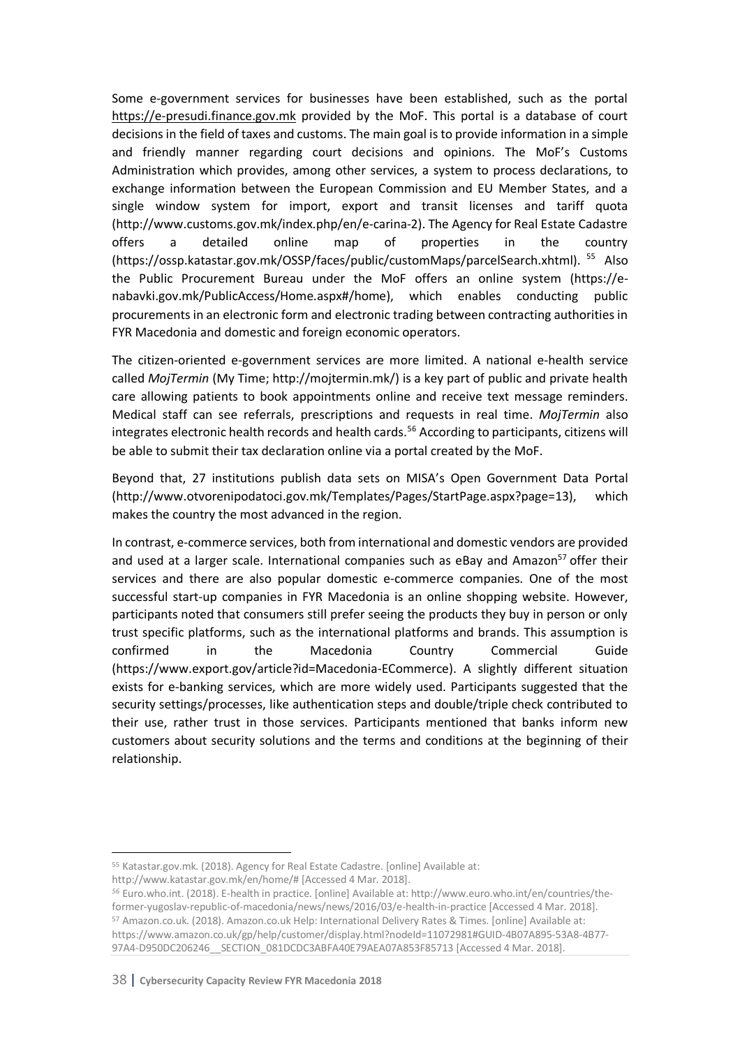Some e-government services for businesses have been established, such as the portal https://e-presudi.finance.gov.mk provided by the MoF. This portal is a database of court decisions in the field of taxes and customs. The main goal is to provide information in a simple and friendly manner regarding court decisions and opinions. The MoF's Customs Administration which provides, among other services, a system to process declarations, to exchange information between the European Commission and EU Member States, and a single window system for import, export and transit licenses and tariff quota (http://www.customs.gov.mk/index.php/en/e-carina-2). The Agency for Real Estate Cadastre offers a detailed online map of properties in the country (https://ossp.katastar.gov.mk/OSSP/faces/public/customMaps/parcelSearch.xhtml). [55] Also the Public Procurement Bureau under the MoF offers an online system (https://e-nabavki.gov.mk/PublicAccess/Home.aspx#/home), which enables conducting public procurements in an electronic form and electronic trading between contracting authorities in FYR Macedonia and domestic and foreign economic operators.

The citizen-oriented e-government services are more limited. A national e-health service called *MojTermin* (My Time; http://mojtermin.mk/) is a key part of public and private health care allowing patients to book appointments online and receive text message reminders. Medical staff can see referrals, prescriptions and requests in real time. *MojTermin* also integrates electronic health records and health cards.[56] According to participants, citizens will be able to submit their tax declaration online via a portal created by the MoF.

Beyond that, 27 institutions publish data sets on MISA's Open Government Data Portal (http://www.otvorenipodatoci.gov.mk/Templates/Pages/StartPage.aspx?page=13), which makes the country the most advanced in the region.

In contrast, e-commerce services, both from international and domestic vendors are provided and used at a larger scale. International companies such as eBay and Amazon[57] offer their services and there are also popular domestic e-commerce companies. One of the most successful start-up companies in FYR Macedonia is an online shopping website. However, participants noted that consumers still prefer seeing the products they buy in person or only trust specific platforms, such as the international platforms and brands. This assumption is confirmed in the Macedonia Country Commercial Guide (https://www.export.gov/article?id=Macedonia-ECommerce). A slightly different situation exists for e-banking services, which are more widely used. Participants suggested that the security settings/processes, like authentication steps and double/triple check contributed to their use, rather trust in those services. Participants mentioned that banks inform new customers about security solutions and the terms and conditions at the beginning of their relationship.

---

[55] Katastar.gov.mk. (2018). Agency for Real Estate Cadastre. [online] Available at: http://www.katastar.gov.mk/en/home/# [Accessed 4 Mar. 2018].

[56] Euro.who.int. (2018). E-health in practice. [online] Available at: http://www.euro.who.int/en/countries/the-former-yugoslav-republic-of-macedonia/news/news/2016/03/e-health-in-practice [Accessed 4 Mar. 2018].

[57] Amazon.co.uk. (2018). Amazon.co.uk Help: International Delivery Rates & Times. [online] Available at: https://www.amazon.co.uk/gp/help/customer/display.html?nodeId=11072981#GUID-4B07A895-53A8-4B77-97A4-D950DC206246__SECTION_081DCDC3ABFA40E79AEA07A853F85713 [Accessed 4 Mar. 2018].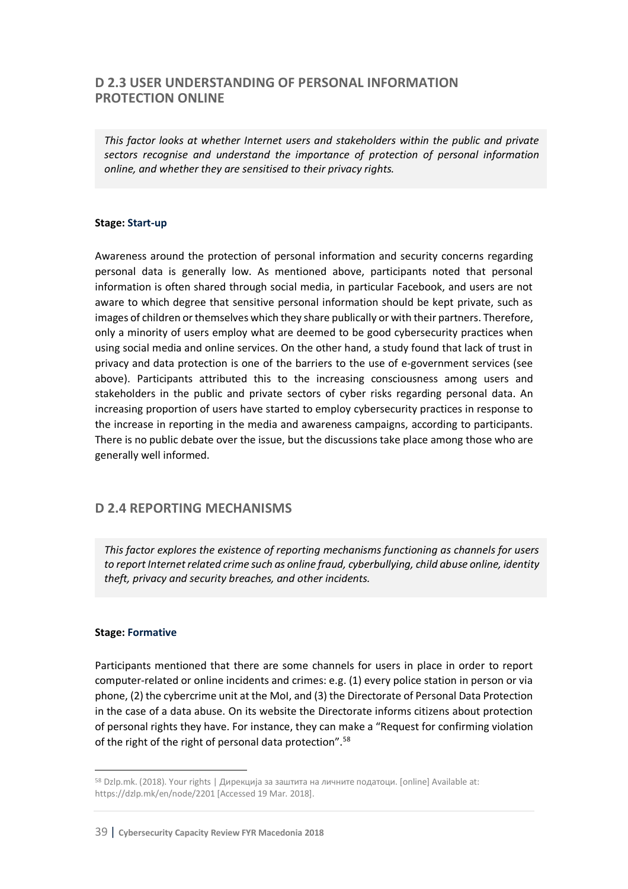## D 2.3 USER UNDERSTANDING OF PERSONAL INFORMATION PROTECTION ONLINE

*This factor looks at whether Internet users and stakeholders within the public and private sectors recognise and understand the importance of protection of personal information online, and whether they are sensitised to their privacy rights.*

**Stage: Start-up**

Awareness around the protection of personal information and security concerns regarding personal data is generally low. As mentioned above, participants noted that personal information is often shared through social media, in particular Facebook, and users are not aware to which degree that sensitive personal information should be kept private, such as images of children or themselves which they share publically or with their partners. Therefore, only a minority of users employ what are deemed to be good cybersecurity practices when using social media and online services. On the other hand, a study found that lack of trust in privacy and data protection is one of the barriers to the use of e-government services (see above). Participants attributed this to the increasing consciousness among users and stakeholders in the public and private sectors of cyber risks regarding personal data. An increasing proportion of users have started to employ cybersecurity practices in response to the increase in reporting in the media and awareness campaigns, according to participants. There is no public debate over the issue, but the discussions take place among those who are generally well informed.

## D 2.4 REPORTING MECHANISMS

*This factor explores the existence of reporting mechanisms functioning as channels for users to report Internet related crime such as online fraud, cyberbullying, child abuse online, identity theft, privacy and security breaches, and other incidents.*

**Stage: Formative**

Participants mentioned that there are some channels for users in place in order to report computer-related or online incidents and crimes: e.g. (1) every police station in person or via phone, (2) the cybercrime unit at the MoI, and (3) the Directorate of Personal Data Protection in the case of a data abuse. On its website the Directorate informs citizens about protection of personal rights they have. For instance, they can make a "Request for confirming violation of the right of the right of personal data protection".[58]

---

[58] Dzlp.mk. (2018). Your rights | Дирекција за заштита на личните податоци. [online] Available at: https://dzlp.mk/en/node/2201 [Accessed 19 Mar. 2018].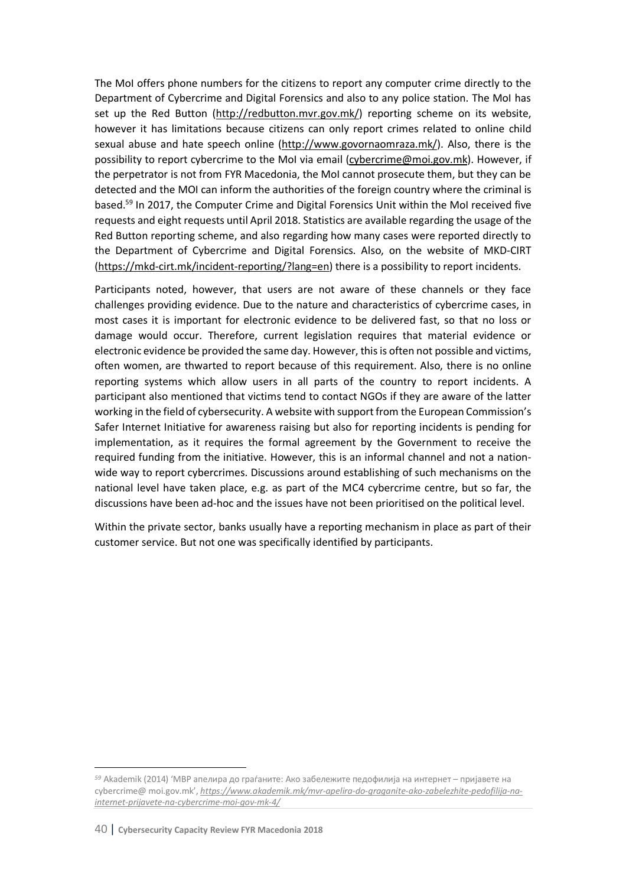The MoI offers phone numbers for the citizens to report any computer crime directly to the Department of Cybercrime and Digital Forensics and also to any police station. The MoI has set up the Red Button (http://redbutton.mvr.gov.mk/) reporting scheme on its website, however it has limitations because citizens can only report crimes related to online child sexual abuse and hate speech online (http://www.govornaomraza.mk/). Also, there is the possibility to report cybercrime to the MoI via email (cybercrime@moi.gov.mk). However, if the perpetrator is not from FYR Macedonia, the MoI cannot prosecute them, but they can be detected and the MOI can inform the authorities of the foreign country where the criminal is based.[59] In 2017, the Computer Crime and Digital Forensics Unit within the MoI received five requests and eight requests until April 2018. Statistics are available regarding the usage of the Red Button reporting scheme, and also regarding how many cases were reported directly to the Department of Cybercrime and Digital Forensics. Also, on the website of MKD-CIRT (https://mkd-cirt.mk/incident-reporting/?lang=en) there is a possibility to report incidents.

Participants noted, however, that users are not aware of these channels or they face challenges providing evidence. Due to the nature and characteristics of cybercrime cases, in most cases it is important for electronic evidence to be delivered fast, so that no loss or damage would occur. Therefore, current legislation requires that material evidence or electronic evidence be provided the same day. However, this is often not possible and victims, often women, are thwarted to report because of this requirement. Also, there is no online reporting systems which allow users in all parts of the country to report incidents. A participant also mentioned that victims tend to contact NGOs if they are aware of the latter working in the field of cybersecurity. A website with support from the European Commission's Safer Internet Initiative for awareness raising but also for reporting incidents is pending for implementation, as it requires the formal agreement by the Government to receive the required funding from the initiative. However, this is an informal channel and not a nation-wide way to report cybercrimes. Discussions around establishing of such mechanisms on the national level have taken place, e.g. as part of the MC4 cybercrime centre, but so far, the discussions have been ad-hoc and the issues have not been prioritised on the political level.

Within the private sector, banks usually have a reporting mechanism in place as part of their customer service. But not one was specifically identified by participants.

---

[59] Akademik (2014) 'МВР апелира до граѓаните: Ако забележите педофилија на интернет – пријавете на cybercrime@ moi.gov.mk', *https://www.akademik.mk/mvr-apelira-do-graganite-ako-zabelezhite-pedofilija-na-internet-prijavete-na-cybercrime-moi-gov-mk-4/*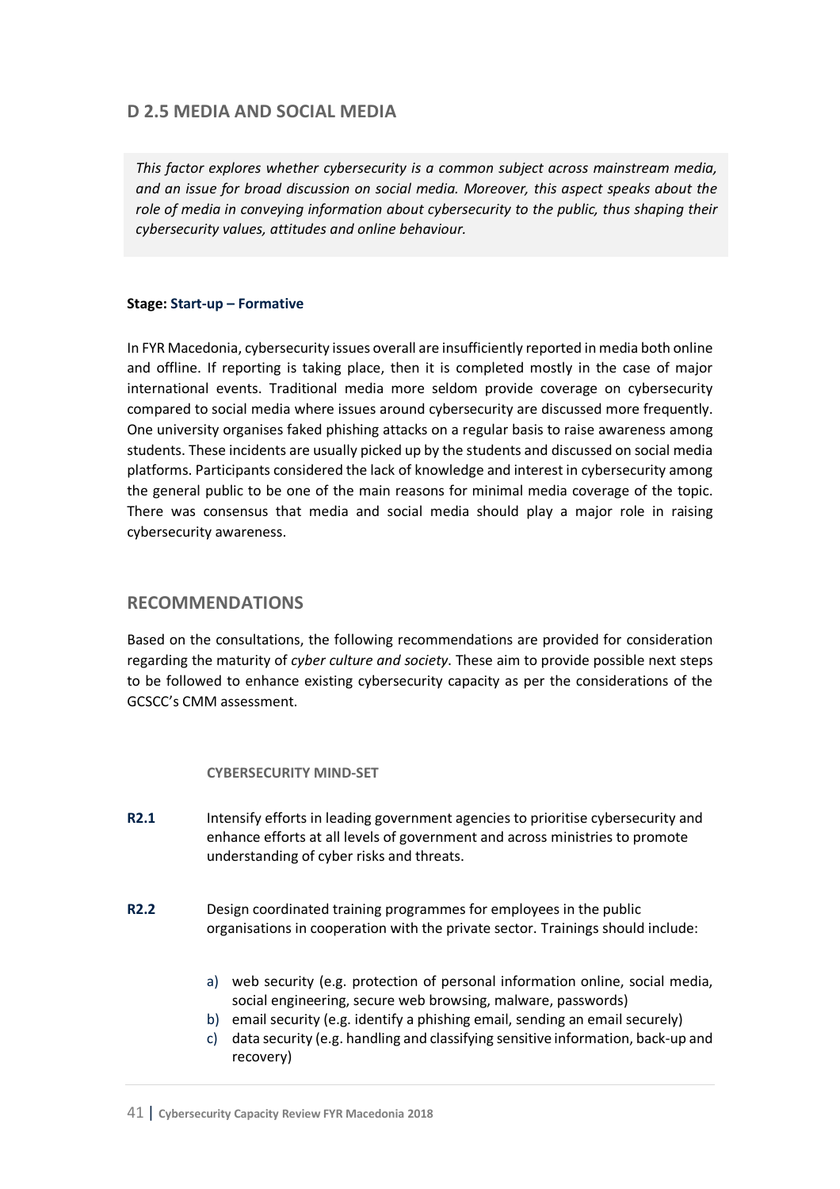## D 2.5 MEDIA AND SOCIAL MEDIA

*This factor explores whether cybersecurity is a common subject across mainstream media, and an issue for broad discussion on social media. Moreover, this aspect speaks about the role of media in conveying information about cybersecurity to the public, thus shaping their cybersecurity values, attitudes and online behaviour.*

**Stage: Start-up – Formative**

In FYR Macedonia, cybersecurity issues overall are insufficiently reported in media both online and offline. If reporting is taking place, then it is completed mostly in the case of major international events. Traditional media more seldom provide coverage on cybersecurity compared to social media where issues around cybersecurity are discussed more frequently. One university organises faked phishing attacks on a regular basis to raise awareness among students. These incidents are usually picked up by the students and discussed on social media platforms. Participants considered the lack of knowledge and interest in cybersecurity among the general public to be one of the main reasons for minimal media coverage of the topic. There was consensus that media and social media should play a major role in raising cybersecurity awareness.

## RECOMMENDATIONS

Based on the consultations, the following recommendations are provided for consideration regarding the maturity of *cyber culture and society*. These aim to provide possible next steps to be followed to enhance existing cybersecurity capacity as per the considerations of the GCSCC's CMM assessment.

#### CYBERSECURITY MIND-SET

**R2.1** Intensify efforts in leading government agencies to prioritise cybersecurity and enhance efforts at all levels of government and across ministries to promote understanding of cyber risks and threats.

**R2.2** Design coordinated training programmes for employees in the public organisations in cooperation with the private sector. Trainings should include:

a) web security (e.g. protection of personal information online, social media, social engineering, secure web browsing, malware, passwords)
b) email security (e.g. identify a phishing email, sending an email securely)
c) data security (e.g. handling and classifying sensitive information, back-up and recovery)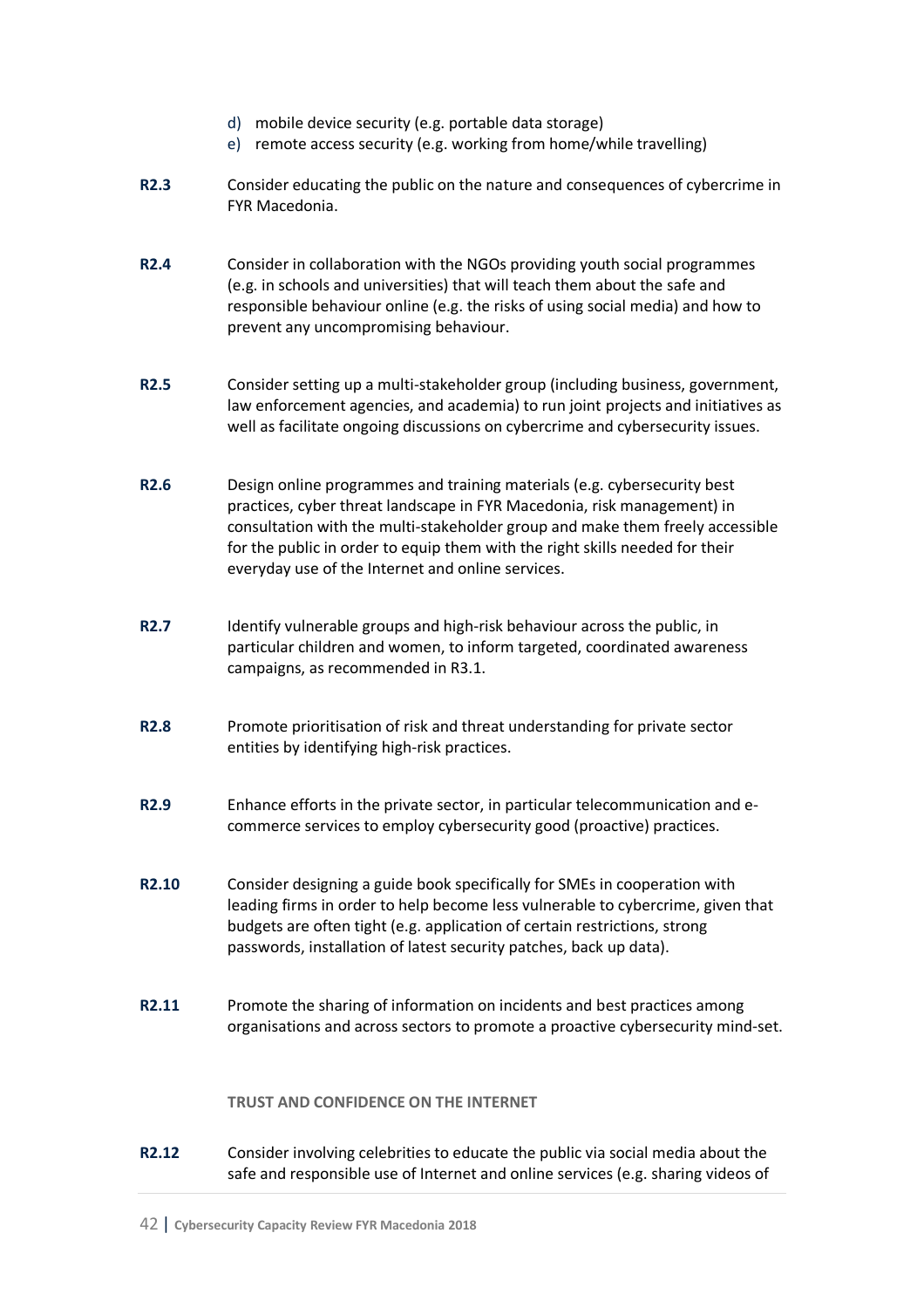d) mobile device security (e.g. portable data storage)
e) remote access security (e.g. working from home/while travelling)

**R2.3** Consider educating the public on the nature and consequences of cybercrime in FYR Macedonia.

**R2.4** Consider in collaboration with the NGOs providing youth social programmes (e.g. in schools and universities) that will teach them about the safe and responsible behaviour online (e.g. the risks of using social media) and how to prevent any uncompromising behaviour.

**R2.5** Consider setting up a multi-stakeholder group (including business, government, law enforcement agencies, and academia) to run joint projects and initiatives as well as facilitate ongoing discussions on cybercrime and cybersecurity issues.

**R2.6** Design online programmes and training materials (e.g. cybersecurity best practices, cyber threat landscape in FYR Macedonia, risk management) in consultation with the multi-stakeholder group and make them freely accessible for the public in order to equip them with the right skills needed for their everyday use of the Internet and online services.

**R2.7** Identify vulnerable groups and high-risk behaviour across the public, in particular children and women, to inform targeted, coordinated awareness campaigns, as recommended in R3.1.

**R2.8** Promote prioritisation of risk and threat understanding for private sector entities by identifying high-risk practices.

**R2.9** Enhance efforts in the private sector, in particular telecommunication and e-commerce services to employ cybersecurity good (proactive) practices.

**R2.10** Consider designing a guide book specifically for SMEs in cooperation with leading firms in order to help become less vulnerable to cybercrime, given that budgets are often tight (e.g. application of certain restrictions, strong passwords, installation of latest security patches, back up data).

**R2.11** Promote the sharing of information on incidents and best practices among organisations and across sectors to promote a proactive cybersecurity mind-set.

**TRUST AND CONFIDENCE ON THE INTERNET**

**R2.12** Consider involving celebrities to educate the public via social media about the safe and responsible use of Internet and online services (e.g. sharing videos of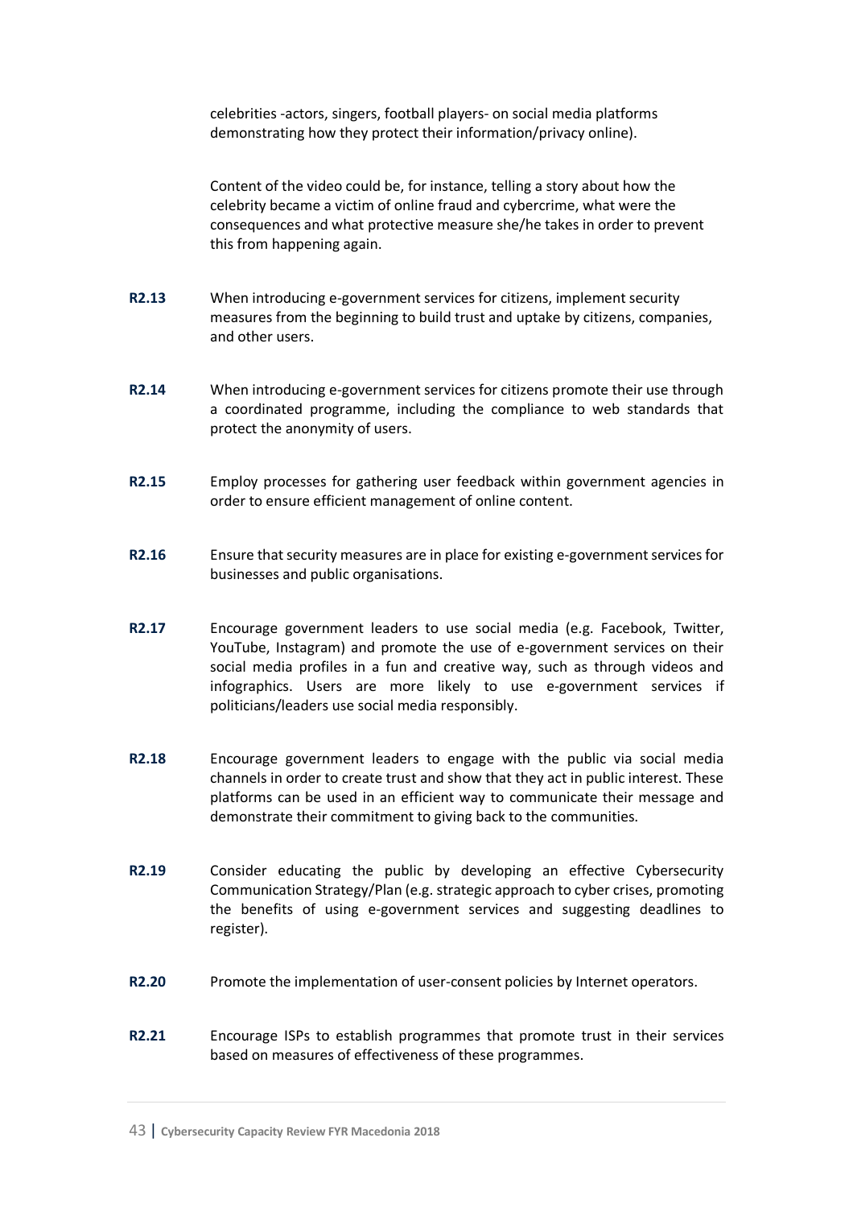celebrities -actors, singers, football players- on social media platforms demonstrating how they protect their information/privacy online).

Content of the video could be, for instance, telling a story about how the celebrity became a victim of online fraud and cybercrime, what were the consequences and what protective measure she/he takes in order to prevent this from happening again.

**R2.13** When introducing e-government services for citizens, implement security measures from the beginning to build trust and uptake by citizens, companies, and other users.

**R2.14** When introducing e-government services for citizens promote their use through a coordinated programme, including the compliance to web standards that protect the anonymity of users.

**R2.15** Employ processes for gathering user feedback within government agencies in order to ensure efficient management of online content.

**R2.16** Ensure that security measures are in place for existing e-government services for businesses and public organisations.

**R2.17** Encourage government leaders to use social media (e.g. Facebook, Twitter, YouTube, Instagram) and promote the use of e-government services on their social media profiles in a fun and creative way, such as through videos and infographics. Users are more likely to use e-government services if politicians/leaders use social media responsibly.

**R2.18** Encourage government leaders to engage with the public via social media channels in order to create trust and show that they act in public interest. These platforms can be used in an efficient way to communicate their message and demonstrate their commitment to giving back to the communities.

**R2.19** Consider educating the public by developing an effective Cybersecurity Communication Strategy/Plan (e.g. strategic approach to cyber crises, promoting the benefits of using e-government services and suggesting deadlines to register).

**R2.20** Promote the implementation of user-consent policies by Internet operators.

**R2.21** Encourage ISPs to establish programmes that promote trust in their services based on measures of effectiveness of these programmes.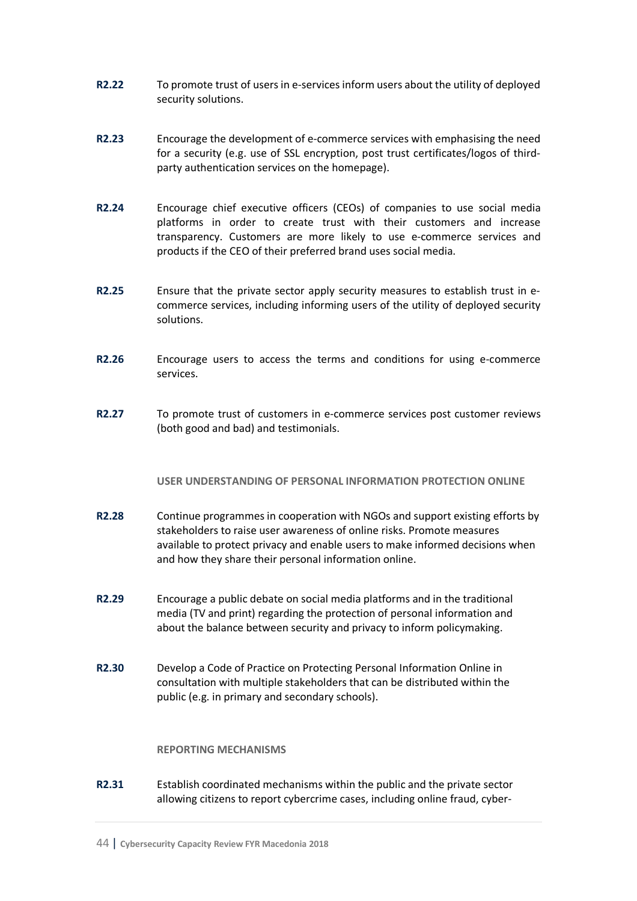**R2.22** To promote trust of users in e-services inform users about the utility of deployed security solutions.

**R2.23** Encourage the development of e-commerce services with emphasising the need for a security (e.g. use of SSL encryption, post trust certificates/logos of third-party authentication services on the homepage).

**R2.24** Encourage chief executive officers (CEOs) of companies to use social media platforms in order to create trust with their customers and increase transparency. Customers are more likely to use e-commerce services and products if the CEO of their preferred brand uses social media.

**R2.25** Ensure that the private sector apply security measures to establish trust in e-commerce services, including informing users of the utility of deployed security solutions.

**R2.26** Encourage users to access the terms and conditions for using e-commerce services.

**R2.27** To promote trust of customers in e-commerce services post customer reviews (both good and bad) and testimonials.

#### USER UNDERSTANDING OF PERSONAL INFORMATION PROTECTION ONLINE

**R2.28** Continue programmes in cooperation with NGOs and support existing efforts by stakeholders to raise user awareness of online risks. Promote measures available to protect privacy and enable users to make informed decisions when and how they share their personal information online.

**R2.29** Encourage a public debate on social media platforms and in the traditional media (TV and print) regarding the protection of personal information and about the balance between security and privacy to inform policymaking.

**R2.30** Develop a Code of Practice on Protecting Personal Information Online in consultation with multiple stakeholders that can be distributed within the public (e.g. in primary and secondary schools).

#### REPORTING MECHANISMS

**R2.31** Establish coordinated mechanisms within the public and the private sector allowing citizens to report cybercrime cases, including online fraud, cyber-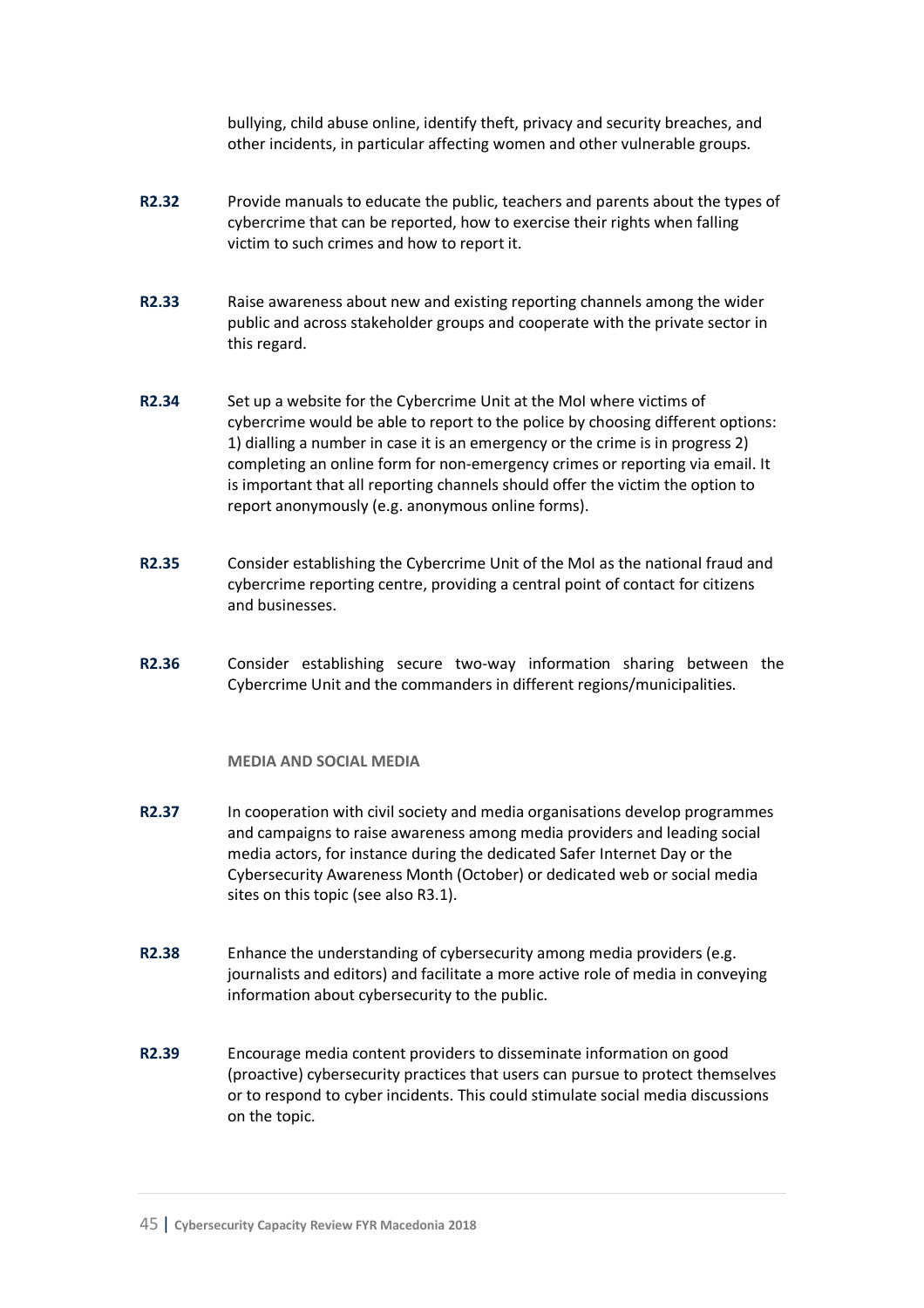bullying, child abuse online, identify theft, privacy and security breaches, and other incidents, in particular affecting women and other vulnerable groups.

**R2.32** Provide manuals to educate the public, teachers and parents about the types of cybercrime that can be reported, how to exercise their rights when falling victim to such crimes and how to report it.

**R2.33** Raise awareness about new and existing reporting channels among the wider public and across stakeholder groups and cooperate with the private sector in this regard.

**R2.34** Set up a website for the Cybercrime Unit at the MoI where victims of cybercrime would be able to report to the police by choosing different options: 1) dialling a number in case it is an emergency or the crime is in progress 2) completing an online form for non-emergency crimes or reporting via email. It is important that all reporting channels should offer the victim the option to report anonymously (e.g. anonymous online forms).

**R2.35** Consider establishing the Cybercrime Unit of the MoI as the national fraud and cybercrime reporting centre, providing a central point of contact for citizens and businesses.

**R2.36** Consider establishing secure two-way information sharing between the Cybercrime Unit and the commanders in different regions/municipalities.

#### MEDIA AND SOCIAL MEDIA

**R2.37** In cooperation with civil society and media organisations develop programmes and campaigns to raise awareness among media providers and leading social media actors, for instance during the dedicated Safer Internet Day or the Cybersecurity Awareness Month (October) or dedicated web or social media sites on this topic (see also R3.1).

**R2.38** Enhance the understanding of cybersecurity among media providers (e.g. journalists and editors) and facilitate a more active role of media in conveying information about cybersecurity to the public.

**R2.39** Encourage media content providers to disseminate information on good (proactive) cybersecurity practices that users can pursue to protect themselves or to respond to cyber incidents. This could stimulate social media discussions on the topic.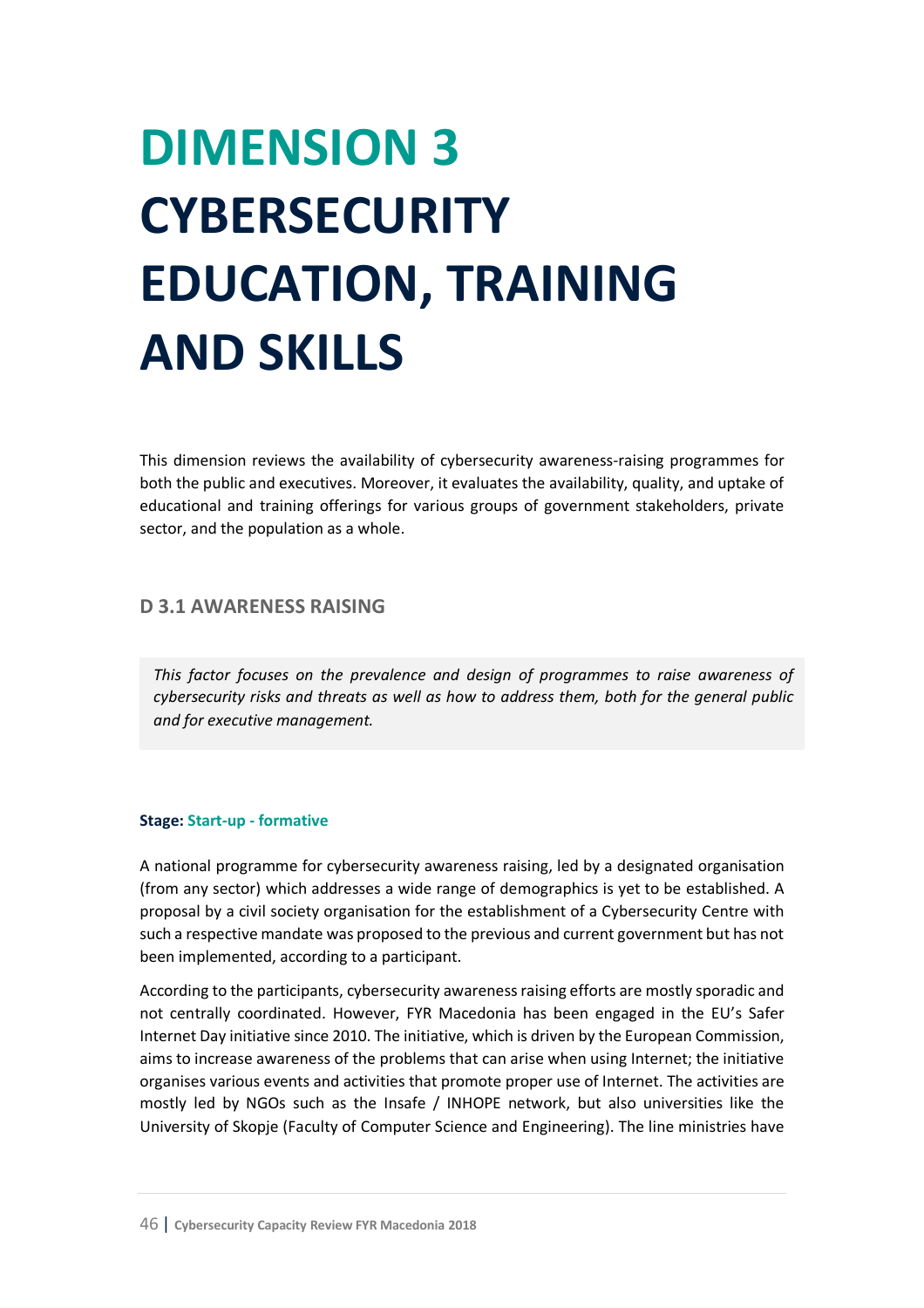# DIMENSION 3 CYBERSECURITY EDUCATION, TRAINING AND SKILLS

This dimension reviews the availability of cybersecurity awareness-raising programmes for both the public and executives. Moreover, it evaluates the availability, quality, and uptake of educational and training offerings for various groups of government stakeholders, private sector, and the population as a whole.

## D 3.1 AWARENESS RAISING

*This factor focuses on the prevalence and design of programmes to raise awareness of cybersecurity risks and threats as well as how to address them, both for the general public and for executive management.*

**Stage: Start-up - formative**

A national programme for cybersecurity awareness raising, led by a designated organisation (from any sector) which addresses a wide range of demographics is yet to be established. A proposal by a civil society organisation for the establishment of a Cybersecurity Centre with such a respective mandate was proposed to the previous and current government but has not been implemented, according to a participant.

According to the participants, cybersecurity awareness raising efforts are mostly sporadic and not centrally coordinated. However, FYR Macedonia has been engaged in the EU's Safer Internet Day initiative since 2010. The initiative, which is driven by the European Commission, aims to increase awareness of the problems that can arise when using Internet; the initiative organises various events and activities that promote proper use of Internet. The activities are mostly led by NGOs such as the Insafe / INHOPE network, but also universities like the University of Skopje (Faculty of Computer Science and Engineering). The line ministries have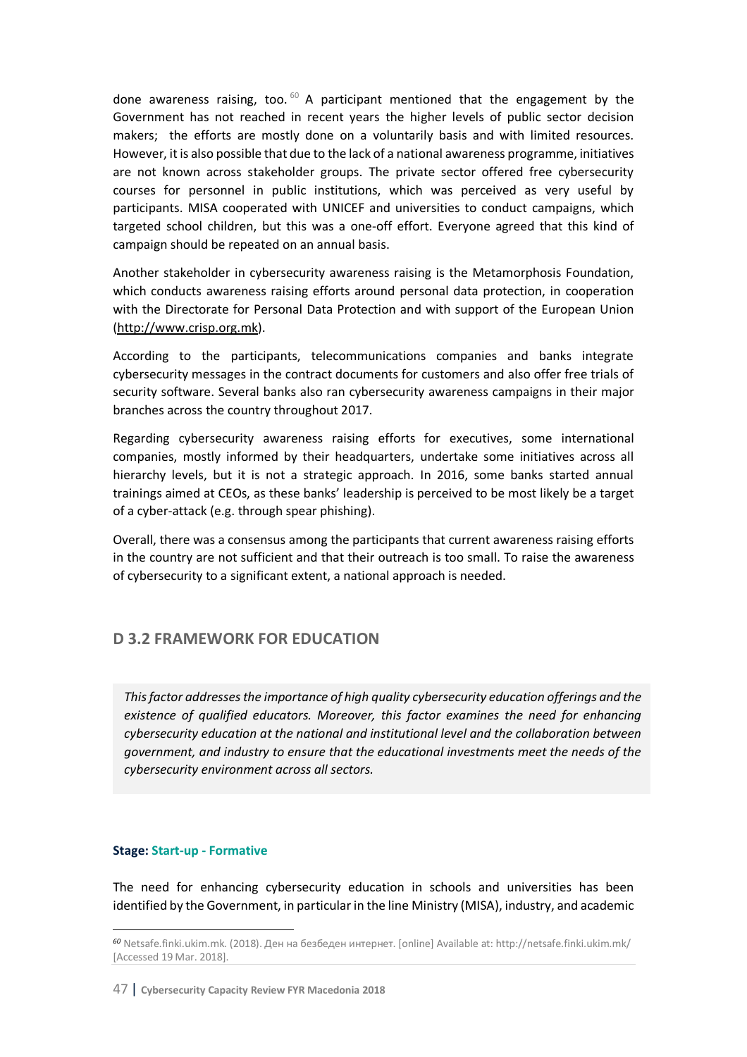done awareness raising, too.[60] A participant mentioned that the engagement by the Government has not reached in recent years the higher levels of public sector decision makers; the efforts are mostly done on a voluntarily basis and with limited resources. However, it is also possible that due to the lack of a national awareness programme, initiatives are not known across stakeholder groups. The private sector offered free cybersecurity courses for personnel in public institutions, which was perceived as very useful by participants. MISA cooperated with UNICEF and universities to conduct campaigns, which targeted school children, but this was a one-off effort. Everyone agreed that this kind of campaign should be repeated on an annual basis.

Another stakeholder in cybersecurity awareness raising is the Metamorphosis Foundation, which conducts awareness raising efforts around personal data protection, in cooperation with the Directorate for Personal Data Protection and with support of the European Union (http://www.crisp.org.mk).

According to the participants, telecommunications companies and banks integrate cybersecurity messages in the contract documents for customers and also offer free trials of security software. Several banks also ran cybersecurity awareness campaigns in their major branches across the country throughout 2017.

Regarding cybersecurity awareness raising efforts for executives, some international companies, mostly informed by their headquarters, undertake some initiatives across all hierarchy levels, but it is not a strategic approach. In 2016, some banks started annual trainings aimed at CEOs, as these banks' leadership is perceived to be most likely be a target of a cyber-attack (e.g. through spear phishing).

Overall, there was a consensus among the participants that current awareness raising efforts in the country are not sufficient and that their outreach is too small. To raise the awareness of cybersecurity to a significant extent, a national approach is needed.

## D 3.2 FRAMEWORK FOR EDUCATION

*This factor addresses the importance of high quality cybersecurity education offerings and the existence of qualified educators. Moreover, this factor examines the need for enhancing cybersecurity education at the national and institutional level and the collaboration between government, and industry to ensure that the educational investments meet the needs of the cybersecurity environment across all sectors.*

**Stage: Start-up - Formative**

The need for enhancing cybersecurity education in schools and universities has been identified by the Government, in particular in the line Ministry (MISA), industry, and academic

[60] Netsafe.finki.ukim.mk. (2018). Ден на безбеден интернет. [online] Available at: http://netsafe.finki.ukim.mk/ [Accessed 19 Mar. 2018].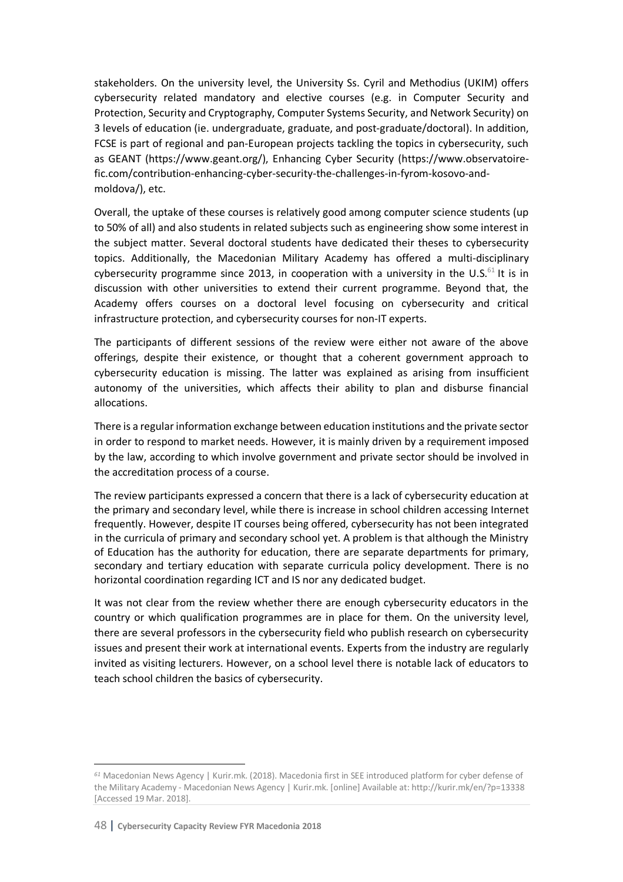stakeholders. On the university level, the University Ss. Cyril and Methodius (UKIM) offers cybersecurity related mandatory and elective courses (e.g. in Computer Security and Protection, Security and Cryptography, Computer Systems Security, and Network Security) on 3 levels of education (ie. undergraduate, graduate, and post-graduate/doctoral). In addition, FCSE is part of regional and pan-European projects tackling the topics in cybersecurity, such as GEANT (https://www.geant.org/), Enhancing Cyber Security (https://www.observatoire-fic.com/contribution-enhancing-cyber-security-the-challenges-in-fyrom-kosovo-and-moldova/), etc.

Overall, the uptake of these courses is relatively good among computer science students (up to 50% of all) and also students in related subjects such as engineering show some interest in the subject matter. Several doctoral students have dedicated their theses to cybersecurity topics. Additionally, the Macedonian Military Academy has offered a multi-disciplinary cybersecurity programme since 2013, in cooperation with a university in the U.S.[61] It is in discussion with other universities to extend their current programme. Beyond that, the Academy offers courses on a doctoral level focusing on cybersecurity and critical infrastructure protection, and cybersecurity courses for non-IT experts.

The participants of different sessions of the review were either not aware of the above offerings, despite their existence, or thought that a coherent government approach to cybersecurity education is missing. The latter was explained as arising from insufficient autonomy of the universities, which affects their ability to plan and disburse financial allocations.

There is a regular information exchange between education institutions and the private sector in order to respond to market needs. However, it is mainly driven by a requirement imposed by the law, according to which involve government and private sector should be involved in the accreditation process of a course.

The review participants expressed a concern that there is a lack of cybersecurity education at the primary and secondary level, while there is increase in school children accessing Internet frequently. However, despite IT courses being offered, cybersecurity has not been integrated in the curricula of primary and secondary school yet. A problem is that although the Ministry of Education has the authority for education, there are separate departments for primary, secondary and tertiary education with separate curricula policy development. There is no horizontal coordination regarding ICT and IS nor any dedicated budget.

It was not clear from the review whether there are enough cybersecurity educators in the country or which qualification programmes are in place for them. On the university level, there are several professors in the cybersecurity field who publish research on cybersecurity issues and present their work at international events. Experts from the industry are regularly invited as visiting lecturers. However, on a school level there is notable lack of educators to teach school children the basics of cybersecurity.

[61] Macedonian News Agency | Kurir.mk. (2018). Macedonia first in SEE introduced platform for cyber defense of the Military Academy - Macedonian News Agency | Kurir.mk. [online] Available at: http://kurir.mk/en/?p=13338 [Accessed 19 Mar. 2018].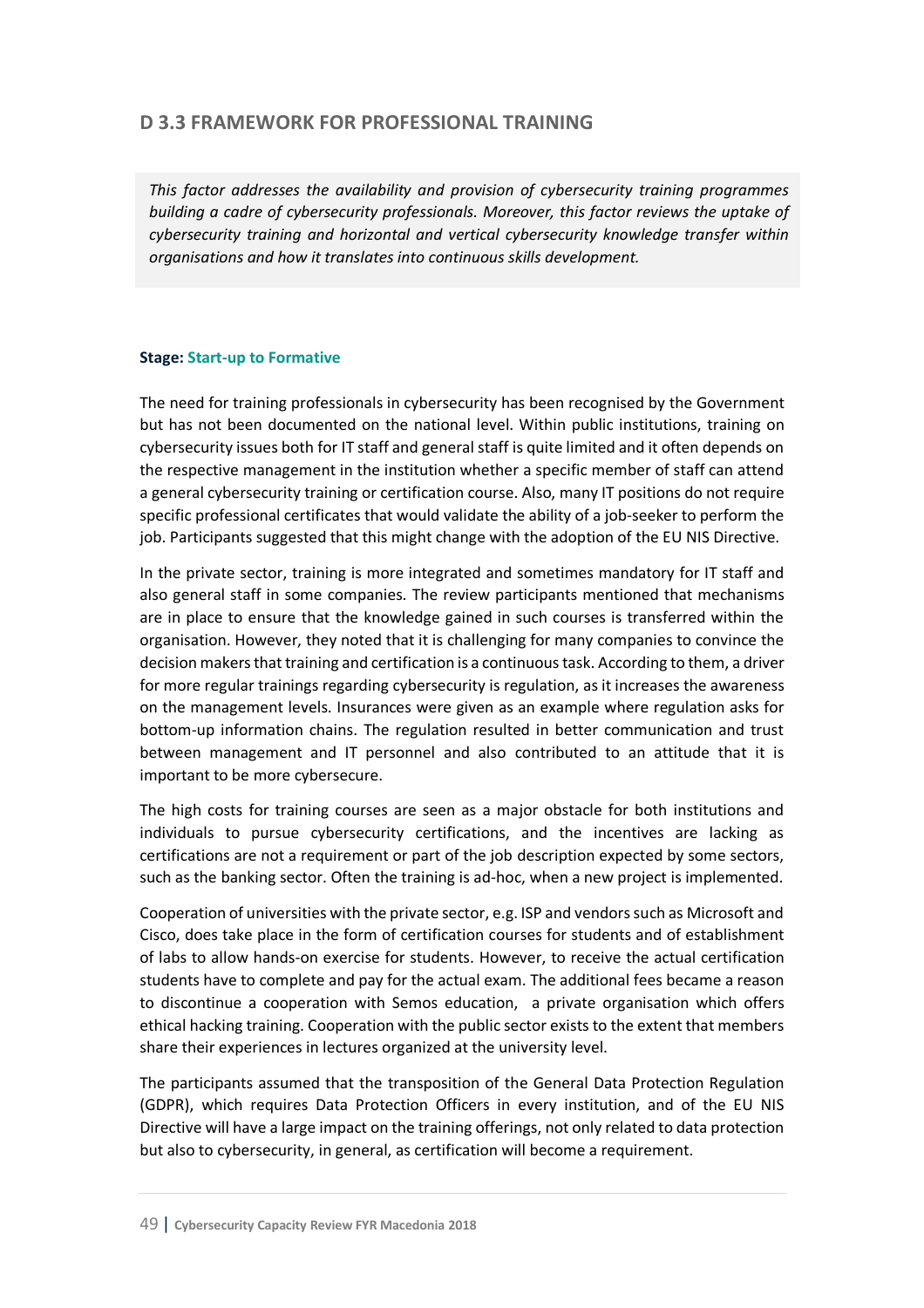## D 3.3 FRAMEWORK FOR PROFESSIONAL TRAINING

*This factor addresses the availability and provision of cybersecurity training programmes building a cadre of cybersecurity professionals. Moreover, this factor reviews the uptake of cybersecurity training and horizontal and vertical cybersecurity knowledge transfer within organisations and how it translates into continuous skills development.*

**Stage: Start-up to Formative**

The need for training professionals in cybersecurity has been recognised by the Government but has not been documented on the national level. Within public institutions, training on cybersecurity issues both for IT staff and general staff is quite limited and it often depends on the respective management in the institution whether a specific member of staff can attend a general cybersecurity training or certification course. Also, many IT positions do not require specific professional certificates that would validate the ability of a job-seeker to perform the job. Participants suggested that this might change with the adoption of the EU NIS Directive.

In the private sector, training is more integrated and sometimes mandatory for IT staff and also general staff in some companies. The review participants mentioned that mechanisms are in place to ensure that the knowledge gained in such courses is transferred within the organisation. However, they noted that it is challenging for many companies to convince the decision makers that training and certification is a continuous task. According to them, a driver for more regular trainings regarding cybersecurity is regulation, as it increases the awareness on the management levels. Insurances were given as an example where regulation asks for bottom-up information chains. The regulation resulted in better communication and trust between management and IT personnel and also contributed to an attitude that it is important to be more cybersecure.

The high costs for training courses are seen as a major obstacle for both institutions and individuals to pursue cybersecurity certifications, and the incentives are lacking as certifications are not a requirement or part of the job description expected by some sectors, such as the banking sector. Often the training is ad-hoc, when a new project is implemented.

Cooperation of universities with the private sector, e.g. ISP and vendors such as Microsoft and Cisco, does take place in the form of certification courses for students and of establishment of labs to allow hands-on exercise for students. However, to receive the actual certification students have to complete and pay for the actual exam. The additional fees became a reason to discontinue a cooperation with Semos education, a private organisation which offers ethical hacking training. Cooperation with the public sector exists to the extent that members share their experiences in lectures organized at the university level.

The participants assumed that the transposition of the General Data Protection Regulation (GDPR), which requires Data Protection Officers in every institution, and of the EU NIS Directive will have a large impact on the training offerings, not only related to data protection but also to cybersecurity, in general, as certification will become a requirement.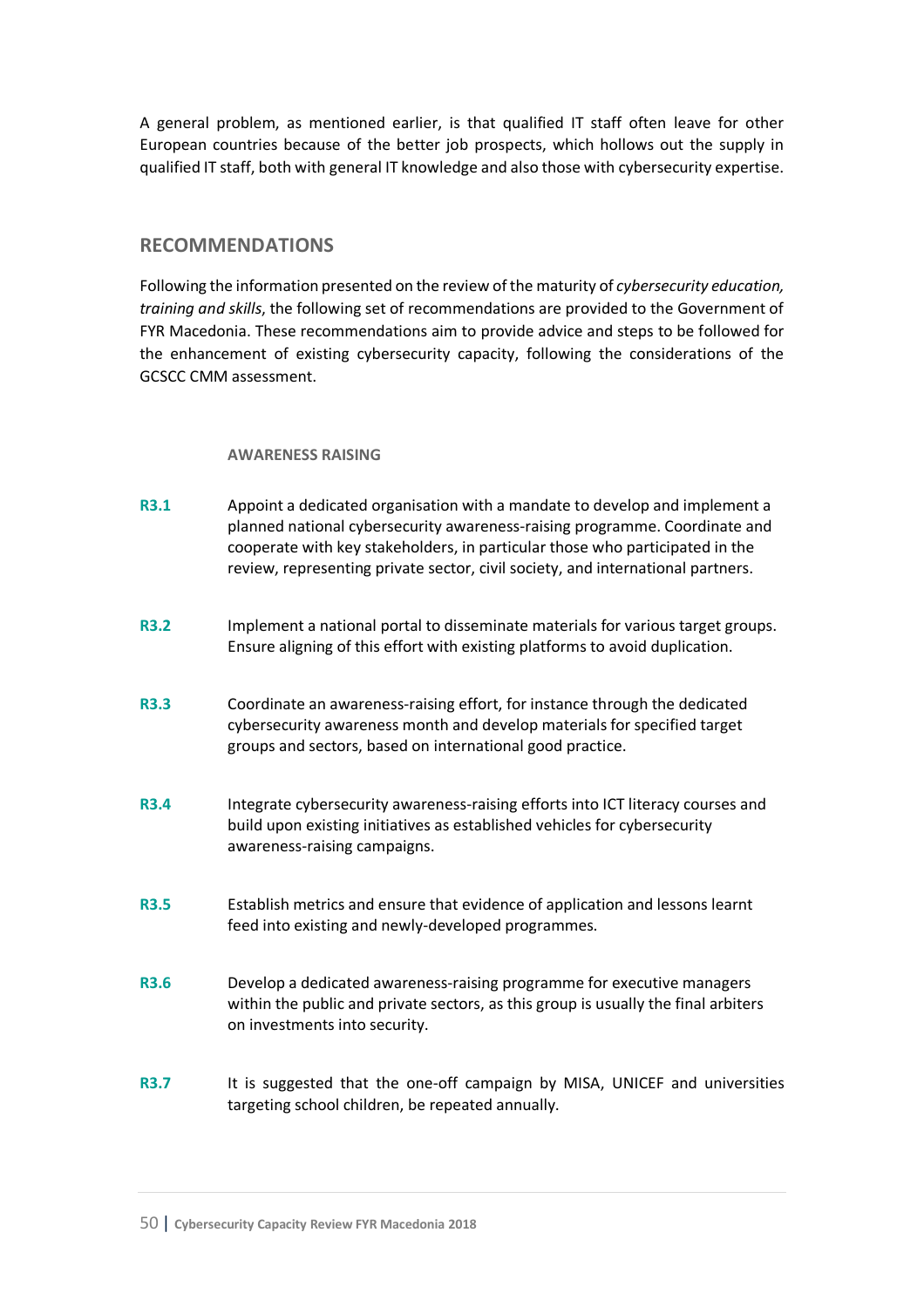A general problem, as mentioned earlier, is that qualified IT staff often leave for other European countries because of the better job prospects, which hollows out the supply in qualified IT staff, both with general IT knowledge and also those with cybersecurity expertise.

## RECOMMENDATIONS

Following the information presented on the review of the maturity of *cybersecurity education, training and skills*, the following set of recommendations are provided to the Government of FYR Macedonia. These recommendations aim to provide advice and steps to be followed for the enhancement of existing cybersecurity capacity, following the considerations of the GCSCC CMM assessment.

### AWARENESS RAISING

**R3.1** Appoint a dedicated organisation with a mandate to develop and implement a planned national cybersecurity awareness-raising programme. Coordinate and cooperate with key stakeholders, in particular those who participated in the review, representing private sector, civil society, and international partners.

**R3.2** Implement a national portal to disseminate materials for various target groups. Ensure aligning of this effort with existing platforms to avoid duplication.

**R3.3** Coordinate an awareness-raising effort, for instance through the dedicated cybersecurity awareness month and develop materials for specified target groups and sectors, based on international good practice.

**R3.4** Integrate cybersecurity awareness-raising efforts into ICT literacy courses and build upon existing initiatives as established vehicles for cybersecurity awareness-raising campaigns.

**R3.5** Establish metrics and ensure that evidence of application and lessons learnt feed into existing and newly-developed programmes.

**R3.6** Develop a dedicated awareness-raising programme for executive managers within the public and private sectors, as this group is usually the final arbiters on investments into security.

**R3.7** It is suggested that the one-off campaign by MISA, UNICEF and universities targeting school children, be repeated annually.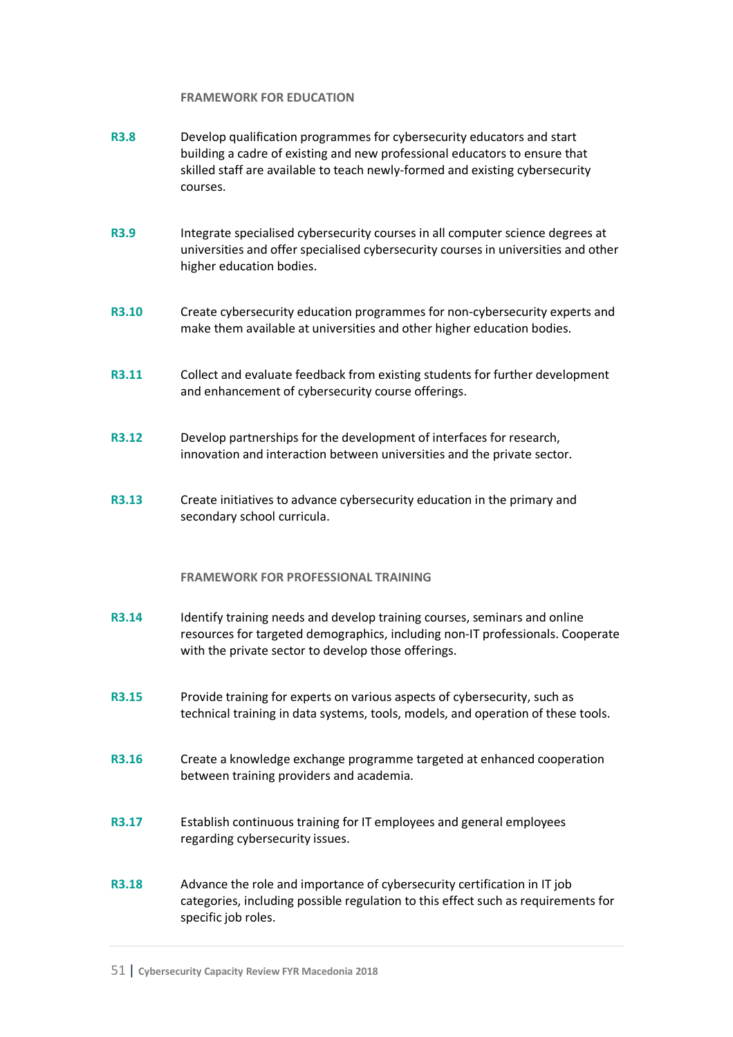#### FRAMEWORK FOR EDUCATION

**R3.8** Develop qualification programmes for cybersecurity educators and start building a cadre of existing and new professional educators to ensure that skilled staff are available to teach newly-formed and existing cybersecurity courses.

**R3.9** Integrate specialised cybersecurity courses in all computer science degrees at universities and offer specialised cybersecurity courses in universities and other higher education bodies.

**R3.10** Create cybersecurity education programmes for non-cybersecurity experts and make them available at universities and other higher education bodies.

**R3.11** Collect and evaluate feedback from existing students for further development and enhancement of cybersecurity course offerings.

**R3.12** Develop partnerships for the development of interfaces for research, innovation and interaction between universities and the private sector.

**R3.13** Create initiatives to advance cybersecurity education in the primary and secondary school curricula.

#### FRAMEWORK FOR PROFESSIONAL TRAINING

**R3.14** Identify training needs and develop training courses, seminars and online resources for targeted demographics, including non-IT professionals. Cooperate with the private sector to develop those offerings.

**R3.15** Provide training for experts on various aspects of cybersecurity, such as technical training in data systems, tools, models, and operation of these tools.

**R3.16** Create a knowledge exchange programme targeted at enhanced cooperation between training providers and academia.

**R3.17** Establish continuous training for IT employees and general employees regarding cybersecurity issues.

**R3.18** Advance the role and importance of cybersecurity certification in IT job categories, including possible regulation to this effect such as requirements for specific job roles.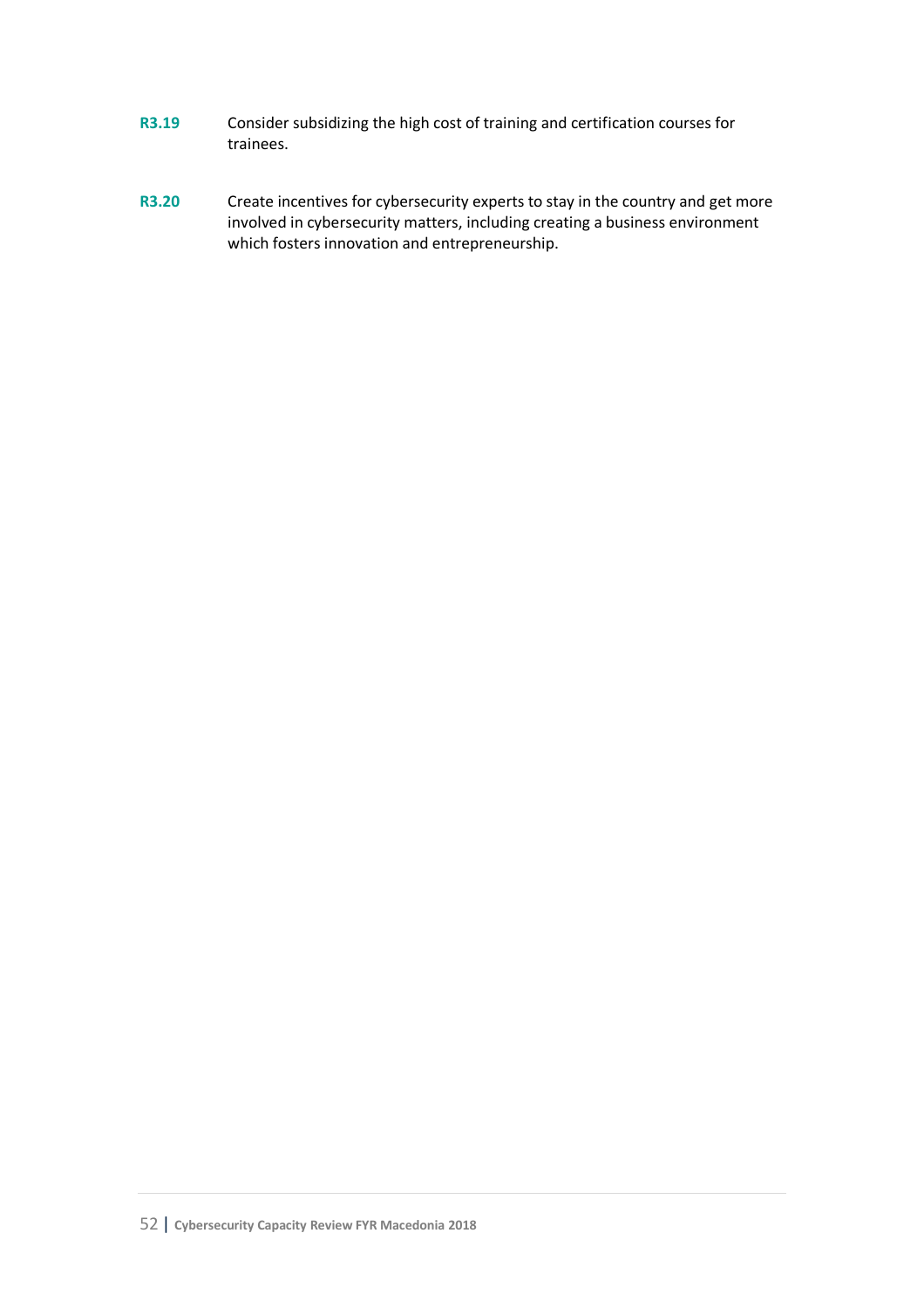**R3.19** Consider subsidizing the high cost of training and certification courses for trainees.

**R3.20** Create incentives for cybersecurity experts to stay in the country and get more involved in cybersecurity matters, including creating a business environment which fosters innovation and entrepreneurship.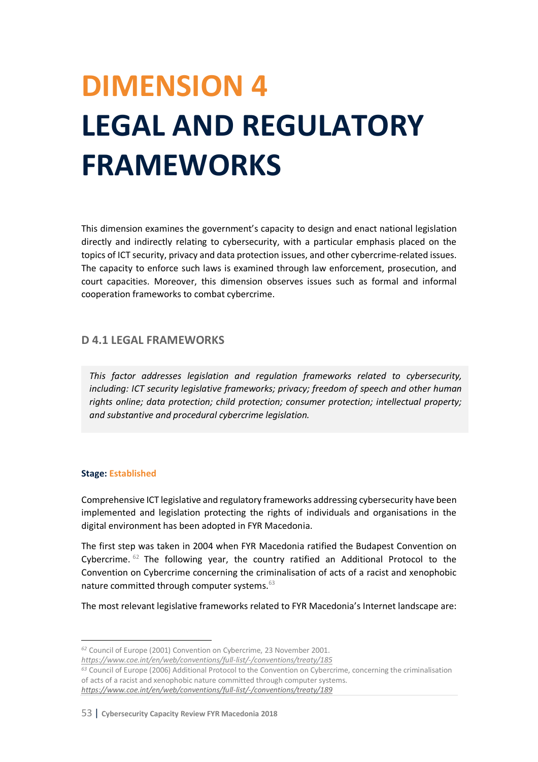# DIMENSION 4
# LEGAL AND REGULATORY FRAMEWORKS

This dimension examines the government's capacity to design and enact national legislation directly and indirectly relating to cybersecurity, with a particular emphasis placed on the topics of ICT security, privacy and data protection issues, and other cybercrime-related issues. The capacity to enforce such laws is examined through law enforcement, prosecution, and court capacities. Moreover, this dimension observes issues such as formal and informal cooperation frameworks to combat cybercrime.

## D 4.1 LEGAL FRAMEWORKS

*This factor addresses legislation and regulation frameworks related to cybersecurity, including: ICT security legislative frameworks; privacy; freedom of speech and other human rights online; data protection; child protection; consumer protection; intellectual property; and substantive and procedural cybercrime legislation.*

**Stage: Established**

Comprehensive ICT legislative and regulatory frameworks addressing cybersecurity have been implemented and legislation protecting the rights of individuals and organisations in the digital environment has been adopted in FYR Macedonia.

The first step was taken in 2004 when FYR Macedonia ratified the Budapest Convention on Cybercrime.[62] The following year, the country ratified an Additional Protocol to the Convention on Cybercrime concerning the criminalisation of acts of a racist and xenophobic nature committed through computer systems.[63]

The most relevant legislative frameworks related to FYR Macedonia's Internet landscape are:

---

[62] Council of Europe (2001) Convention on Cybercrime, 23 November 2001. *https://www.coe.int/en/web/conventions/full-list/-/conventions/treaty/185*

[63] Council of Europe (2006) Additional Protocol to the Convention on Cybercrime, concerning the criminalisation of acts of a racist and xenophobic nature committed through computer systems. *https://www.coe.int/en/web/conventions/full-list/-/conventions/treaty/189*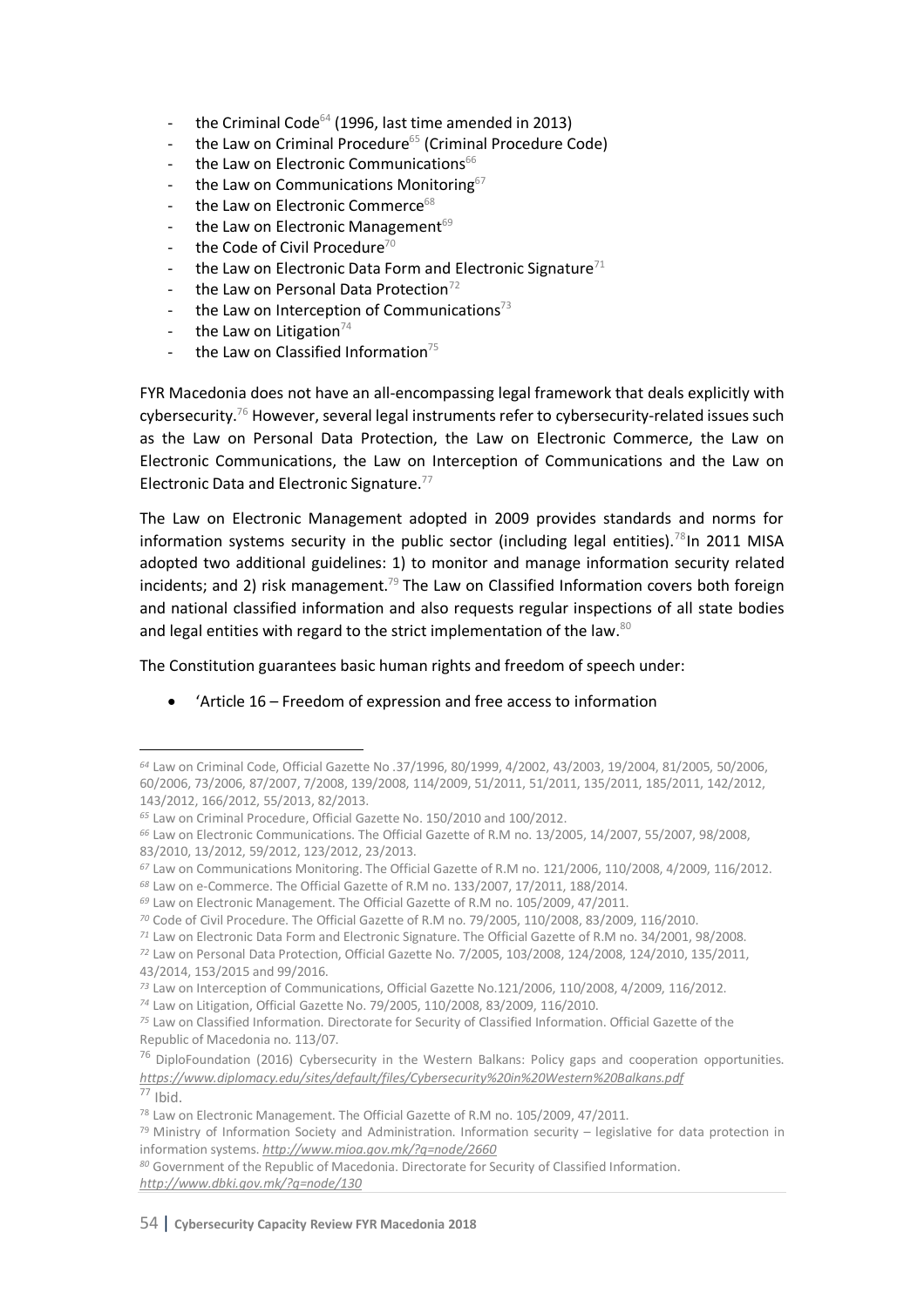- the Criminal Code[64] (1996, last time amended in 2013)
- the Law on Criminal Procedure[65] (Criminal Procedure Code)
- the Law on Electronic Communications[66]
- the Law on Communications Monitoring[67]
- the Law on Electronic Commerce[68]
- the Law on Electronic Management[69]
- the Code of Civil Procedure[70]
- the Law on Electronic Data Form and Electronic Signature[71]
- the Law on Personal Data Protection[72]
- the Law on Interception of Communications[73]
- the Law on Litigation[74]
- the Law on Classified Information[75]

FYR Macedonia does not have an all-encompassing legal framework that deals explicitly with cybersecurity.[76] However, several legal instruments refer to cybersecurity-related issues such as the Law on Personal Data Protection, the Law on Electronic Commerce, the Law on Electronic Communications, the Law on Interception of Communications and the Law on Electronic Data and Electronic Signature.[77]

The Law on Electronic Management adopted in 2009 provides standards and norms for information systems security in the public sector (including legal entities).[78]In 2011 MISA adopted two additional guidelines: 1) to monitor and manage information security related incidents; and 2) risk management.[79] The Law on Classified Information covers both foreign and national classified information and also requests regular inspections of all state bodies and legal entities with regard to the strict implementation of the law.[80]

The Constitution guarantees basic human rights and freedom of speech under:

- 'Article 16 – Freedom of expression and free access to information

---

[64] Law on Criminal Code, Official Gazette No .37/1996, 80/1999, 4/2002, 43/2003, 19/2004, 81/2005, 50/2006, 60/2006, 73/2006, 87/2007, 7/2008, 139/2008, 114/2009, 51/2011, 51/2011, 135/2011, 185/2011, 142/2012, 143/2012, 166/2012, 55/2013, 82/2013.

[65] Law on Criminal Procedure, Official Gazette No. 150/2010 and 100/2012.

[66] Law on Electronic Communications. The Official Gazette of R.M no. 13/2005, 14/2007, 55/2007, 98/2008, 83/2010, 13/2012, 59/2012, 123/2012, 23/2013.

[67] Law on Communications Monitoring. The Official Gazette of R.M no. 121/2006, 110/2008, 4/2009, 116/2012.

[68] Law on e-Commerce. The Official Gazette of R.M no. 133/2007, 17/2011, 188/2014.

[69] Law on Electronic Management. The Official Gazette of R.M no. 105/2009, 47/2011.

[70] Code of Civil Procedure. The Official Gazette of R.M no. 79/2005, 110/2008, 83/2009, 116/2010.

[71] Law on Electronic Data Form and Electronic Signature. The Official Gazette of R.M no. 34/2001, 98/2008.

[72] Law on Personal Data Protection, Official Gazette No. 7/2005, 103/2008, 124/2008, 124/2010, 135/2011, 43/2014, 153/2015 and 99/2016.

[73] Law on Interception of Communications, Official Gazette No.121/2006, 110/2008, 4/2009, 116/2012.

[74] Law on Litigation, Official Gazette No. 79/2005, 110/2008, 83/2009, 116/2010.

[75] Law on Classified Information. Directorate for Security of Classified Information. Official Gazette of the Republic of Macedonia no. 113/07.

[76] DiploFoundation (2016) Cybersecurity in the Western Balkans: Policy gaps and cooperation opportunities. *https://www.diplomacy.edu/sites/default/files/Cybersecurity%20in%20Western%20Balkans.pdf*

[77] Ibid.

[78] Law on Electronic Management. The Official Gazette of R.M no. 105/2009, 47/2011.

[79] Ministry of Information Society and Administration. Information security – legislative for data protection in information systems. *http://www.mioa.gov.mk/?q=node/2660*

[80] Government of the Republic of Macedonia. Directorate for Security of Classified Information. *http://www.dbki.gov.mk/?q=node/130*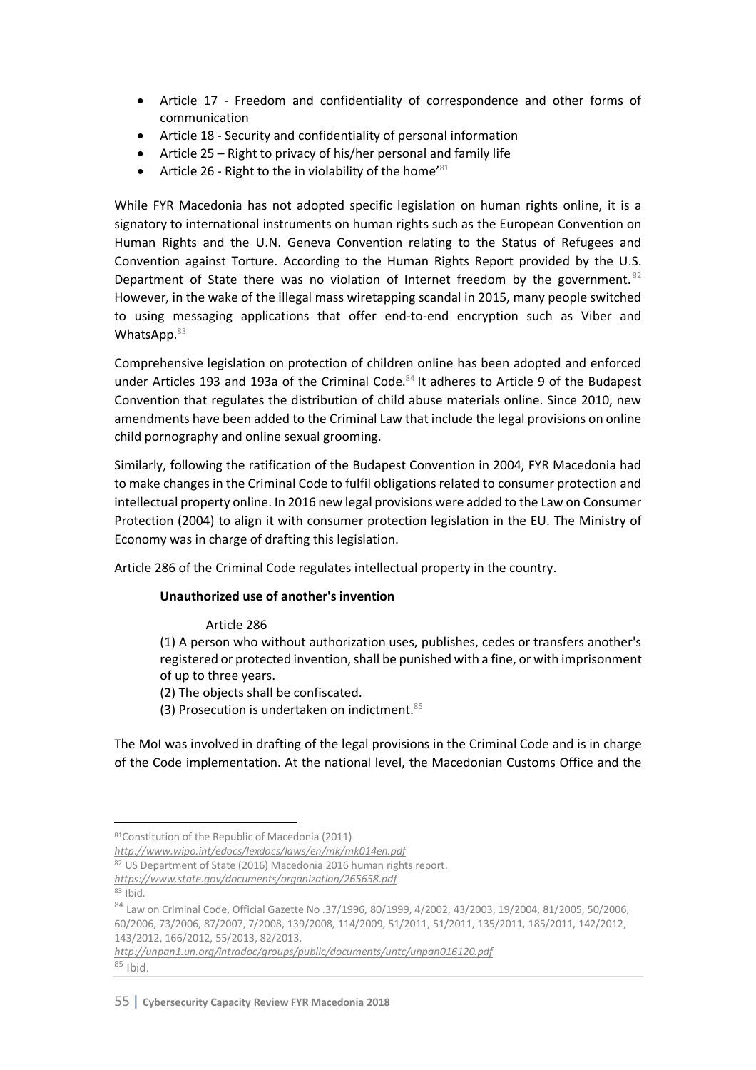- Article 17 - Freedom and confidentiality of correspondence and other forms of communication
- Article 18 - Security and confidentiality of personal information
- Article 25 – Right to privacy of his/her personal and family life
- Article 26 - Right to the in violability of the home'[81]

While FYR Macedonia has not adopted specific legislation on human rights online, it is a signatory to international instruments on human rights such as the European Convention on Human Rights and the U.N. Geneva Convention relating to the Status of Refugees and Convention against Torture. According to the Human Rights Report provided by the U.S. Department of State there was no violation of Internet freedom by the government.[82] However, in the wake of the illegal mass wiretapping scandal in 2015, many people switched to using messaging applications that offer end-to-end encryption such as Viber and WhatsApp.[83]

Comprehensive legislation on protection of children online has been adopted and enforced under Articles 193 and 193a of the Criminal Code.[84] It adheres to Article 9 of the Budapest Convention that regulates the distribution of child abuse materials online. Since 2010, new amendments have been added to the Criminal Law that include the legal provisions on online child pornography and online sexual grooming.

Similarly, following the ratification of the Budapest Convention in 2004, FYR Macedonia had to make changes in the Criminal Code to fulfil obligations related to consumer protection and intellectual property online. In 2016 new legal provisions were added to the Law on Consumer Protection (2004) to align it with consumer protection legislation in the EU. The Ministry of Economy was in charge of drafting this legislation.

Article 286 of the Criminal Code regulates intellectual property in the country.

> **Unauthorized use of another's invention**
>
> Article 286
>
> (1) A person who without authorization uses, publishes, cedes or transfers another's registered or protected invention, shall be punished with a fine, or with imprisonment of up to three years.
>
> (2) The objects shall be confiscated.
>
> (3) Prosecution is undertaken on indictment.[85]

The MoI was involved in drafting of the legal provisions in the Criminal Code and is in charge of the Code implementation. At the national level, the Macedonian Customs Office and the

---

[81] Constitution of the Republic of Macedonia (2011) *http://www.wipo.int/edocs/lexdocs/laws/en/mk/mk014en.pdf*

[82] US Department of State (2016) Macedonia 2016 human rights report. *https://www.state.gov/documents/organization/265658.pdf*

[83] Ibid.

[84] Law on Criminal Code, Official Gazette No .37/1996, 80/1999, 4/2002, 43/2003, 19/2004, 81/2005, 50/2006, 60/2006, 73/2006, 87/2007, 7/2008, 139/2008, 114/2009, 51/2011, 51/2011, 135/2011, 185/2011, 142/2012, 143/2012, 166/2012, 55/2013, 82/2013. *http://unpan1.un.org/intradoc/groups/public/documents/untc/unpan016120.pdf*

[85] Ibid.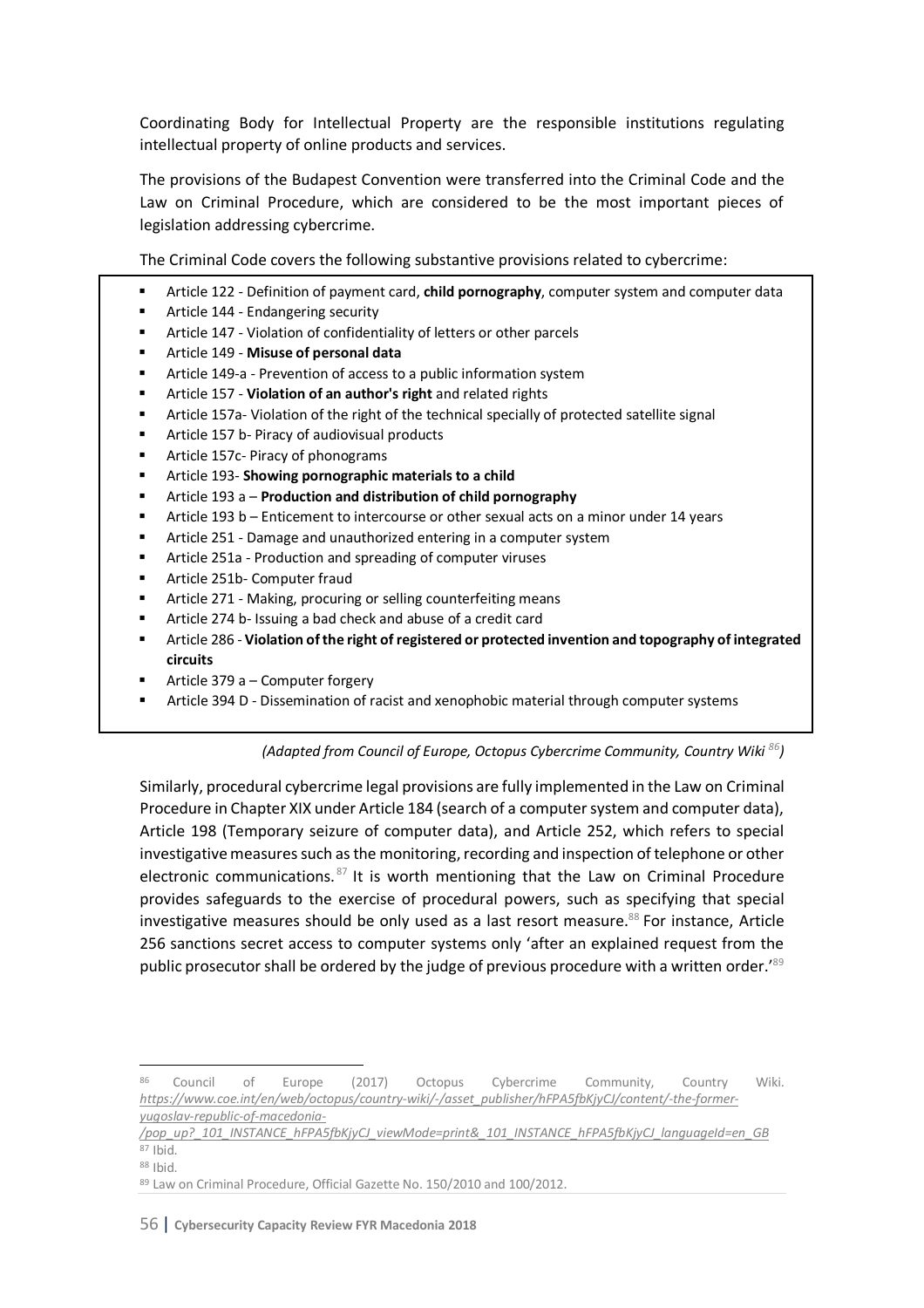Coordinating Body for Intellectual Property are the responsible institutions regulating intellectual property of online products and services.

The provisions of the Budapest Convention were transferred into the Criminal Code and the Law on Criminal Procedure, which are considered to be the most important pieces of legislation addressing cybercrime.

The Criminal Code covers the following substantive provisions related to cybercrime:

- Article 122 - Definition of payment card, **child pornography**, computer system and computer data
- Article 144 - Endangering security
- Article 147 - Violation of confidentiality of letters or other parcels
- Article 149 - **Misuse of personal data**
- Article 149-a - Prevention of access to a public information system
- Article 157 - **Violation of an author's right** and related rights
- Article 157a- Violation of the right of the technical specially of protected satellite signal
- Article 157 b- Piracy of audiovisual products
- Article 157c- Piracy of phonograms
- Article 193- **Showing pornographic materials to a child**
- Article 193 a – **Production and distribution of child pornography**
- Article 193 b – Enticement to intercourse or other sexual acts on a minor under 14 years
- Article 251 - Damage and unauthorized entering in a computer system
- Article 251a - Production and spreading of computer viruses
- Article 251b- Computer fraud
- Article 271 - Making, procuring or selling counterfeiting means
- Article 274 b- Issuing a bad check and abuse of a credit card
- Article 286 - **Violation of the right of registered or protected invention and topography of integrated circuits**
- Article 379 a – Computer forgery
- Article 394 D - Dissemination of racist and xenophobic material through computer systems

*(Adapted from Council of Europe, Octopus Cybercrime Community, Country Wiki [86])*

Similarly, procedural cybercrime legal provisions are fully implemented in the Law on Criminal Procedure in Chapter XIX under Article 184 (search of a computer system and computer data), Article 198 (Temporary seizure of computer data), and Article 252, which refers to special investigative measures such as the monitoring, recording and inspection of telephone or other electronic communications.[87] It is worth mentioning that the Law on Criminal Procedure provides safeguards to the exercise of procedural powers, such as specifying that special investigative measures should be only used as a last resort measure.[88] For instance, Article 256 sanctions secret access to computer systems only 'after an explained request from the public prosecutor shall be ordered by the judge of previous procedure with a written order.'[89]

---

[86] Council of Europe (2017) Octopus Cybercrime Community, Country Wiki. *https://www.coe.int/en/web/octopus/country-wiki/-/asset_publisher/hFPA5fbKjyCJ/content/-the-former-yugoslav-republic-of-macedonia-/pop_up?_101_INSTANCE_hFPA5fbKjyCJ_viewMode=print&_101_INSTANCE_hFPA5fbKjyCJ_languageId=en_GB*

[87] Ibid.

[88] Ibid.

[89] Law on Criminal Procedure, Official Gazette No. 150/2010 and 100/2012.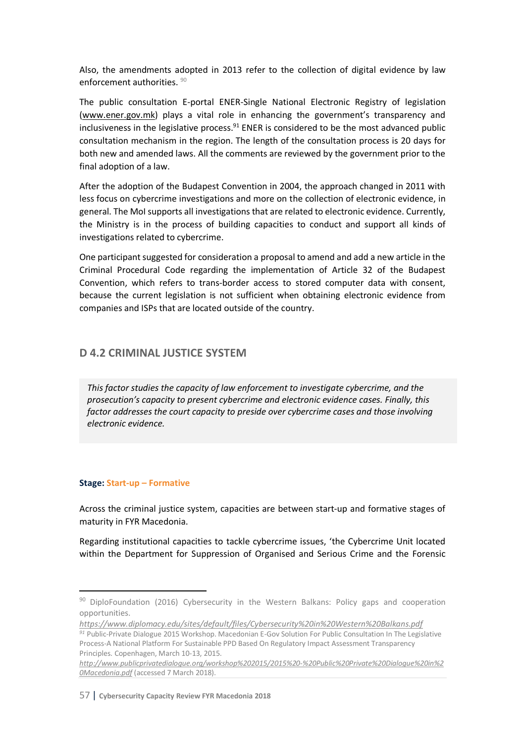Also, the amendments adopted in 2013 refer to the collection of digital evidence by law enforcement authorities. [90]

The public consultation E-portal ENER-Single National Electronic Registry of legislation (www.ener.gov.mk) plays a vital role in enhancing the government's transparency and inclusiveness in the legislative process.[91] ENER is considered to be the most advanced public consultation mechanism in the region. The length of the consultation process is 20 days for both new and amended laws. All the comments are reviewed by the government prior to the final adoption of a law.

After the adoption of the Budapest Convention in 2004, the approach changed in 2011 with less focus on cybercrime investigations and more on the collection of electronic evidence, in general. The MoI supports all investigations that are related to electronic evidence. Currently, the Ministry is in the process of building capacities to conduct and support all kinds of investigations related to cybercrime.

One participant suggested for consideration a proposal to amend and add a new article in the Criminal Procedural Code regarding the implementation of Article 32 of the Budapest Convention, which refers to trans-border access to stored computer data with consent, because the current legislation is not sufficient when obtaining electronic evidence from companies and ISPs that are located outside of the country.

## D 4.2 CRIMINAL JUSTICE SYSTEM

*This factor studies the capacity of law enforcement to investigate cybercrime, and the prosecution's capacity to present cybercrime and electronic evidence cases. Finally, this factor addresses the court capacity to preside over cybercrime cases and those involving electronic evidence.*

**Stage: Start-up – Formative**

Across the criminal justice system, capacities are between start-up and formative stages of maturity in FYR Macedonia.

Regarding institutional capacities to tackle cybercrime issues, 'the Cybercrime Unit located within the Department for Suppression of Organised and Serious Crime and the Forensic

---

[90] DiploFoundation (2016) Cybersecurity in the Western Balkans: Policy gaps and cooperation opportunities. *https://www.diplomacy.edu/sites/default/files/Cybersecurity%20in%20Western%20Balkans.pdf*

[91] Public-Private Dialogue 2015 Workshop. Macedonian E-Gov Solution For Public Consultation In The Legislative Process-A National Platform For Sustainable PPD Based On Regulatory Impact Assessment Transparency Principles. Copenhagen, March 10-13, 2015. *http://www.publicprivatedialogue.org/workshop%202015/2015%20-%20Public%20Private%20Dialogue%20in%20Macedonia.pdf* (accessed 7 March 2018).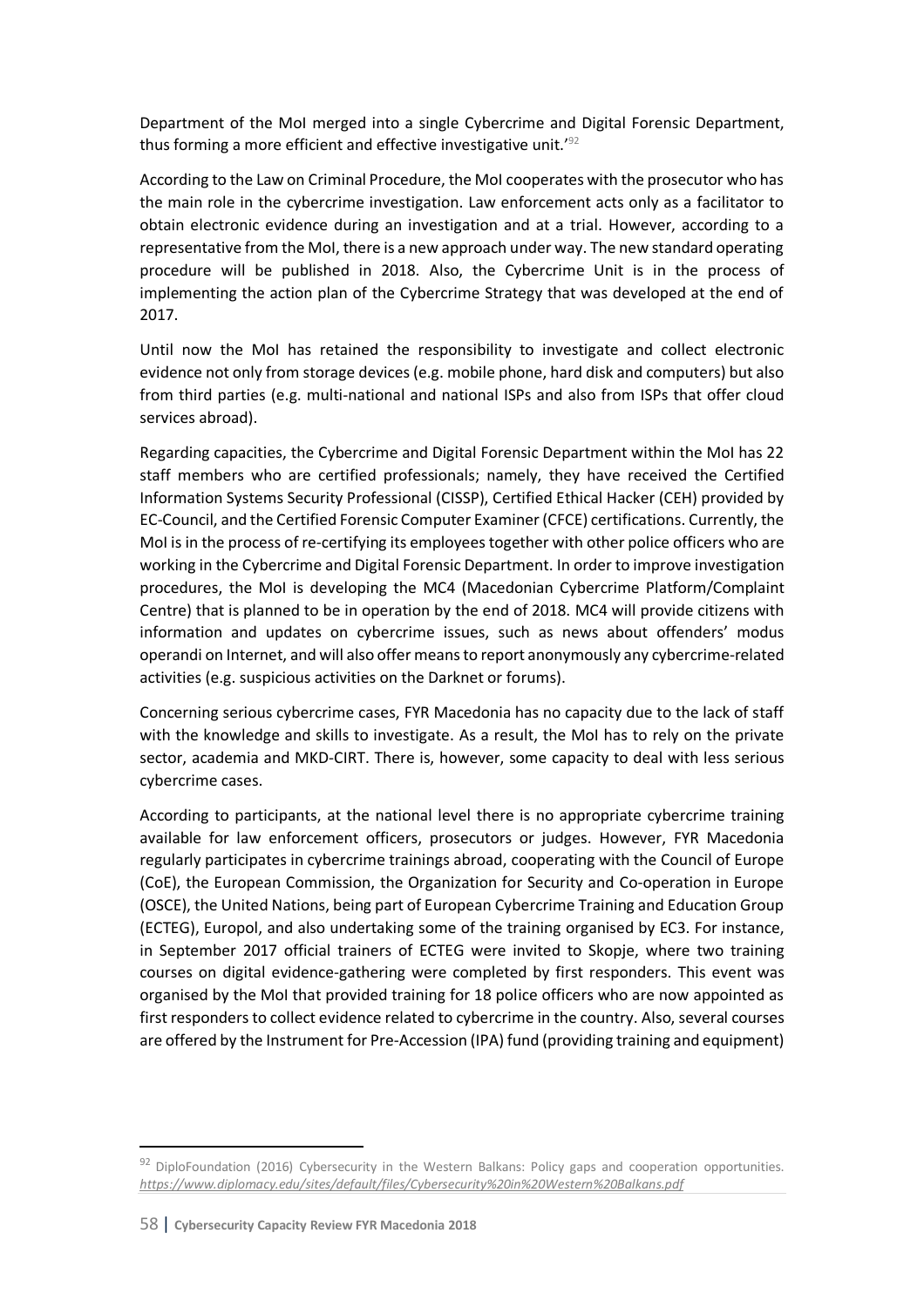Department of the MoI merged into a single Cybercrime and Digital Forensic Department, thus forming a more efficient and effective investigative unit.'[92]

According to the Law on Criminal Procedure, the MoI cooperates with the prosecutor who has the main role in the cybercrime investigation. Law enforcement acts only as a facilitator to obtain electronic evidence during an investigation and at a trial. However, according to a representative from the MoI, there is a new approach under way. The new standard operating procedure will be published in 2018. Also, the Cybercrime Unit is in the process of implementing the action plan of the Cybercrime Strategy that was developed at the end of 2017.

Until now the MoI has retained the responsibility to investigate and collect electronic evidence not only from storage devices (e.g. mobile phone, hard disk and computers) but also from third parties (e.g. multi-national and national ISPs and also from ISPs that offer cloud services abroad).

Regarding capacities, the Cybercrime and Digital Forensic Department within the MoI has 22 staff members who are certified professionals; namely, they have received the Certified Information Systems Security Professional (CISSP), Certified Ethical Hacker (CEH) provided by EC-Council, and the Certified Forensic Computer Examiner (CFCE) certifications. Currently, the MoI is in the process of re-certifying its employees together with other police officers who are working in the Cybercrime and Digital Forensic Department. In order to improve investigation procedures, the MoI is developing the MC4 (Macedonian Cybercrime Platform/Complaint Centre) that is planned to be in operation by the end of 2018. MC4 will provide citizens with information and updates on cybercrime issues, such as news about offenders' modus operandi on Internet, and will also offer means to report anonymously any cybercrime-related activities (e.g. suspicious activities on the Darknet or forums).

Concerning serious cybercrime cases, FYR Macedonia has no capacity due to the lack of staff with the knowledge and skills to investigate. As a result, the MoI has to rely on the private sector, academia and MKD-CIRT. There is, however, some capacity to deal with less serious cybercrime cases.

According to participants, at the national level there is no appropriate cybercrime training available for law enforcement officers, prosecutors or judges. However, FYR Macedonia regularly participates in cybercrime trainings abroad, cooperating with the Council of Europe (CoE), the European Commission, the Organization for Security and Co-operation in Europe (OSCE), the United Nations, being part of European Cybercrime Training and Education Group (ECTEG), Europol, and also undertaking some of the training organised by EC3. For instance, in September 2017 official trainers of ECTEG were invited to Skopje, where two training courses on digital evidence-gathering were completed by first responders. This event was organised by the MoI that provided training for 18 police officers who are now appointed as first responders to collect evidence related to cybercrime in the country. Also, several courses are offered by the Instrument for Pre-Accession (IPA) fund (providing training and equipment)

---

[92] DiploFoundation (2016) Cybersecurity in the Western Balkans: Policy gaps and cooperation opportunities. *https://www.diplomacy.edu/sites/default/files/Cybersecurity%20in%20Western%20Balkans.pdf*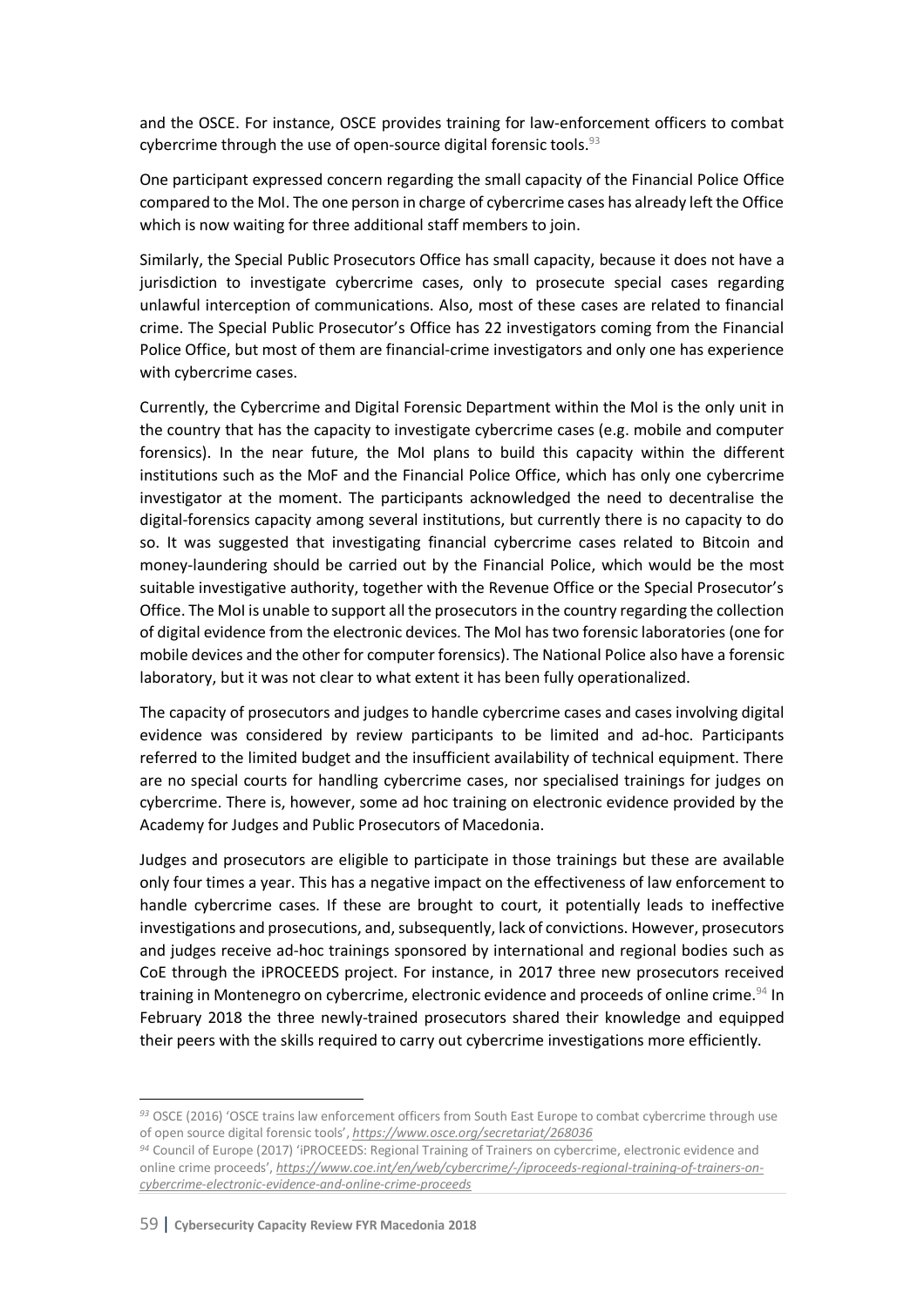and the OSCE. For instance, OSCE provides training for law-enforcement officers to combat cybercrime through the use of open-source digital forensic tools.[93]

One participant expressed concern regarding the small capacity of the Financial Police Office compared to the MoI. The one person in charge of cybercrime cases has already left the Office which is now waiting for three additional staff members to join.

Similarly, the Special Public Prosecutors Office has small capacity, because it does not have a jurisdiction to investigate cybercrime cases, only to prosecute special cases regarding unlawful interception of communications. Also, most of these cases are related to financial crime. The Special Public Prosecutor's Office has 22 investigators coming from the Financial Police Office, but most of them are financial-crime investigators and only one has experience with cybercrime cases.

Currently, the Cybercrime and Digital Forensic Department within the MoI is the only unit in the country that has the capacity to investigate cybercrime cases (e.g. mobile and computer forensics). In the near future, the MoI plans to build this capacity within the different institutions such as the MoF and the Financial Police Office, which has only one cybercrime investigator at the moment. The participants acknowledged the need to decentralise the digital-forensics capacity among several institutions, but currently there is no capacity to do so. It was suggested that investigating financial cybercrime cases related to Bitcoin and money-laundering should be carried out by the Financial Police, which would be the most suitable investigative authority, together with the Revenue Office or the Special Prosecutor's Office. The MoI is unable to support all the prosecutors in the country regarding the collection of digital evidence from the electronic devices. The MoI has two forensic laboratories (one for mobile devices and the other for computer forensics). The National Police also have a forensic laboratory, but it was not clear to what extent it has been fully operationalized.

The capacity of prosecutors and judges to handle cybercrime cases and cases involving digital evidence was considered by review participants to be limited and ad-hoc. Participants referred to the limited budget and the insufficient availability of technical equipment. There are no special courts for handling cybercrime cases, nor specialised trainings for judges on cybercrime. There is, however, some ad hoc training on electronic evidence provided by the Academy for Judges and Public Prosecutors of Macedonia.

Judges and prosecutors are eligible to participate in those trainings but these are available only four times a year. This has a negative impact on the effectiveness of law enforcement to handle cybercrime cases. If these are brought to court, it potentially leads to ineffective investigations and prosecutions, and, subsequently, lack of convictions. However, prosecutors and judges receive ad-hoc trainings sponsored by international and regional bodies such as CoE through the iPROCEEDS project. For instance, in 2017 three new prosecutors received training in Montenegro on cybercrime, electronic evidence and proceeds of online crime.[94] In February 2018 the three newly-trained prosecutors shared their knowledge and equipped their peers with the skills required to carry out cybercrime investigations more efficiently.

---

[93] OSCE (2016) 'OSCE trains law enforcement officers from South East Europe to combat cybercrime through use of open source digital forensic tools', *https://www.osce.org/secretariat/268036*

[94] Council of Europe (2017) 'iPROCEEDS: Regional Training of Trainers on cybercrime, electronic evidence and online crime proceeds', *https://www.coe.int/en/web/cybercrime/-/iproceeds-regional-training-of-trainers-on-cybercrime-electronic-evidence-and-online-crime-proceeds*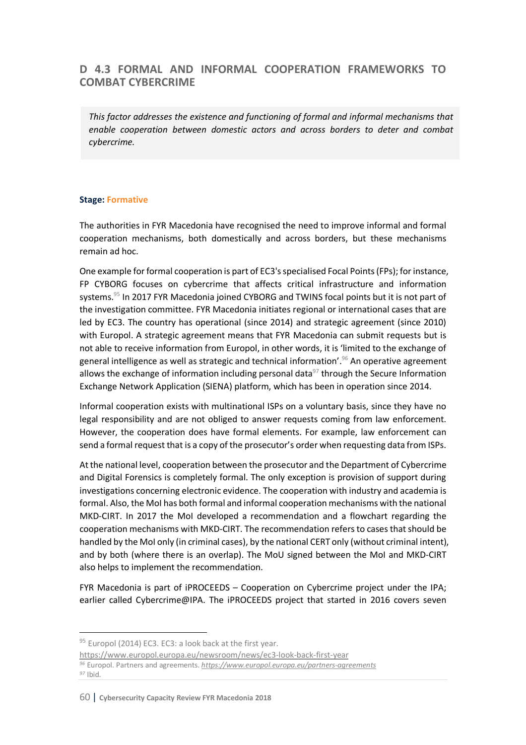## D 4.3 FORMAL AND INFORMAL COOPERATION FRAMEWORKS TO COMBAT CYBERCRIME

*This factor addresses the existence and functioning of formal and informal mechanisms that enable cooperation between domestic actors and across borders to deter and combat cybercrime.*

**Stage: Formative**

The authorities in FYR Macedonia have recognised the need to improve informal and formal cooperation mechanisms, both domestically and across borders, but these mechanisms remain ad hoc.

One example for formal cooperation is part of EC3's specialised Focal Points (FPs); for instance, FP CYBORG focuses on cybercrime that affects critical infrastructure and information systems.[95] In 2017 FYR Macedonia joined CYBORG and TWINS focal points but it is not part of the investigation committee. FYR Macedonia initiates regional or international cases that are led by EC3. The country has operational (since 2014) and strategic agreement (since 2010) with Europol. A strategic agreement means that FYR Macedonia can submit requests but is not able to receive information from Europol, in other words, it is 'limited to the exchange of general intelligence as well as strategic and technical information'.[96] An operative agreement allows the exchange of information including personal data[97] through the Secure Information Exchange Network Application (SIENA) platform, which has been in operation since 2014.

Informal cooperation exists with multinational ISPs on a voluntary basis, since they have no legal responsibility and are not obliged to answer requests coming from law enforcement. However, the cooperation does have formal elements. For example, law enforcement can send a formal request that is a copy of the prosecutor's order when requesting data from ISPs.

At the national level, cooperation between the prosecutor and the Department of Cybercrime and Digital Forensics is completely formal. The only exception is provision of support during investigations concerning electronic evidence. The cooperation with industry and academia is formal. Also, the MoI has both formal and informal cooperation mechanisms with the national MKD-CIRT. In 2017 the MoI developed a recommendation and a flowchart regarding the cooperation mechanisms with MKD-CIRT. The recommendation refers to cases that should be handled by the MoI only (in criminal cases), by the national CERT only (without criminal intent), and by both (where there is an overlap). The MoU signed between the MoI and MKD-CIRT also helps to implement the recommendation.

FYR Macedonia is part of iPROCEEDS – Cooperation on Cybercrime project under the IPA; earlier called Cybercrime@IPA. The iPROCEEDS project that started in 2016 covers seven

---

[95] Europol (2014) EC3. EC3: a look back at the first year. https://www.europol.europa.eu/newsroom/news/ec3-look-back-first-year

[96] Europol. Partners and agreements. *https://www.europol.europa.eu/partners-agreements*

[97] Ibid.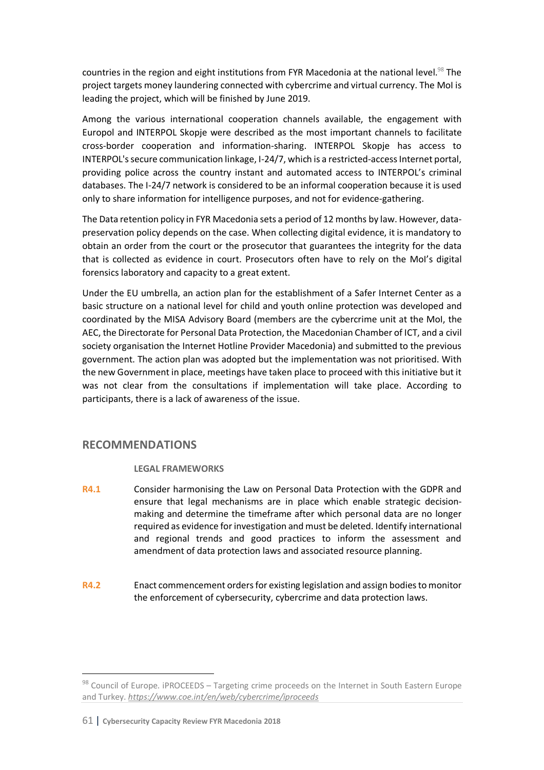countries in the region and eight institutions from FYR Macedonia at the national level.[98] The project targets money laundering connected with cybercrime and virtual currency. The MoI is leading the project, which will be finished by June 2019.

Among the various international cooperation channels available, the engagement with Europol and INTERPOL Skopje were described as the most important channels to facilitate cross-border cooperation and information-sharing. INTERPOL Skopje has access to INTERPOL's secure communication linkage, I-24/7, which is a restricted-access Internet portal, providing police across the country instant and automated access to INTERPOL's criminal databases. The I-24/7 network is considered to be an informal cooperation because it is used only to share information for intelligence purposes, and not for evidence-gathering.

The Data retention policy in FYR Macedonia sets a period of 12 months by law. However, data-preservation policy depends on the case. When collecting digital evidence, it is mandatory to obtain an order from the court or the prosecutor that guarantees the integrity for the data that is collected as evidence in court. Prosecutors often have to rely on the MoI's digital forensics laboratory and capacity to a great extent.

Under the EU umbrella, an action plan for the establishment of a Safer Internet Center as a basic structure on a national level for child and youth online protection was developed and coordinated by the MISA Advisory Board (members are the cybercrime unit at the MoI, the AEC, the Directorate for Personal Data Protection, the Macedonian Chamber of ICT, and a civil society organisation the Internet Hotline Provider Macedonia) and submitted to the previous government. The action plan was adopted but the implementation was not prioritised. With the new Government in place, meetings have taken place to proceed with this initiative but it was not clear from the consultations if implementation will take place. According to participants, there is a lack of awareness of the issue.

## RECOMMENDATIONS

### LEGAL FRAMEWORKS

**R4.1** Consider harmonising the Law on Personal Data Protection with the GDPR and ensure that legal mechanisms are in place which enable strategic decision-making and determine the timeframe after which personal data are no longer required as evidence for investigation and must be deleted. Identify international and regional trends and good practices to inform the assessment and amendment of data protection laws and associated resource planning.

**R4.2** Enact commencement orders for existing legislation and assign bodies to monitor the enforcement of cybersecurity, cybercrime and data protection laws.

---

[98] Council of Europe. iPROCEEDS – Targeting crime proceeds on the Internet in South Eastern Europe and Turkey. *https://www.coe.int/en/web/cybercrime/iproceeds*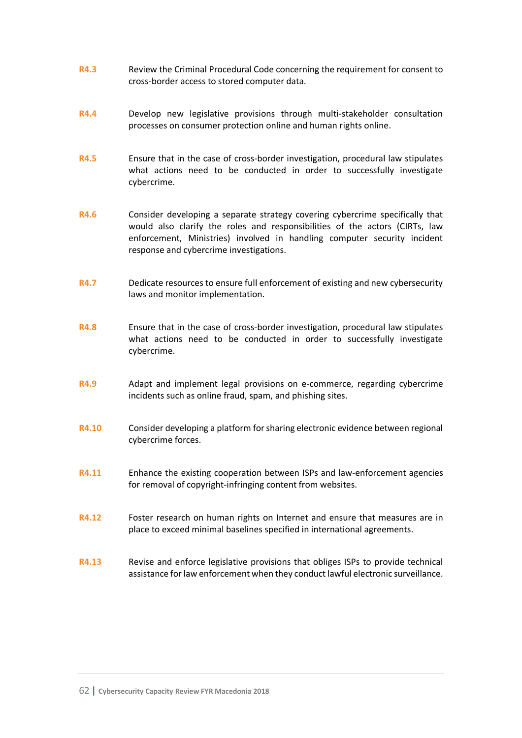**R4.3** Review the Criminal Procedural Code concerning the requirement for consent to cross-border access to stored computer data.

**R4.4** Develop new legislative provisions through multi-stakeholder consultation processes on consumer protection online and human rights online.

**R4.5** Ensure that in the case of cross-border investigation, procedural law stipulates what actions need to be conducted in order to successfully investigate cybercrime.

**R4.6** Consider developing a separate strategy covering cybercrime specifically that would also clarify the roles and responsibilities of the actors (CIRTs, law enforcement, Ministries) involved in handling computer security incident response and cybercrime investigations.

**R4.7** Dedicate resources to ensure full enforcement of existing and new cybersecurity laws and monitor implementation.

**R4.8** Ensure that in the case of cross-border investigation, procedural law stipulates what actions need to be conducted in order to successfully investigate cybercrime.

**R4.9** Adapt and implement legal provisions on e-commerce, regarding cybercrime incidents such as online fraud, spam, and phishing sites.

**R4.10** Consider developing a platform for sharing electronic evidence between regional cybercrime forces.

**R4.11** Enhance the existing cooperation between ISPs and law-enforcement agencies for removal of copyright-infringing content from websites.

**R4.12** Foster research on human rights on Internet and ensure that measures are in place to exceed minimal baselines specified in international agreements.

**R4.13** Revise and enforce legislative provisions that obliges ISPs to provide technical assistance for law enforcement when they conduct lawful electronic surveillance.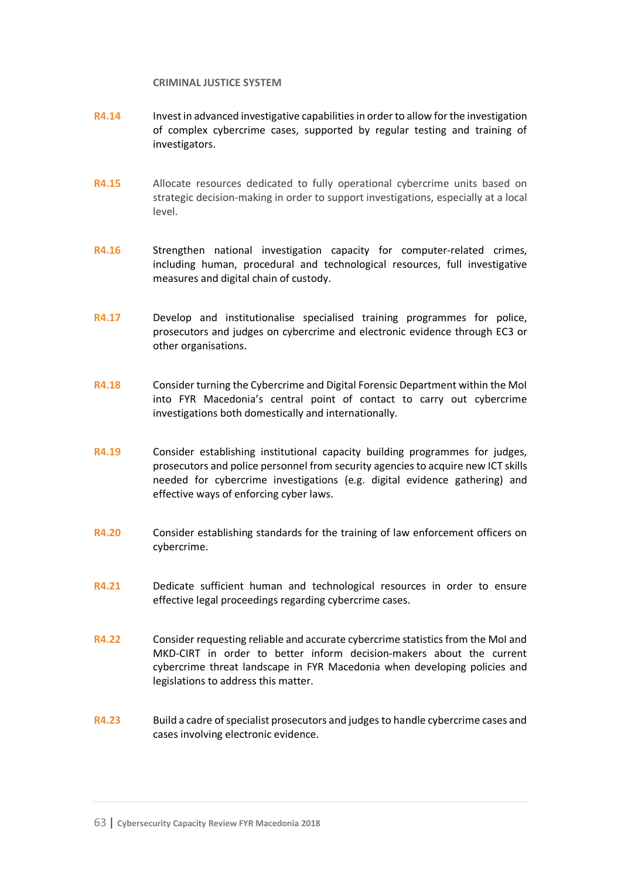**CRIMINAL JUSTICE SYSTEM**

**R4.14** Invest in advanced investigative capabilities in order to allow for the investigation of complex cybercrime cases, supported by regular testing and training of investigators.

**R4.15** Allocate resources dedicated to fully operational cybercrime units based on strategic decision-making in order to support investigations, especially at a local level.

**R4.16** Strengthen national investigation capacity for computer-related crimes, including human, procedural and technological resources, full investigative measures and digital chain of custody.

**R4.17** Develop and institutionalise specialised training programmes for police, prosecutors and judges on cybercrime and electronic evidence through EC3 or other organisations.

**R4.18** Consider turning the Cybercrime and Digital Forensic Department within the MoI into FYR Macedonia's central point of contact to carry out cybercrime investigations both domestically and internationally.

**R4.19** Consider establishing institutional capacity building programmes for judges, prosecutors and police personnel from security agencies to acquire new ICT skills needed for cybercrime investigations (e.g. digital evidence gathering) and effective ways of enforcing cyber laws.

**R4.20** Consider establishing standards for the training of law enforcement officers on cybercrime.

**R4.21** Dedicate sufficient human and technological resources in order to ensure effective legal proceedings regarding cybercrime cases.

**R4.22** Consider requesting reliable and accurate cybercrime statistics from the MoI and MKD-CIRT in order to better inform decision-makers about the current cybercrime threat landscape in FYR Macedonia when developing policies and legislations to address this matter.

**R4.23** Build a cadre of specialist prosecutors and judges to handle cybercrime cases and cases involving electronic evidence.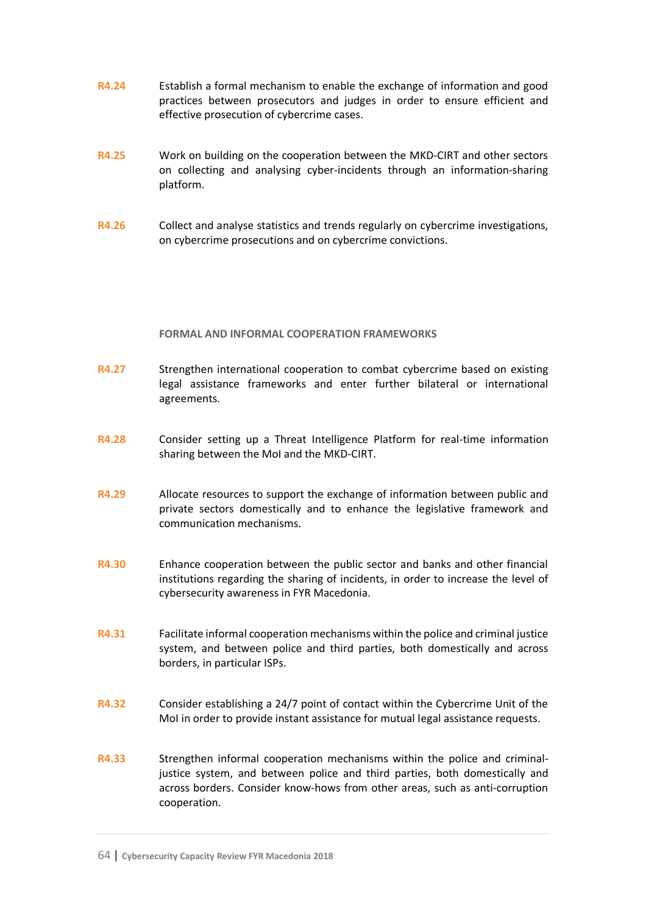**R4.24** Establish a formal mechanism to enable the exchange of information and good practices between prosecutors and judges in order to ensure efficient and effective prosecution of cybercrime cases.

**R4.25** Work on building on the cooperation between the MKD-CIRT and other sectors on collecting and analysing cyber-incidents through an information-sharing platform.

**R4.26** Collect and analyse statistics and trends regularly on cybercrime investigations, on cybercrime prosecutions and on cybercrime convictions.

### FORMAL AND INFORMAL COOPERATION FRAMEWORKS

**R4.27** Strengthen international cooperation to combat cybercrime based on existing legal assistance frameworks and enter further bilateral or international agreements.

**R4.28** Consider setting up a Threat Intelligence Platform for real-time information sharing between the MoI and the MKD-CIRT.

**R4.29** Allocate resources to support the exchange of information between public and private sectors domestically and to enhance the legislative framework and communication mechanisms.

**R4.30** Enhance cooperation between the public sector and banks and other financial institutions regarding the sharing of incidents, in order to increase the level of cybersecurity awareness in FYR Macedonia.

**R4.31** Facilitate informal cooperation mechanisms within the police and criminal justice system, and between police and third parties, both domestically and across borders, in particular ISPs.

**R4.32** Consider establishing a 24/7 point of contact within the Cybercrime Unit of the MoI in order to provide instant assistance for mutual legal assistance requests.

**R4.33** Strengthen informal cooperation mechanisms within the police and criminal-justice system, and between police and third parties, both domestically and across borders. Consider know-hows from other areas, such as anti-corruption cooperation.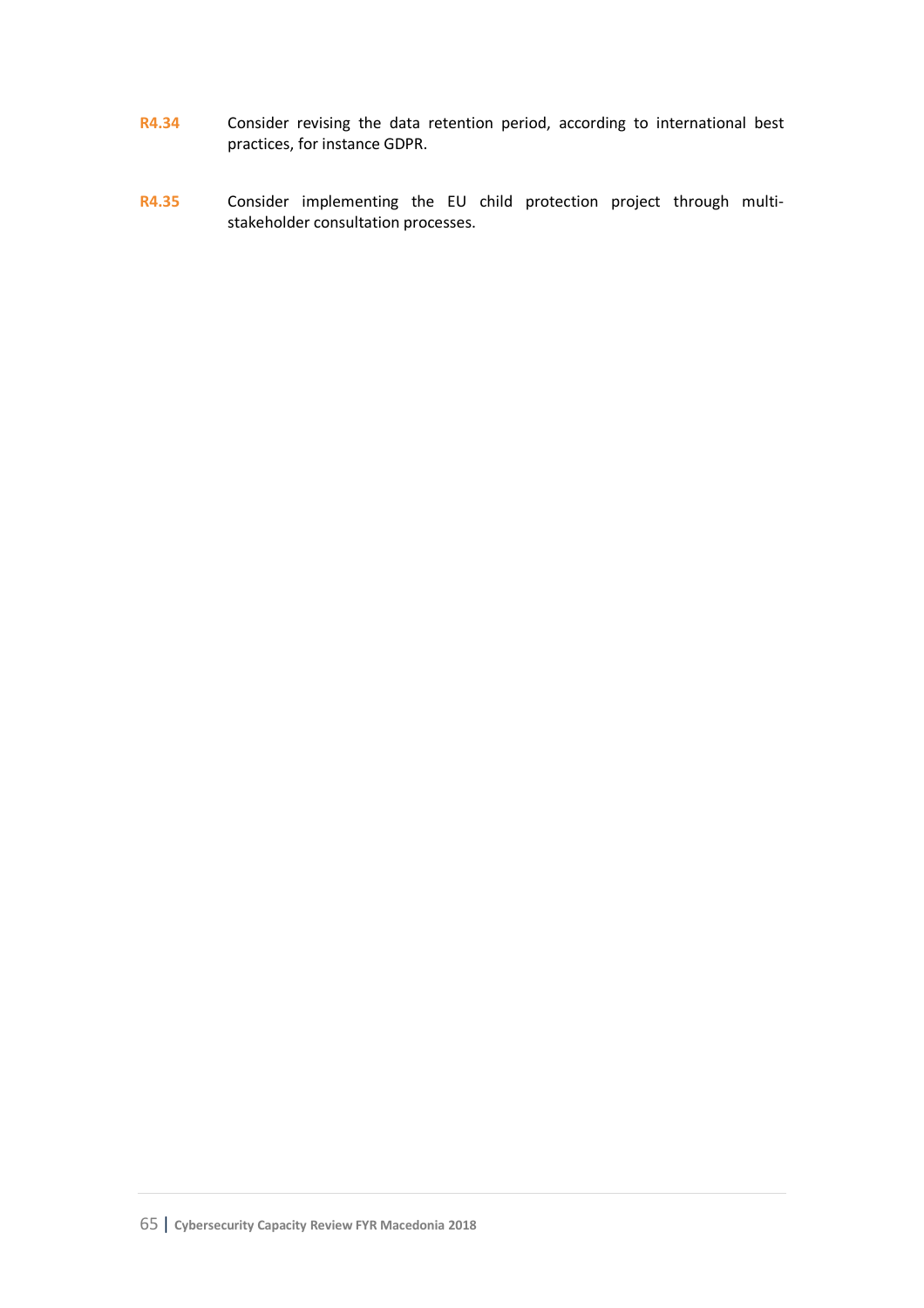**R4.34** Consider revising the data retention period, according to international best practices, for instance GDPR.

**R4.35** Consider implementing the EU child protection project through multi-stakeholder consultation processes.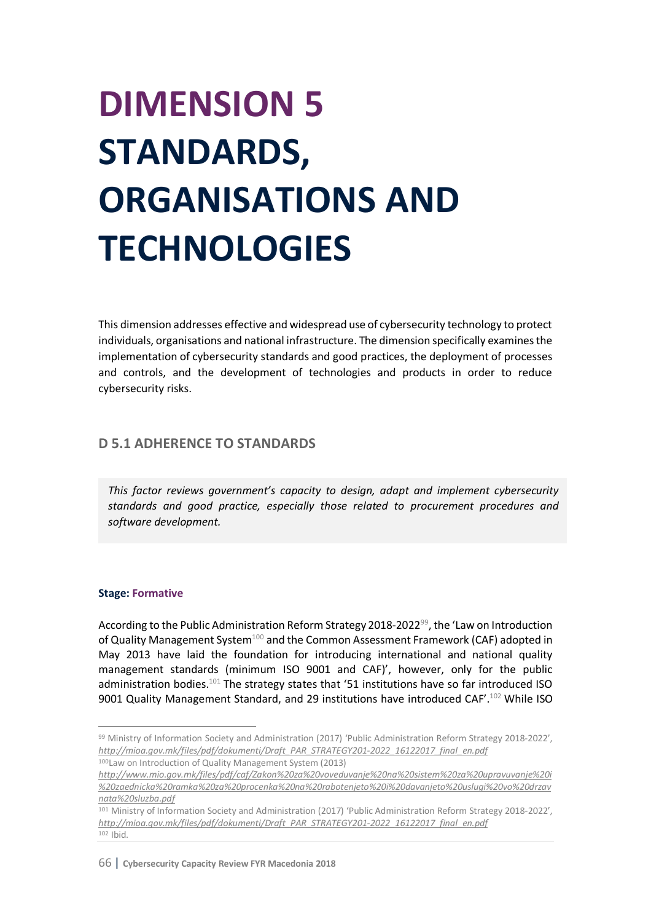# DIMENSION 5 STANDARDS, ORGANISATIONS AND TECHNOLOGIES

This dimension addresses effective and widespread use of cybersecurity technology to protect individuals, organisations and national infrastructure. The dimension specifically examines the implementation of cybersecurity standards and good practices, the deployment of processes and controls, and the development of technologies and products in order to reduce cybersecurity risks.

## D 5.1 ADHERENCE TO STANDARDS

*This factor reviews government's capacity to design, adapt and implement cybersecurity standards and good practice, especially those related to procurement procedures and software development.*

**Stage: Formative**

According to the Public Administration Reform Strategy 2018-2022[99], the 'Law on Introduction of Quality Management System[100] and the Common Assessment Framework (CAF) adopted in May 2013 have laid the foundation for introducing international and national quality management standards (minimum ISO 9001 and CAF)', however, only for the public administration bodies.[101] The strategy states that '51 institutions have so far introduced ISO 9001 Quality Management Standard, and 29 institutions have introduced CAF'.[102] While ISO

---

[99] Ministry of Information Society and Administration (2017) 'Public Administration Reform Strategy 2018-2022', *http://mioa.gov.mk/files/pdf/dokumenti/Draft_PAR_STRATEGY201-2022_16122017_final_en.pdf*

[100] Law on Introduction of Quality Management System (2013) *http://www.mio.gov.mk/files/pdf/caf/Zakon%20za%20voveduvanje%20na%20sistem%20za%20upravuvanje%20i%20zaednicka%20ramka%20za%20procenka%20na%20rabotenjeto%20i%20davanjeto%20uslugi%20vo%20drzavnata%20sluzba.pdf*

[101] Ministry of Information Society and Administration (2017) 'Public Administration Reform Strategy 2018-2022', *http://mioa.gov.mk/files/pdf/dokumenti/Draft_PAR_STRATEGY201-2022_16122017_final_en.pdf*

[102] Ibid.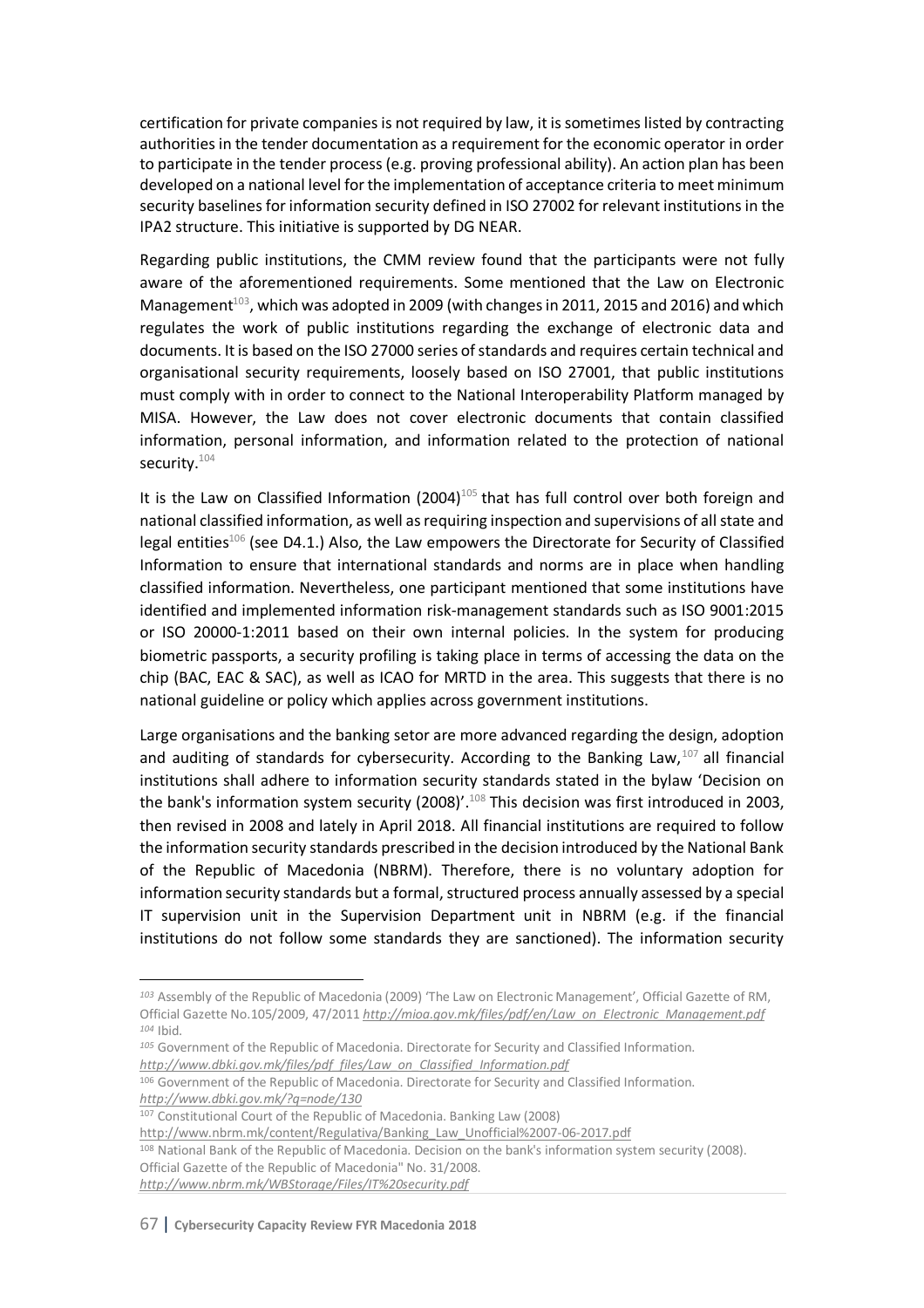certification for private companies is not required by law, it is sometimes listed by contracting authorities in the tender documentation as a requirement for the economic operator in order to participate in the tender process (e.g. proving professional ability). An action plan has been developed on a national level for the implementation of acceptance criteria to meet minimum security baselines for information security defined in ISO 27002 for relevant institutions in the IPA2 structure. This initiative is supported by DG NEAR.

Regarding public institutions, the CMM review found that the participants were not fully aware of the aforementioned requirements. Some mentioned that the Law on Electronic Management[103], which was adopted in 2009 (with changes in 2011, 2015 and 2016) and which regulates the work of public institutions regarding the exchange of electronic data and documents. It is based on the ISO 27000 series of standards and requires certain technical and organisational security requirements, loosely based on ISO 27001, that public institutions must comply with in order to connect to the National Interoperability Platform managed by MISA. However, the Law does not cover electronic documents that contain classified information, personal information, and information related to the protection of national security.[104]

It is the Law on Classified Information (2004)[105] that has full control over both foreign and national classified information, as well as requiring inspection and supervisions of all state and legal entities[106] (see D4.1.) Also, the Law empowers the Directorate for Security of Classified Information to ensure that international standards and norms are in place when handling classified information. Nevertheless, one participant mentioned that some institutions have identified and implemented information risk-management standards such as ISO 9001:2015 or ISO 20000-1:2011 based on their own internal policies. In the system for producing biometric passports, a security profiling is taking place in terms of accessing the data on the chip (BAC, EAC & SAC), as well as ICAO for MRTD in the area. This suggests that there is no national guideline or policy which applies across government institutions.

Large organisations and the banking setor are more advanced regarding the design, adoption and auditing of standards for cybersecurity. According to the Banking Law,[107] all financial institutions shall adhere to information security standards stated in the bylaw 'Decision on the bank's information system security (2008)'.[108] This decision was first introduced in 2003, then revised in 2008 and lately in April 2018. All financial institutions are required to follow the information security standards prescribed in the decision introduced by the National Bank of the Republic of Macedonia (NBRM). Therefore, there is no voluntary adoption for information security standards but a formal, structured process annually assessed by a special IT supervision unit in the Supervision Department unit in NBRM (e.g. if the financial institutions do not follow some standards they are sanctioned). The information security

---

[103] Assembly of the Republic of Macedonia (2009) 'The Law on Electronic Management', Official Gazette of RM, Official Gazette No.105/2009, 47/2011 *http://mioa.gov.mk/files/pdf/en/Law_on_Electronic_Management.pdf*

[104] Ibid.

[105] Government of the Republic of Macedonia. Directorate for Security and Classified Information. *http://www.dbki.gov.mk/files/pdf_files/Law_on_Classified_Information.pdf*

[106] Government of the Republic of Macedonia. Directorate for Security and Classified Information. *http://www.dbki.gov.mk/?q=node/130*

[107] Constitutional Court of the Republic of Macedonia. Banking Law (2008) http://www.nbrm.mk/content/Regulativa/Banking_Law_Unofficial%2007-06-2017.pdf

[108] National Bank of the Republic of Macedonia. Decision on the bank's information system security (2008). Official Gazette of the Republic of Macedonia" No. 31/2008. *http://www.nbrm.mk/WBStorage/Files/IT%20security.pdf*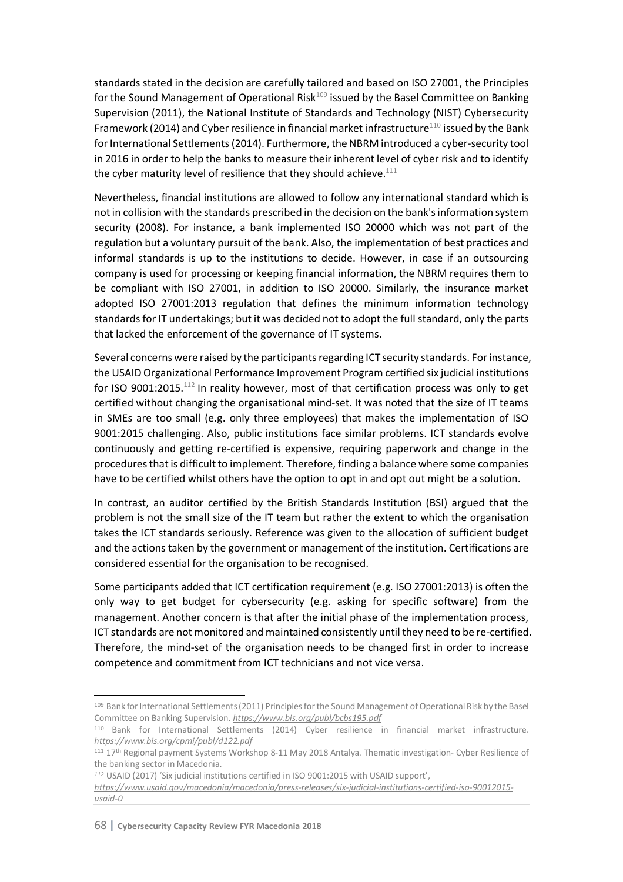standards stated in the decision are carefully tailored and based on ISO 27001, the Principles for the Sound Management of Operational Risk[109] issued by the Basel Committee on Banking Supervision (2011), the National Institute of Standards and Technology (NIST) Cybersecurity Framework (2014) and Cyber resilience in financial market infrastructure[110] issued by the Bank for International Settlements (2014). Furthermore, the NBRM introduced a cyber-security tool in 2016 in order to help the banks to measure their inherent level of cyber risk and to identify the cyber maturity level of resilience that they should achieve.[111]

Nevertheless, financial institutions are allowed to follow any international standard which is not in collision with the standards prescribed in the decision on the bank's information system security (2008). For instance, a bank implemented ISO 20000 which was not part of the regulation but a voluntary pursuit of the bank. Also, the implementation of best practices and informal standards is up to the institutions to decide. However, in case if an outsourcing company is used for processing or keeping financial information, the NBRM requires them to be compliant with ISO 27001, in addition to ISO 20000. Similarly, the insurance market adopted ISO 27001:2013 regulation that defines the minimum information technology standards for IT undertakings; but it was decided not to adopt the full standard, only the parts that lacked the enforcement of the governance of IT systems.

Several concerns were raised by the participants regarding ICT security standards. For instance, the USAID Organizational Performance Improvement Program certified six judicial institutions for ISO 9001:2015.[112] In reality however, most of that certification process was only to get certified without changing the organisational mind-set. It was noted that the size of IT teams in SMEs are too small (e.g. only three employees) that makes the implementation of ISO 9001:2015 challenging. Also, public institutions face similar problems. ICT standards evolve continuously and getting re-certified is expensive, requiring paperwork and change in the procedures that is difficult to implement. Therefore, finding a balance where some companies have to be certified whilst others have the option to opt in and opt out might be a solution.

In contrast, an auditor certified by the British Standards Institution (BSI) argued that the problem is not the small size of the IT team but rather the extent to which the organisation takes the ICT standards seriously. Reference was given to the allocation of sufficient budget and the actions taken by the government or management of the institution. Certifications are considered essential for the organisation to be recognised.

Some participants added that ICT certification requirement (e.g. ISO 27001:2013) is often the only way to get budget for cybersecurity (e.g. asking for specific software) from the management. Another concern is that after the initial phase of the implementation process, ICT standards are not monitored and maintained consistently until they need to be re-certified. Therefore, the mind-set of the organisation needs to be changed first in order to increase competence and commitment from ICT technicians and not vice versa.

---

[109] Bank for International Settlements (2011) Principles for the Sound Management of Operational Risk by the Basel Committee on Banking Supervision. *https://www.bis.org/publ/bcbs195.pdf*

[110] Bank for International Settlements (2014) Cyber resilience in financial market infrastructure. *https://www.bis.org/cpmi/publ/d122.pdf*

[111] 17th Regional payment Systems Workshop 8-11 May 2018 Antalya. Thematic investigation- Cyber Resilience of the banking sector in Macedonia.

[112] USAID (2017) 'Six judicial institutions certified in ISO 9001:2015 with USAID support', *https://www.usaid.gov/macedonia/macedonia/press-releases/six-judicial-institutions-certified-iso-90012015-usaid-0*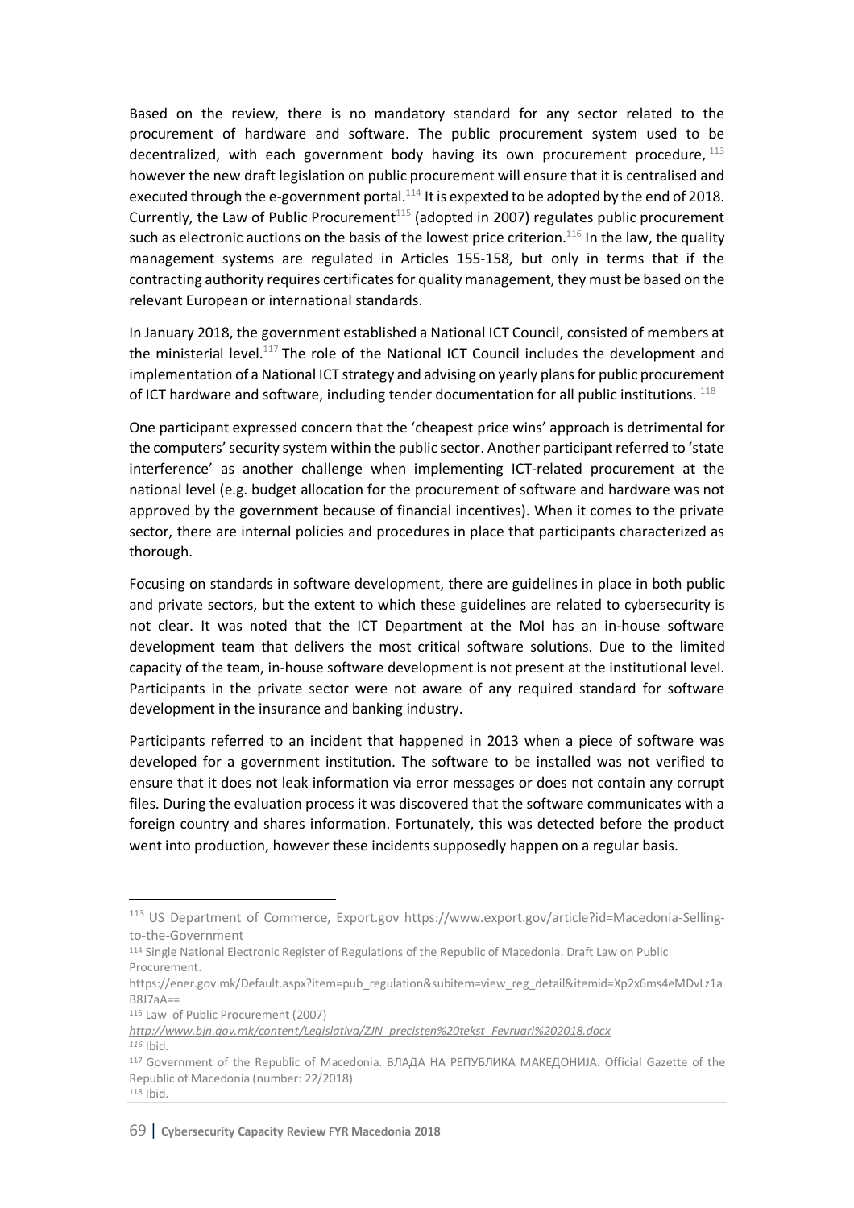Based on the review, there is no mandatory standard for any sector related to the procurement of hardware and software. The public procurement system used to be decentralized, with each government body having its own procurement procedure, [113] however the new draft legislation on public procurement will ensure that it is centralised and executed through the e-government portal.[114] It is expexted to be adopted by the end of 2018. Currently, the Law of Public Procurement[115] (adopted in 2007) regulates public procurement such as electronic auctions on the basis of the lowest price criterion.[116] In the law, the quality management systems are regulated in Articles 155-158, but only in terms that if the contracting authority requires certificates for quality management, they must be based on the relevant European or international standards.

In January 2018, the government established a National ICT Council, consisted of members at the ministerial level.[117] The role of the National ICT Council includes the development and implementation of a National ICT strategy and advising on yearly plans for public procurement of ICT hardware and software, including tender documentation for all public institutions. [118]

One participant expressed concern that the 'cheapest price wins' approach is detrimental for the computers' security system within the public sector. Another participant referred to 'state interference' as another challenge when implementing ICT-related procurement at the national level (e.g. budget allocation for the procurement of software and hardware was not approved by the government because of financial incentives). When it comes to the private sector, there are internal policies and procedures in place that participants characterized as thorough.

Focusing on standards in software development, there are guidelines in place in both public and private sectors, but the extent to which these guidelines are related to cybersecurity is not clear. It was noted that the ICT Department at the MoI has an in-house software development team that delivers the most critical software solutions. Due to the limited capacity of the team, in-house software development is not present at the institutional level. Participants in the private sector were not aware of any required standard for software development in the insurance and banking industry.

Participants referred to an incident that happened in 2013 when a piece of software was developed for a government institution. The software to be installed was not verified to ensure that it does not leak information via error messages or does not contain any corrupt files. During the evaluation process it was discovered that the software communicates with a foreign country and shares information. Fortunately, this was detected before the product went into production, however these incidents supposedly happen on a regular basis.

---

[113] US Department of Commerce, Export.gov https://www.export.gov/article?id=Macedonia-Selling-to-the-Government

[114] Single National Electronic Register of Regulations of the Republic of Macedonia. Draft Law on Public Procurement. https://ener.gov.mk/Default.aspx?item=pub_regulation&subitem=view_reg_detail&itemid=Xp2x6ms4eMDvLz1aB8J7aA==

[115] Law of Public Procurement (2007) *http://www.bjn.gov.mk/content/Legislativa/ZJN_precisten%20tekst_Fevruari%202018.docx*

[116] Ibid.

[117] Government of the Republic of Macedonia. ВЛАДА НА РЕПУБЛИКА МАКЕДОНИЈА. Official Gazette of the Republic of Macedonia (number: 22/2018)

[118] Ibid.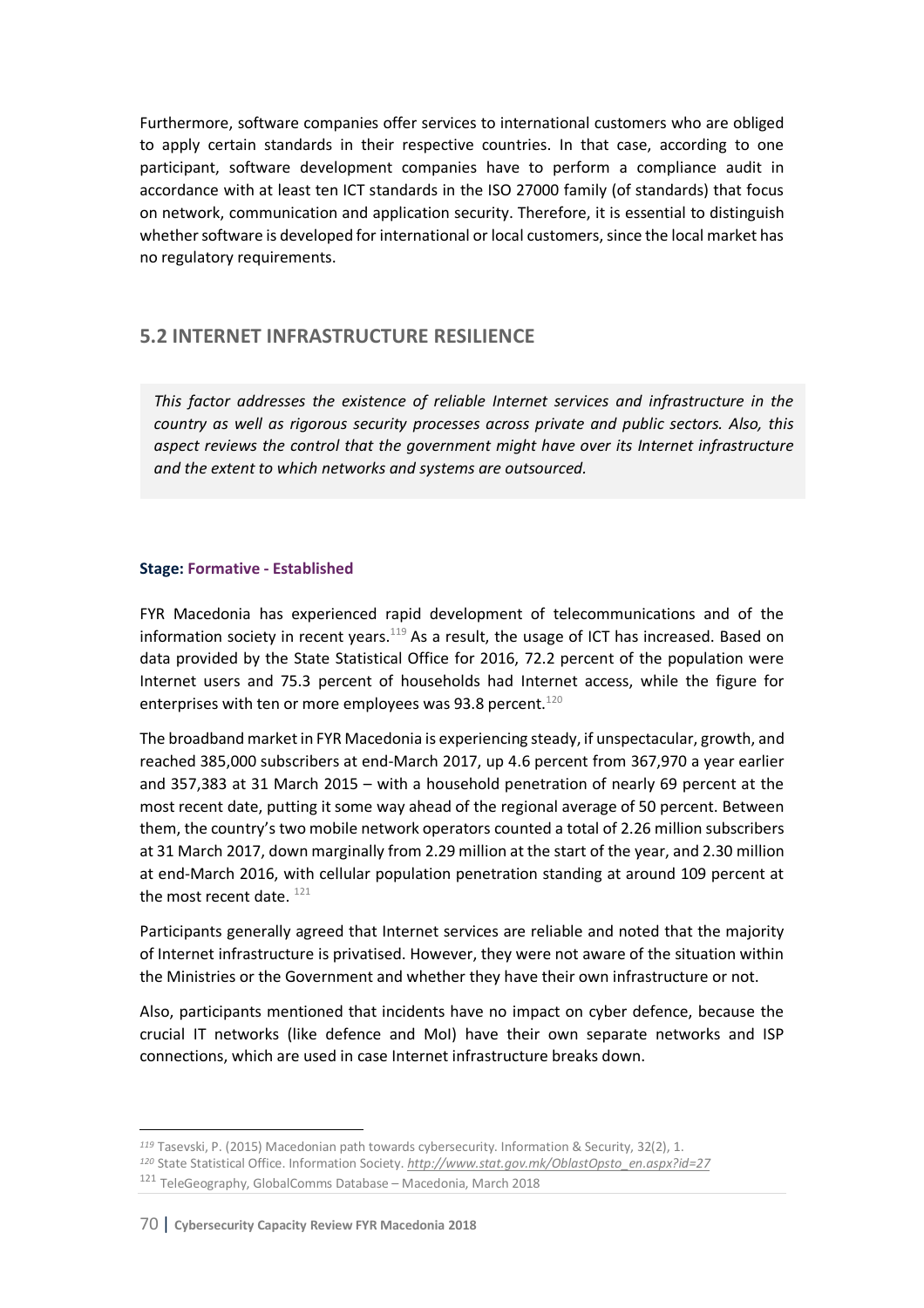Furthermore, software companies offer services to international customers who are obliged to apply certain standards in their respective countries. In that case, according to one participant, software development companies have to perform a compliance audit in accordance with at least ten ICT standards in the ISO 27000 family (of standards) that focus on network, communication and application security. Therefore, it is essential to distinguish whether software is developed for international or local customers, since the local market has no regulatory requirements.

## 5.2 INTERNET INFRASTRUCTURE RESILIENCE

*This factor addresses the existence of reliable Internet services and infrastructure in the country as well as rigorous security processes across private and public sectors. Also, this aspect reviews the control that the government might have over its Internet infrastructure and the extent to which networks and systems are outsourced.*

**Stage: Formative - Established**

FYR Macedonia has experienced rapid development of telecommunications and of the information society in recent years.[119] As a result, the usage of ICT has increased. Based on data provided by the State Statistical Office for 2016, 72.2 percent of the population were Internet users and 75.3 percent of households had Internet access, while the figure for enterprises with ten or more employees was 93.8 percent.[120]

The broadband market in FYR Macedonia is experiencing steady, if unspectacular, growth, and reached 385,000 subscribers at end-March 2017, up 4.6 percent from 367,970 a year earlier and 357,383 at 31 March 2015 – with a household penetration of nearly 69 percent at the most recent date, putting it some way ahead of the regional average of 50 percent. Between them, the country's two mobile network operators counted a total of 2.26 million subscribers at 31 March 2017, down marginally from 2.29 million at the start of the year, and 2.30 million at end-March 2016, with cellular population penetration standing at around 109 percent at the most recent date. [121]

Participants generally agreed that Internet services are reliable and noted that the majority of Internet infrastructure is privatised. However, they were not aware of the situation within the Ministries or the Government and whether they have their own infrastructure or not.

Also, participants mentioned that incidents have no impact on cyber defence, because the crucial IT networks (like defence and MoI) have their own separate networks and ISP connections, which are used in case Internet infrastructure breaks down.

---

[119] Tasevski, P. (2015) Macedonian path towards cybersecurity. Information & Security, 32(2), 1.

[120] State Statistical Office. Information Society. *http://www.stat.gov.mk/OblastOpsto_en.aspx?id=27*

[121] TeleGeography, GlobalComms Database – Macedonia, March 2018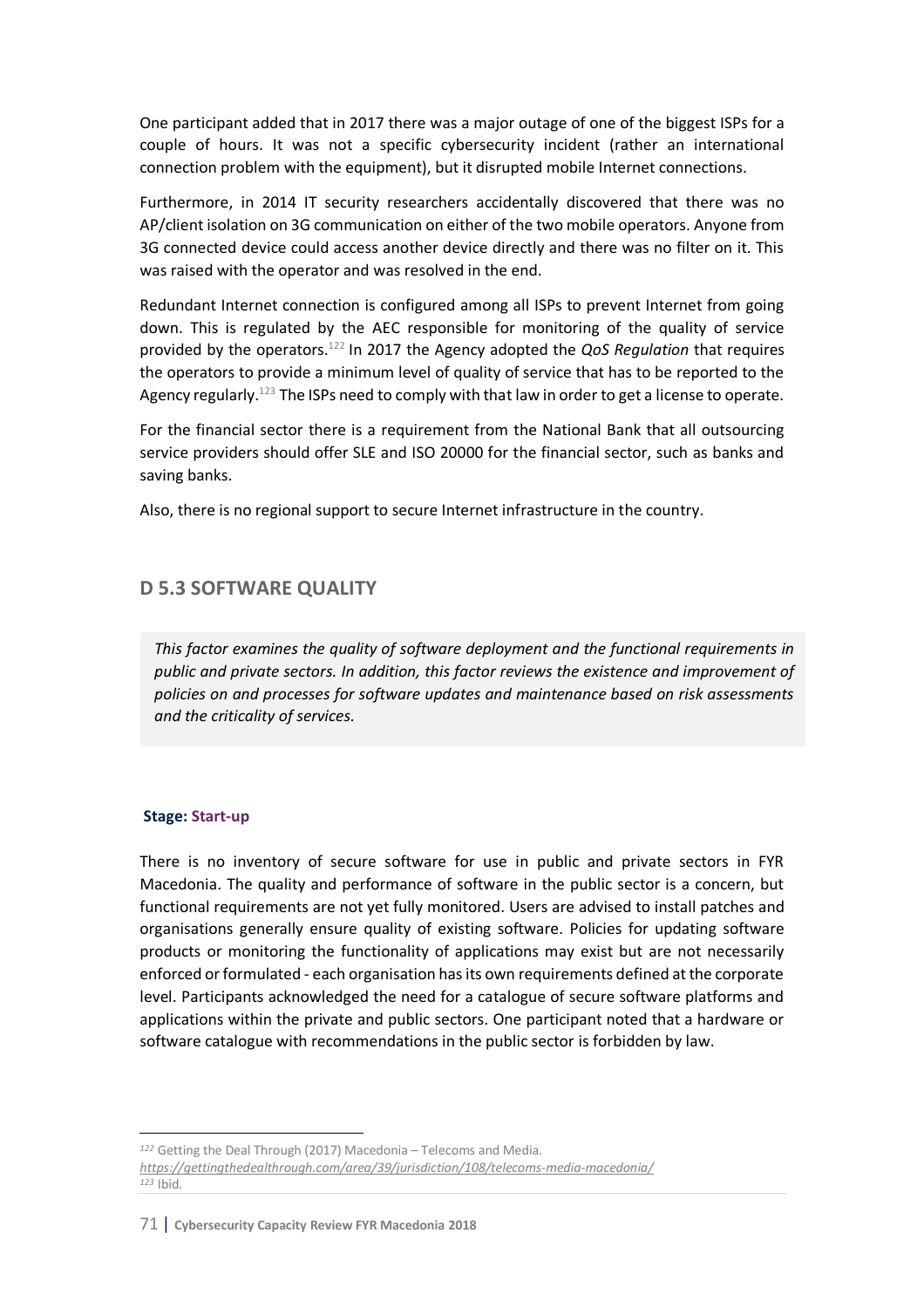One participant added that in 2017 there was a major outage of one of the biggest ISPs for a couple of hours. It was not a specific cybersecurity incident (rather an international connection problem with the equipment), but it disrupted mobile Internet connections.

Furthermore, in 2014 IT security researchers accidentally discovered that there was no AP/client isolation on 3G communication on either of the two mobile operators. Anyone from 3G connected device could access another device directly and there was no filter on it. This was raised with the operator and was resolved in the end.

Redundant Internet connection is configured among all ISPs to prevent Internet from going down. This is regulated by the AEC responsible for monitoring of the quality of service provided by the operators.[122] In 2017 the Agency adopted the *QoS Regulation* that requires the operators to provide a minimum level of quality of service that has to be reported to the Agency regularly.[123] The ISPs need to comply with that law in order to get a license to operate.

For the financial sector there is a requirement from the National Bank that all outsourcing service providers should offer SLE and ISO 20000 for the financial sector, such as banks and saving banks.

Also, there is no regional support to secure Internet infrastructure in the country.

## D 5.3 SOFTWARE QUALITY

*This factor examines the quality of software deployment and the functional requirements in public and private sectors. In addition, this factor reviews the existence and improvement of policies on and processes for software updates and maintenance based on risk assessments and the criticality of services.*

**Stage: Start-up**

There is no inventory of secure software for use in public and private sectors in FYR Macedonia. The quality and performance of software in the public sector is a concern, but functional requirements are not yet fully monitored. Users are advised to install patches and organisations generally ensure quality of existing software. Policies for updating software products or monitoring the functionality of applications may exist but are not necessarily enforced or formulated - each organisation has its own requirements defined at the corporate level. Participants acknowledged the need for a catalogue of secure software platforms and applications within the private and public sectors. One participant noted that a hardware or software catalogue with recommendations in the public sector is forbidden by law.

---

[122] Getting the Deal Through (2017) Macedonia – Telecoms and Media. *https://gettingthedealthrough.com/area/39/jurisdiction/108/telecoms-media-macedonia/*

[123] Ibid.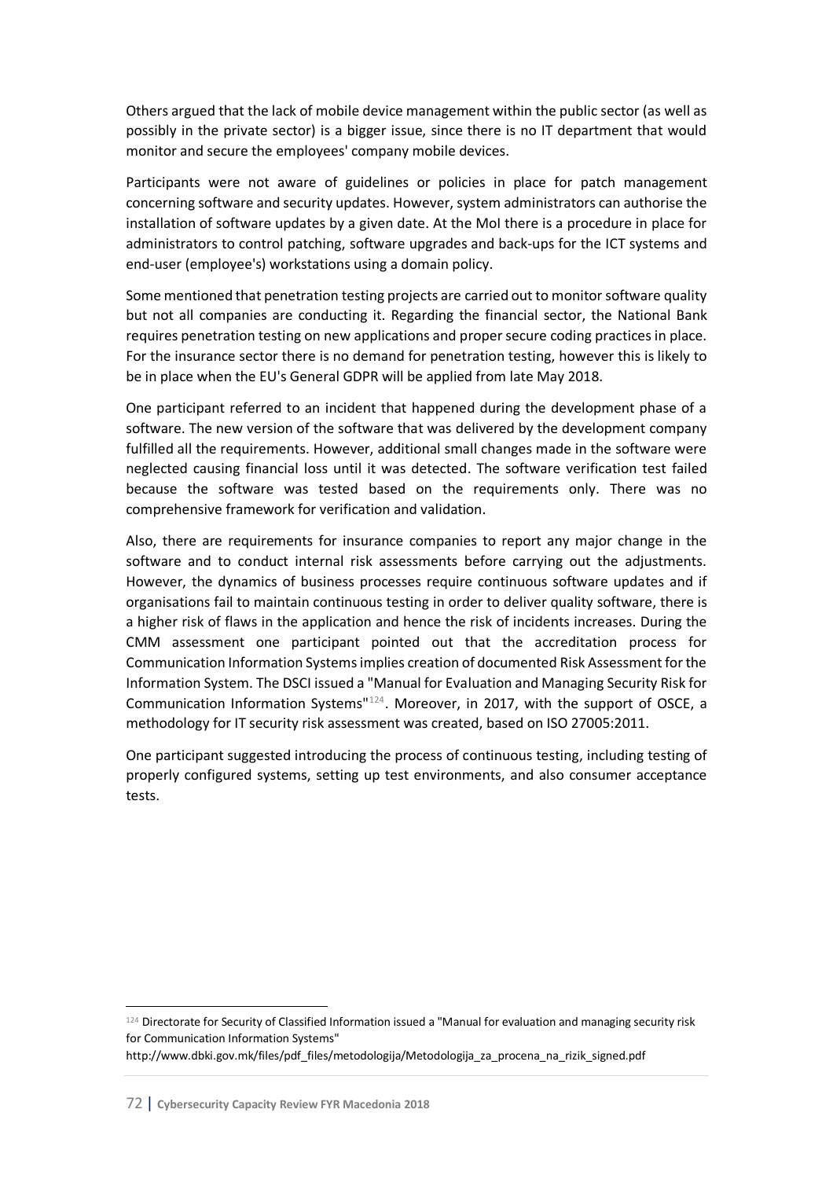Others argued that the lack of mobile device management within the public sector (as well as possibly in the private sector) is a bigger issue, since there is no IT department that would monitor and secure the employees' company mobile devices.

Participants were not aware of guidelines or policies in place for patch management concerning software and security updates. However, system administrators can authorise the installation of software updates by a given date. At the MoI there is a procedure in place for administrators to control patching, software upgrades and back-ups for the ICT systems and end-user (employee's) workstations using a domain policy.

Some mentioned that penetration testing projects are carried out to monitor software quality but not all companies are conducting it. Regarding the financial sector, the National Bank requires penetration testing on new applications and proper secure coding practices in place. For the insurance sector there is no demand for penetration testing, however this is likely to be in place when the EU's General GDPR will be applied from late May 2018.

One participant referred to an incident that happened during the development phase of a software. The new version of the software that was delivered by the development company fulfilled all the requirements. However, additional small changes made in the software were neglected causing financial loss until it was detected. The software verification test failed because the software was tested based on the requirements only. There was no comprehensive framework for verification and validation.

Also, there are requirements for insurance companies to report any major change in the software and to conduct internal risk assessments before carrying out the adjustments. However, the dynamics of business processes require continuous software updates and if organisations fail to maintain continuous testing in order to deliver quality software, there is a higher risk of flaws in the application and hence the risk of incidents increases. During the CMM assessment one participant pointed out that the accreditation process for Communication Information Systems implies creation of documented Risk Assessment for the Information System. The DSCI issued a "Manual for Evaluation and Managing Security Risk for Communication Information Systems"[124]. Moreover, in 2017, with the support of OSCE, a methodology for IT security risk assessment was created, based on ISO 27005:2011.

One participant suggested introducing the process of continuous testing, including testing of properly configured systems, setting up test environments, and also consumer acceptance tests.

[124] Directorate for Security of Classified Information issued a "Manual for evaluation and managing security risk for Communication Information Systems"
http://www.dbki.gov.mk/files/pdf_files/metodologija/Metodologija_za_procena_na_rizik_signed.pdf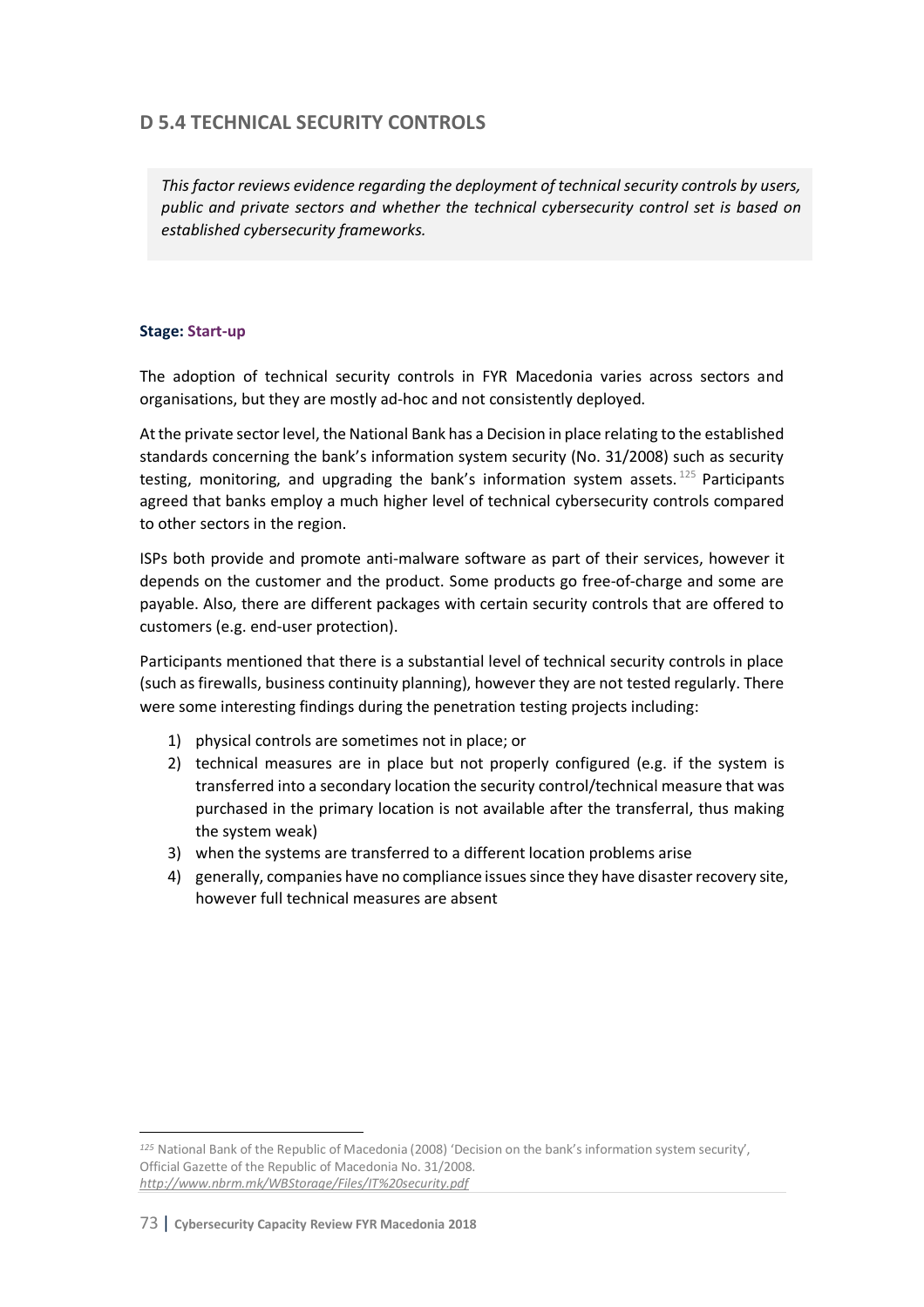## D 5.4 TECHNICAL SECURITY CONTROLS

*This factor reviews evidence regarding the deployment of technical security controls by users, public and private sectors and whether the technical cybersecurity control set is based on established cybersecurity frameworks.*

**Stage: Start-up**

The adoption of technical security controls in FYR Macedonia varies across sectors and organisations, but they are mostly ad-hoc and not consistently deployed.

At the private sector level, the National Bank has a Decision in place relating to the established standards concerning the bank's information system security (No. 31/2008) such as security testing, monitoring, and upgrading the bank's information system assets.[125] Participants agreed that banks employ a much higher level of technical cybersecurity controls compared to other sectors in the region.

ISPs both provide and promote anti-malware software as part of their services, however it depends on the customer and the product. Some products go free-of-charge and some are payable. Also, there are different packages with certain security controls that are offered to customers (e.g. end-user protection).

Participants mentioned that there is a substantial level of technical security controls in place (such as firewalls, business continuity planning), however they are not tested regularly. There were some interesting findings during the penetration testing projects including:

1) physical controls are sometimes not in place; or
2) technical measures are in place but not properly configured (e.g. if the system is transferred into a secondary location the security control/technical measure that was purchased in the primary location is not available after the transferral, thus making the system weak)
3) when the systems are transferred to a different location problems arise
4) generally, companies have no compliance issues since they have disaster recovery site, however full technical measures are absent

---

[125] National Bank of the Republic of Macedonia (2008) 'Decision on the bank's information system security', Official Gazette of the Republic of Macedonia No. 31/2008. *http://www.nbrm.mk/WBStorage/Files/IT%20security.pdf*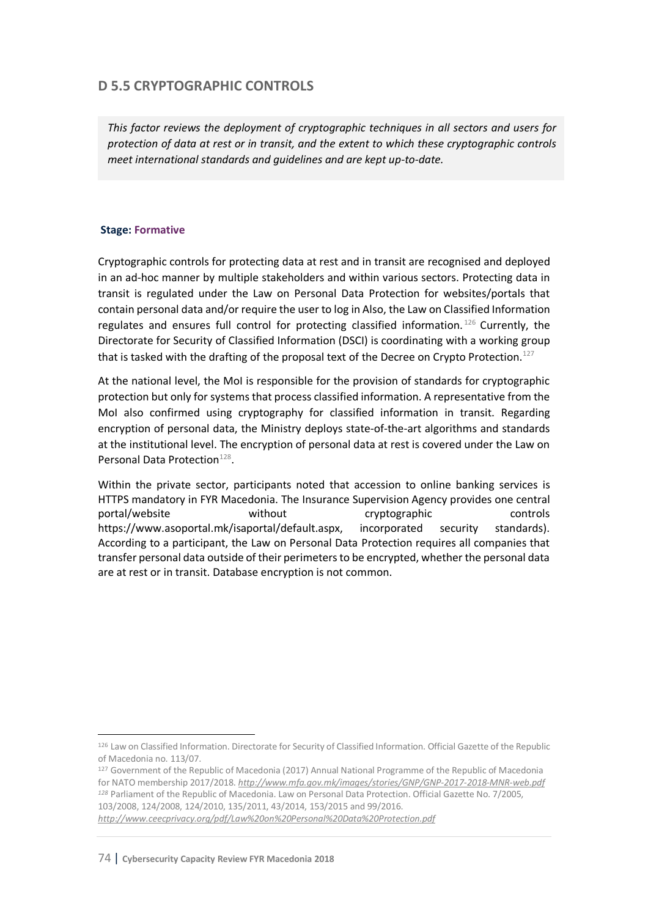## D 5.5 CRYPTOGRAPHIC CONTROLS

*This factor reviews the deployment of cryptographic techniques in all sectors and users for protection of data at rest or in transit, and the extent to which these cryptographic controls meet international standards and guidelines and are kept up-to-date.*

**Stage: Formative**

Cryptographic controls for protecting data at rest and in transit are recognised and deployed in an ad-hoc manner by multiple stakeholders and within various sectors. Protecting data in transit is regulated under the Law on Personal Data Protection for websites/portals that contain personal data and/or require the user to log in Also, the Law on Classified Information regulates and ensures full control for protecting classified information.[126] Currently, the Directorate for Security of Classified Information (DSCI) is coordinating with a working group that is tasked with the drafting of the proposal text of the Decree on Crypto Protection.[127]

At the national level, the MoI is responsible for the provision of standards for cryptographic protection but only for systems that process classified information. A representative from the MoI also confirmed using cryptography for classified information in transit. Regarding encryption of personal data, the Ministry deploys state-of-the-art algorithms and standards at the institutional level. The encryption of personal data at rest is covered under the Law on Personal Data Protection[128].

Within the private sector, participants noted that accession to online banking services is HTTPS mandatory in FYR Macedonia. The Insurance Supervision Agency provides one central portal/website without cryptographic controls https://www.asoportal.mk/isaportal/default.aspx, incorporated security standards). According to a participant, the Law on Personal Data Protection requires all companies that transfer personal data outside of their perimeters to be encrypted, whether the personal data are at rest or in transit. Database encryption is not common.

---

[126] Law on Classified Information. Directorate for Security of Classified Information. Official Gazette of the Republic of Macedonia no. 113/07.

[127] Government of the Republic of Macedonia (2017) Annual National Programme of the Republic of Macedonia for NATO membership 2017/2018. *http://www.mfa.gov.mk/images/stories/GNP/GNP-2017-2018-MNR-web.pdf*

[128] Parliament of the Republic of Macedonia. Law on Personal Data Protection. Official Gazette No. 7/2005, 103/2008, 124/2008, 124/2010, 135/2011, 43/2014, 153/2015 and 99/2016. *http://www.ceecprivacy.org/pdf/Law%20on%20Personal%20Data%20Protection.pdf*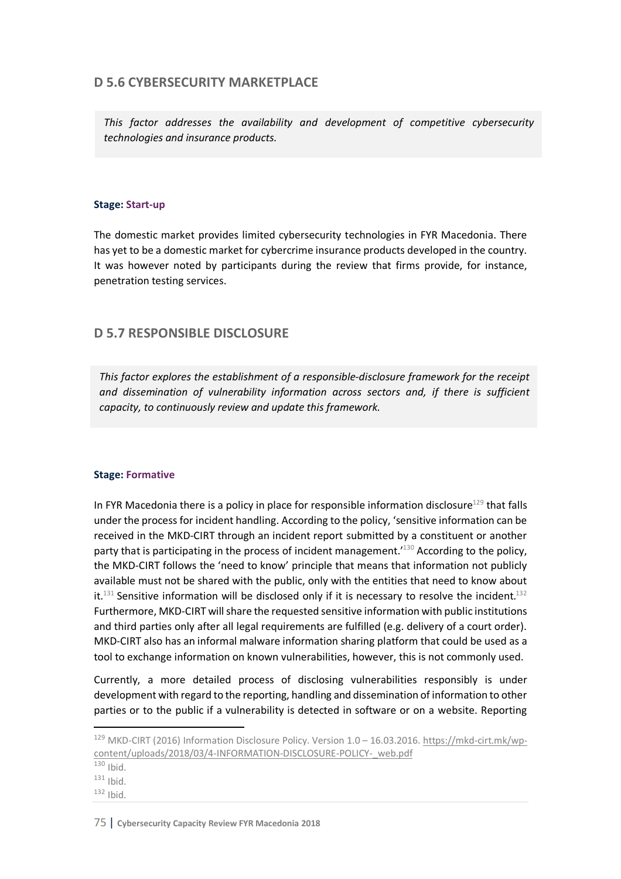## D 5.6 CYBERSECURITY MARKETPLACE

*This factor addresses the availability and development of competitive cybersecurity technologies and insurance products.*

**Stage: Start-up**

The domestic market provides limited cybersecurity technologies in FYR Macedonia. There has yet to be a domestic market for cybercrime insurance products developed in the country. It was however noted by participants during the review that firms provide, for instance, penetration testing services.

## D 5.7 RESPONSIBLE DISCLOSURE

*This factor explores the establishment of a responsible-disclosure framework for the receipt and dissemination of vulnerability information across sectors and, if there is sufficient capacity, to continuously review and update this framework.*

**Stage: Formative**

In FYR Macedonia there is a policy in place for responsible information disclosure[129] that falls under the process for incident handling. According to the policy, 'sensitive information can be received in the MKD-CIRT through an incident report submitted by a constituent or another party that is participating in the process of incident management.'[130] According to the policy, the MKD-CIRT follows the 'need to know' principle that means that information not publicly available must not be shared with the public, only with the entities that need to know about it.[131] Sensitive information will be disclosed only if it is necessary to resolve the incident.[132] Furthermore, MKD-CIRT will share the requested sensitive information with public institutions and third parties only after all legal requirements are fulfilled (e.g. delivery of a court order). MKD-CIRT also has an informal malware information sharing platform that could be used as a tool to exchange information on known vulnerabilities, however, this is not commonly used.

Currently, a more detailed process of disclosing vulnerabilities responsibly is under development with regard to the reporting, handling and dissemination of information to other parties or to the public if a vulnerability is detected in software or on a website. Reporting

---

[129] MKD-CIRT (2016) Information Disclosure Policy. Version 1.0 – 16.03.2016. https://mkd-cirt.mk/wp-content/uploads/2018/03/4-INFORMATION-DISCLOSURE-POLICY-_web.pdf

[130] Ibid.

[131] Ibid.

[132] Ibid.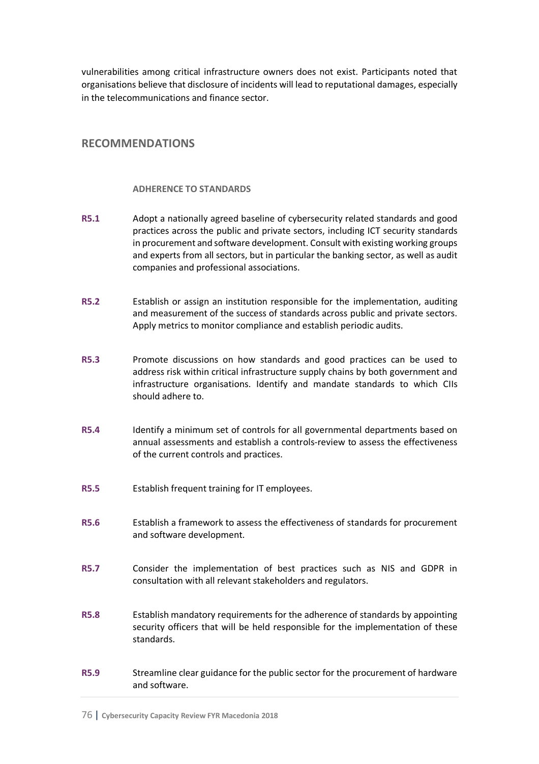vulnerabilities among critical infrastructure owners does not exist. Participants noted that organisations believe that disclosure of incidents will lead to reputational damages, especially in the telecommunications and finance sector.

## RECOMMENDATIONS

### ADHERENCE TO STANDARDS

**R5.1** Adopt a nationally agreed baseline of cybersecurity related standards and good practices across the public and private sectors, including ICT security standards in procurement and software development. Consult with existing working groups and experts from all sectors, but in particular the banking sector, as well as audit companies and professional associations.

**R5.2** Establish or assign an institution responsible for the implementation, auditing and measurement of the success of standards across public and private sectors. Apply metrics to monitor compliance and establish periodic audits.

**R5.3** Promote discussions on how standards and good practices can be used to address risk within critical infrastructure supply chains by both government and infrastructure organisations. Identify and mandate standards to which CIIs should adhere to.

**R5.4** Identify a minimum set of controls for all governmental departments based on annual assessments and establish a controls-review to assess the effectiveness of the current controls and practices.

**R5.5** Establish frequent training for IT employees.

**R5.6** Establish a framework to assess the effectiveness of standards for procurement and software development.

**R5.7** Consider the implementation of best practices such as NIS and GDPR in consultation with all relevant stakeholders and regulators.

**R5.8** Establish mandatory requirements for the adherence of standards by appointing security officers that will be held responsible for the implementation of these standards.

**R5.9** Streamline clear guidance for the public sector for the procurement of hardware and software.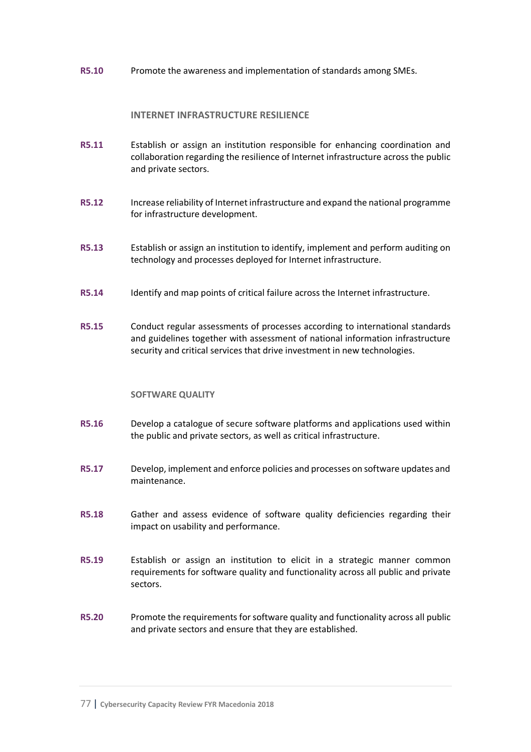**R5.10** Promote the awareness and implementation of standards among SMEs.

### INTERNET INFRASTRUCTURE RESILIENCE

**R5.11** Establish or assign an institution responsible for enhancing coordination and collaboration regarding the resilience of Internet infrastructure across the public and private sectors.

**R5.12** Increase reliability of Internet infrastructure and expand the national programme for infrastructure development.

**R5.13** Establish or assign an institution to identify, implement and perform auditing on technology and processes deployed for Internet infrastructure.

**R5.14** Identify and map points of critical failure across the Internet infrastructure.

**R5.15** Conduct regular assessments of processes according to international standards and guidelines together with assessment of national information infrastructure security and critical services that drive investment in new technologies.

### SOFTWARE QUALITY

**R5.16** Develop a catalogue of secure software platforms and applications used within the public and private sectors, as well as critical infrastructure.

**R5.17** Develop, implement and enforce policies and processes on software updates and maintenance.

**R5.18** Gather and assess evidence of software quality deficiencies regarding their impact on usability and performance.

**R5.19** Establish or assign an institution to elicit in a strategic manner common requirements for software quality and functionality across all public and private sectors.

**R5.20** Promote the requirements for software quality and functionality across all public and private sectors and ensure that they are established.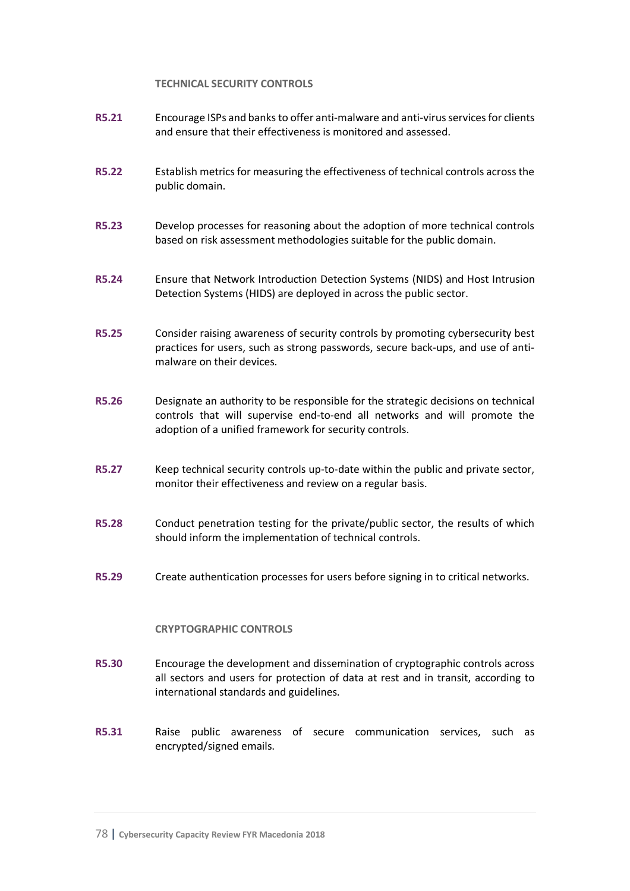#### TECHNICAL SECURITY CONTROLS

**R5.21** Encourage ISPs and banks to offer anti-malware and anti-virus services for clients and ensure that their effectiveness is monitored and assessed.

**R5.22** Establish metrics for measuring the effectiveness of technical controls across the public domain.

**R5.23** Develop processes for reasoning about the adoption of more technical controls based on risk assessment methodologies suitable for the public domain.

**R5.24** Ensure that Network Introduction Detection Systems (NIDS) and Host Intrusion Detection Systems (HIDS) are deployed in across the public sector.

**R5.25** Consider raising awareness of security controls by promoting cybersecurity best practices for users, such as strong passwords, secure back-ups, and use of anti-malware on their devices.

**R5.26** Designate an authority to be responsible for the strategic decisions on technical controls that will supervise end-to-end all networks and will promote the adoption of a unified framework for security controls.

**R5.27** Keep technical security controls up-to-date within the public and private sector, monitor their effectiveness and review on a regular basis.

**R5.28** Conduct penetration testing for the private/public sector, the results of which should inform the implementation of technical controls.

**R5.29** Create authentication processes for users before signing in to critical networks.

#### CRYPTOGRAPHIC CONTROLS

**R5.30** Encourage the development and dissemination of cryptographic controls across all sectors and users for protection of data at rest and in transit, according to international standards and guidelines.

**R5.31** Raise public awareness of secure communication services, such as encrypted/signed emails.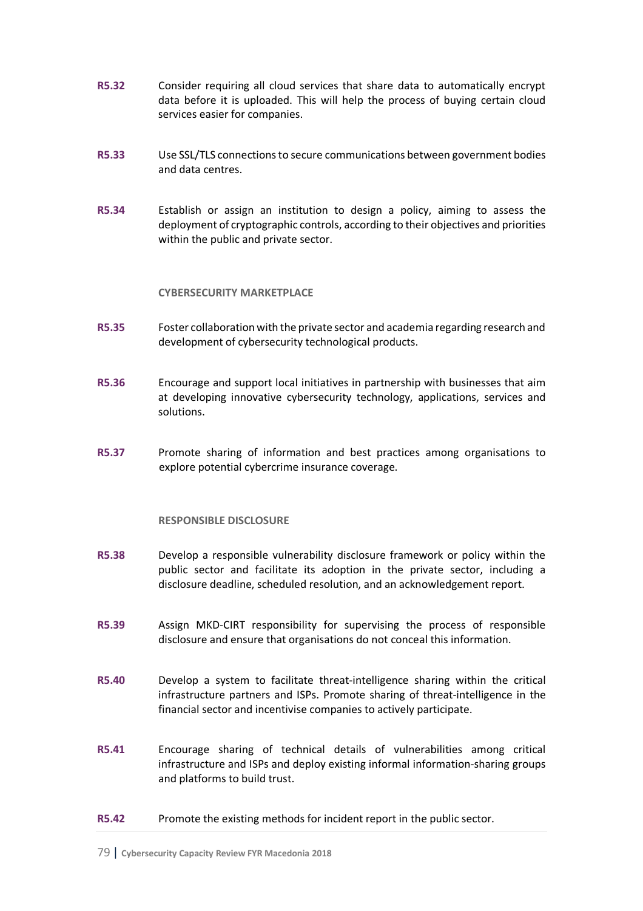**R5.32** Consider requiring all cloud services that share data to automatically encrypt data before it is uploaded. This will help the process of buying certain cloud services easier for companies.

**R5.33** Use SSL/TLS connections to secure communications between government bodies and data centres.

**R5.34** Establish or assign an institution to design a policy, aiming to assess the deployment of cryptographic controls, according to their objectives and priorities within the public and private sector.

**CYBERSECURITY MARKETPLACE**

**R5.35** Foster collaboration with the private sector and academia regarding research and development of cybersecurity technological products.

**R5.36** Encourage and support local initiatives in partnership with businesses that aim at developing innovative cybersecurity technology, applications, services and solutions.

**R5.37** Promote sharing of information and best practices among organisations to explore potential cybercrime insurance coverage.

**RESPONSIBLE DISCLOSURE**

**R5.38** Develop a responsible vulnerability disclosure framework or policy within the public sector and facilitate its adoption in the private sector, including a disclosure deadline, scheduled resolution, and an acknowledgement report.

**R5.39** Assign MKD-CIRT responsibility for supervising the process of responsible disclosure and ensure that organisations do not conceal this information.

**R5.40** Develop a system to facilitate threat-intelligence sharing within the critical infrastructure partners and ISPs. Promote sharing of threat-intelligence in the financial sector and incentivise companies to actively participate.

**R5.41** Encourage sharing of technical details of vulnerabilities among critical infrastructure and ISPs and deploy existing informal information-sharing groups and platforms to build trust.

**R5.42** Promote the existing methods for incident report in the public sector.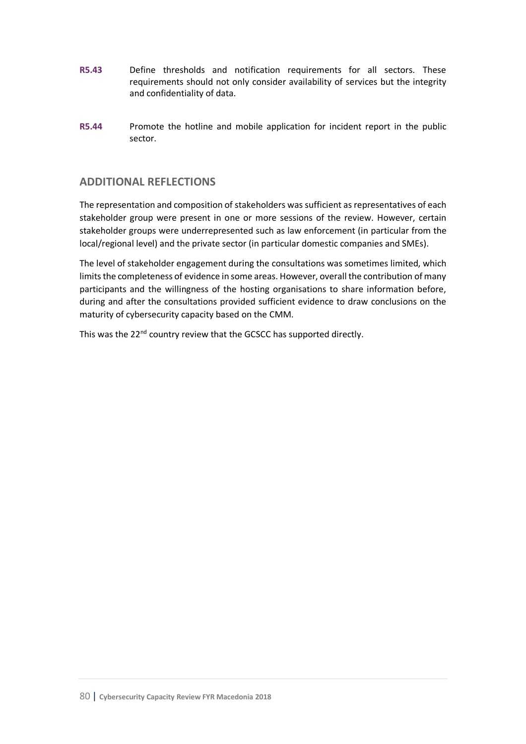**R5.43** Define thresholds and notification requirements for all sectors. These requirements should not only consider availability of services but the integrity and confidentiality of data.

**R5.44** Promote the hotline and mobile application for incident report in the public sector.

## ADDITIONAL REFLECTIONS

The representation and composition of stakeholders was sufficient as representatives of each stakeholder group were present in one or more sessions of the review. However, certain stakeholder groups were underrepresented such as law enforcement (in particular from the local/regional level) and the private sector (in particular domestic companies and SMEs).

The level of stakeholder engagement during the consultations was sometimes limited, which limits the completeness of evidence in some areas. However, overall the contribution of many participants and the willingness of the hosting organisations to share information before, during and after the consultations provided sufficient evidence to draw conclusions on the maturity of cybersecurity capacity based on the CMM.

This was the 22nd country review that the GCSCC has supported directly.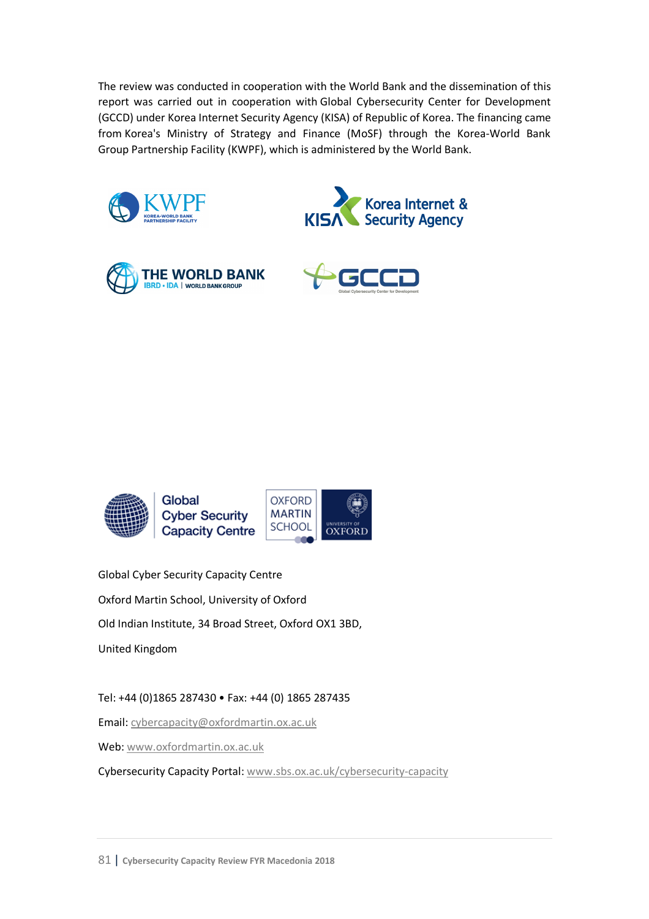The review was conducted in cooperation with the World Bank and the dissemination of this report was carried out in cooperation with Global Cybersecurity Center for Development (GCCD) under Korea Internet Security Agency (KISA) of Republic of Korea. The financing came from Korea's Ministry of Strategy and Finance (MoSF) through the Korea-World Bank Group Partnership Facility (KWPF), which is administered by the World Bank.

Global Cyber Security Capacity Centre

Oxford Martin School, University of Oxford

Old Indian Institute, 34 Broad Street, Oxford OX1 3BD,

United Kingdom

Tel: +44 (0)1865 287430 • Fax: +44 (0) 1865 287435

Email: cybercapacity@oxfordmartin.ox.ac.uk

Web: www.oxfordmartin.ox.ac.uk

Cybersecurity Capacity Portal: www.sbs.ox.ac.uk/cybersecurity-capacity